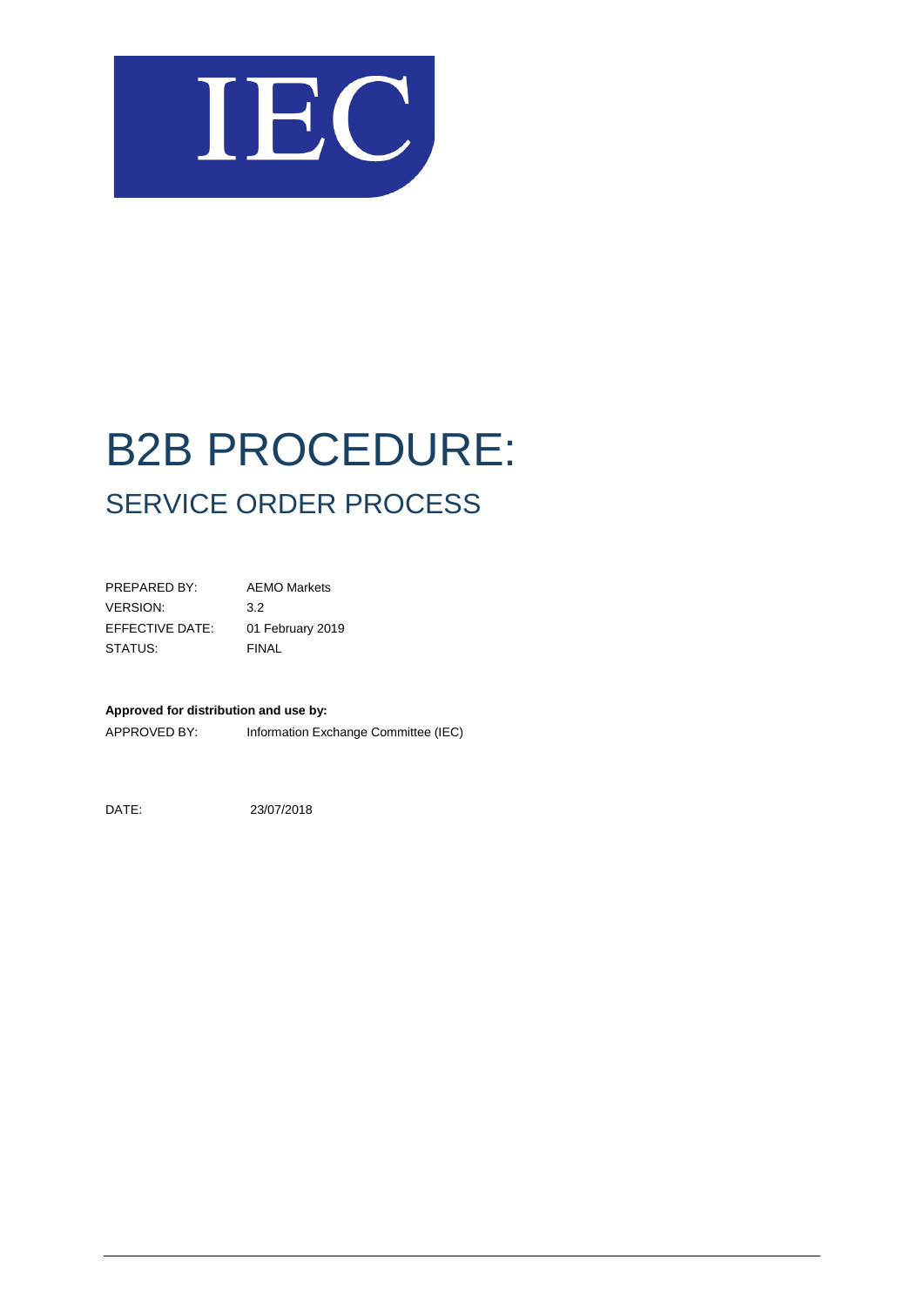# B2B PROCEDURE:

## SERVICE ORDER PROCESS

PREPARED BY: AEMO Markets
VERSION: 3.2
EFFECTIVE DATE: 01 February 2019
STATUS: FINAL

**Approved for distribution and use by:**

APPROVED BY: Information Exchange Committee (IEC)

DATE: 23/07/2018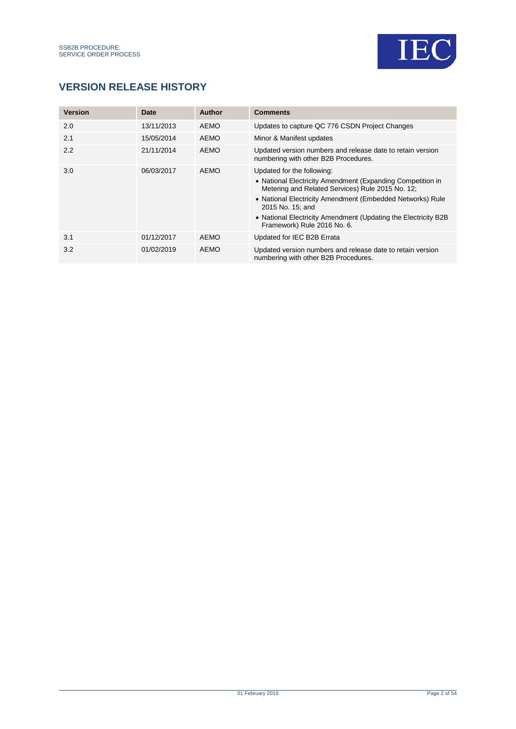## VERSION RELEASE HISTORY

| Version | Date | Author | Comments |
|---|---|---|---|
| 2.0 | 13/11/2013 | AEMO | Updates to capture QC 776 CSDN Project Changes |
| 2.1 | 15/05/2014 | AEMO | Minor & Manifest updates |
| 2.2 | 21/11/2014 | AEMO | Updated version numbers and release date to retain version numbering with other B2B Procedures. |
| 3.0 | 06/03/2017 | AEMO | Updated for the following:<br>• National Electricity Amendment (Expanding Competition in Metering and Related Services) Rule 2015 No. 12;<br>• National Electricity Amendment (Embedded Networks) Rule 2015 No. 15; and<br>• National Electricity Amendment (Updating the Electricity B2B Framework) Rule 2016 No. 6. |
| 3.1 | 01/12/2017 | AEMO | Updated for IEC B2B Errata |
| 3.2 | 01/02/2019 | AEMO | Updated version numbers and release date to retain version numbering with other B2B Procedures. |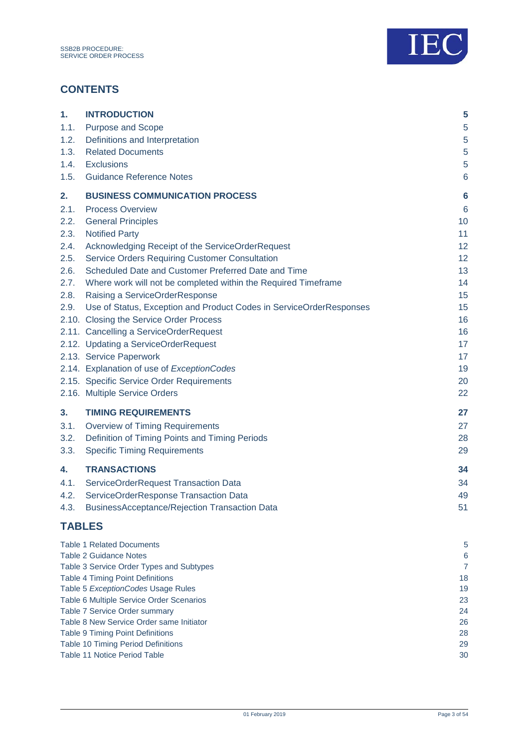## CONTENTS

| | | |
|---|---|---|
| **1.** | **INTRODUCTION** | **5** |
| 1.1. | Purpose and Scope | 5 |
| 1.2. | Definitions and Interpretation | 5 |
| 1.3. | Related Documents | 5 |
| 1.4. | Exclusions | 5 |
| 1.5. | Guidance Reference Notes | 6 |
| **2.** | **BUSINESS COMMUNICATION PROCESS** | **6** |
| 2.1. | Process Overview | 6 |
| 2.2. | General Principles | 10 |
| 2.3. | Notified Party | 11 |
| 2.4. | Acknowledging Receipt of the ServiceOrderRequest | 12 |
| 2.5. | Service Orders Requiring Customer Consultation | 12 |
| 2.6. | Scheduled Date and Customer Preferred Date and Time | 13 |
| 2.7. | Where work will not be completed within the Required Timeframe | 14 |
| 2.8. | Raising a ServiceOrderResponse | 15 |
| 2.9. | Use of Status, Exception and Product Codes in ServiceOrderResponses | 15 |
| 2.10. | Closing the Service Order Process | 16 |
| 2.11. | Cancelling a ServiceOrderRequest | 16 |
| 2.12. | Updating a ServiceOrderRequest | 17 |
| 2.13. | Service Paperwork | 17 |
| 2.14. | Explanation of use of *ExceptionCodes* | 19 |
| 2.15. | Specific Service Order Requirements | 20 |
| 2.16. | Multiple Service Orders | 22 |
| **3.** | **TIMING REQUIREMENTS** | **27** |
| 3.1. | Overview of Timing Requirements | 27 |
| 3.2. | Definition of Timing Points and Timing Periods | 28 |
| 3.3. | Specific Timing Requirements | 29 |
| **4.** | **TRANSACTIONS** | **34** |
| 4.1. | ServiceOrderRequest Transaction Data | 34 |
| 4.2. | ServiceOrderResponse Transaction Data | 49 |
| 4.3. | BusinessAcceptance/Rejection Transaction Data | 51 |

## TABLES

| | |
|---|---|
| Table 1 Related Documents | 5 |
| Table 2 Guidance Notes | 6 |
| Table 3 Service Order Types and Subtypes | 7 |
| Table 4 Timing Point Definitions | 18 |
| Table 5 *ExceptionCodes* Usage Rules | 19 |
| Table 6 Multiple Service Order Scenarios | 23 |
| Table 7 Service Order summary | 24 |
| Table 8 New Service Order same Initiator | 26 |
| Table 9 Timing Point Definitions | 28 |
| Table 10 Timing Period Definitions | 29 |
| Table 11 Notice Period Table | 30 |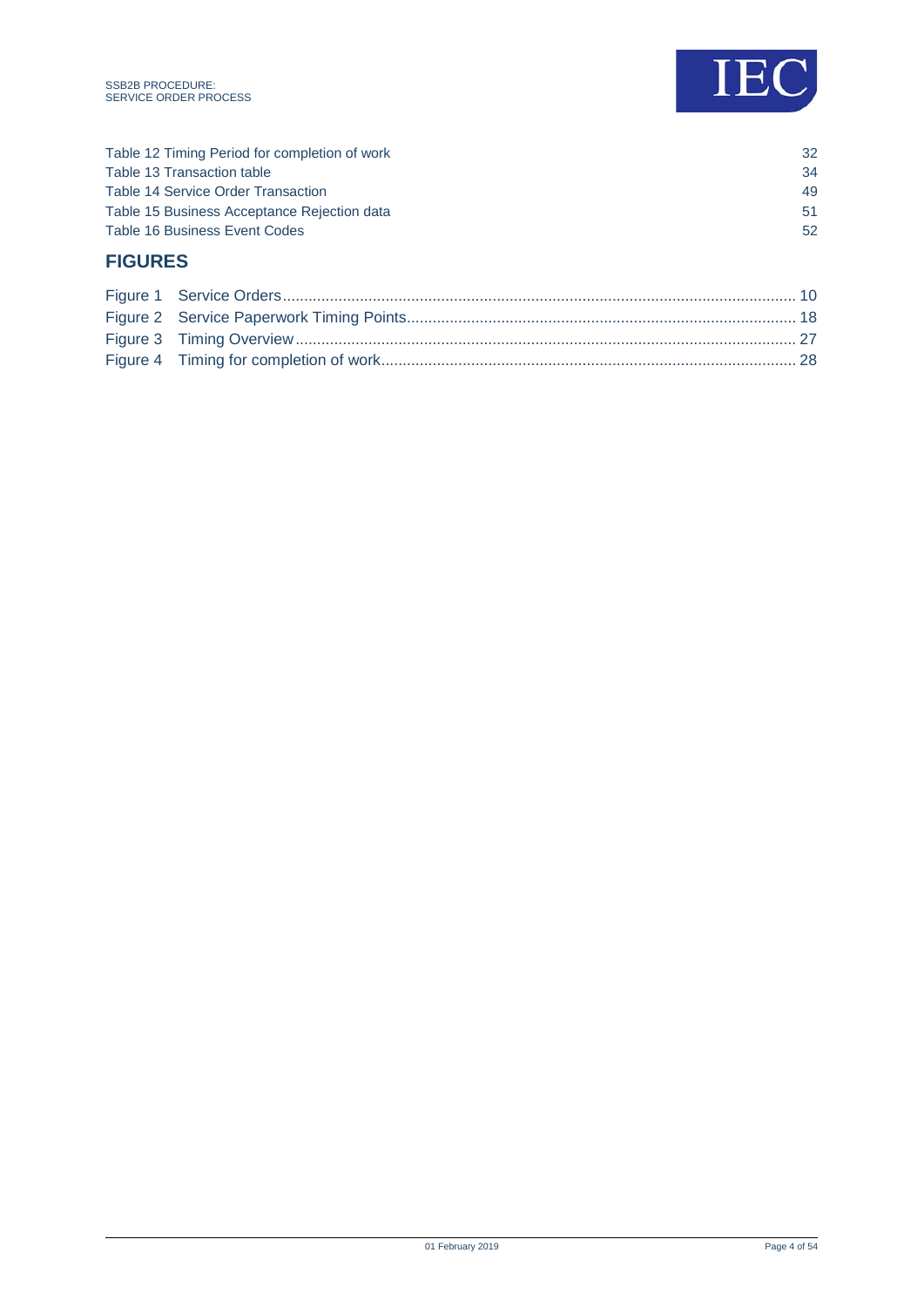Table 12 Timing Period for completion of work 32
Table 13 Transaction table 34
Table 14 Service Order Transaction 49
Table 15 Business Acceptance Rejection data 51
Table 16 Business Event Codes 52

## FIGURES

Figure 1 Service Orders 10
Figure 2 Service Paperwork Timing Points 18
Figure 3 Timing Overview 27
Figure 4 Timing for completion of work 28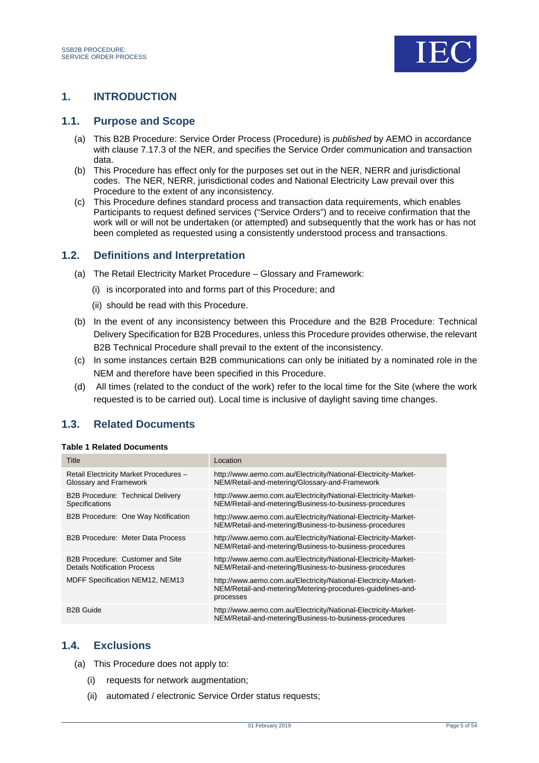# 1. INTRODUCTION

## 1.1. Purpose and Scope

(a) This B2B Procedure: Service Order Process (Procedure) is *published* by AEMO in accordance with clause 7.17.3 of the NER, and specifies the Service Order communication and transaction data.

(b) This Procedure has effect only for the purposes set out in the NER, NERR and jurisdictional codes. The NER, NERR, jurisdictional codes and National Electricity Law prevail over this Procedure to the extent of any inconsistency.

(c) This Procedure defines standard process and transaction data requirements, which enables Participants to request defined services ("Service Orders") and to receive confirmation that the work will or will not be undertaken (or attempted) and subsequently that the work has or has not been completed as requested using a consistently understood process and transactions.

## 1.2. Definitions and Interpretation

(a) The Retail Electricity Market Procedure – Glossary and Framework:

(i) is incorporated into and forms part of this Procedure; and

(ii) should be read with this Procedure.

(b) In the event of any inconsistency between this Procedure and the B2B Procedure: Technical Delivery Specification for B2B Procedures, unless this Procedure provides otherwise, the relevant B2B Technical Procedure shall prevail to the extent of the inconsistency.

(c) In some instances certain B2B communications can only be initiated by a nominated role in the NEM and therefore have been specified in this Procedure.

(d) All times (related to the conduct of the work) refer to the local time for the Site (where the work requested is to be carried out). Local time is inclusive of daylight saving time changes.

## 1.3. Related Documents

**Table 1 Related Documents**

| Title | Location |
|---|---|
| Retail Electricity Market Procedures – Glossary and Framework | http://www.aemo.com.au/Electricity/National-Electricity-Market-NEM/Retail-and-metering/Glossary-and-Framework |
| B2B Procedure: Technical Delivery Specifications | http://www.aemo.com.au/Electricity/National-Electricity-Market-NEM/Retail-and-metering/Business-to-business-procedures |
| B2B Procedure: One Way Notification | http://www.aemo.com.au/Electricity/National-Electricity-Market-NEM/Retail-and-metering/Business-to-business-procedures |
| B2B Procedure: Meter Data Process | http://www.aemo.com.au/Electricity/National-Electricity-Market-NEM/Retail-and-metering/Business-to-business-procedures |
| B2B Procedure: Customer and Site Details Notification Process | http://www.aemo.com.au/Electricity/National-Electricity-Market-NEM/Retail-and-metering/Business-to-business-procedures |
| MDFF Specification NEM12, NEM13 | http://www.aemo.com.au/Electricity/National-Electricity-Market-NEM/Retail-and-metering/Metering-procedures-guidelines-and-processes |
| B2B Guide | http://www.aemo.com.au/Electricity/National-Electricity-Market-NEM/Retail-and-metering/Business-to-business-procedures |

## 1.4. Exclusions

(a) This Procedure does not apply to:

(i) requests for network augmentation;

(ii) automated / electronic Service Order status requests;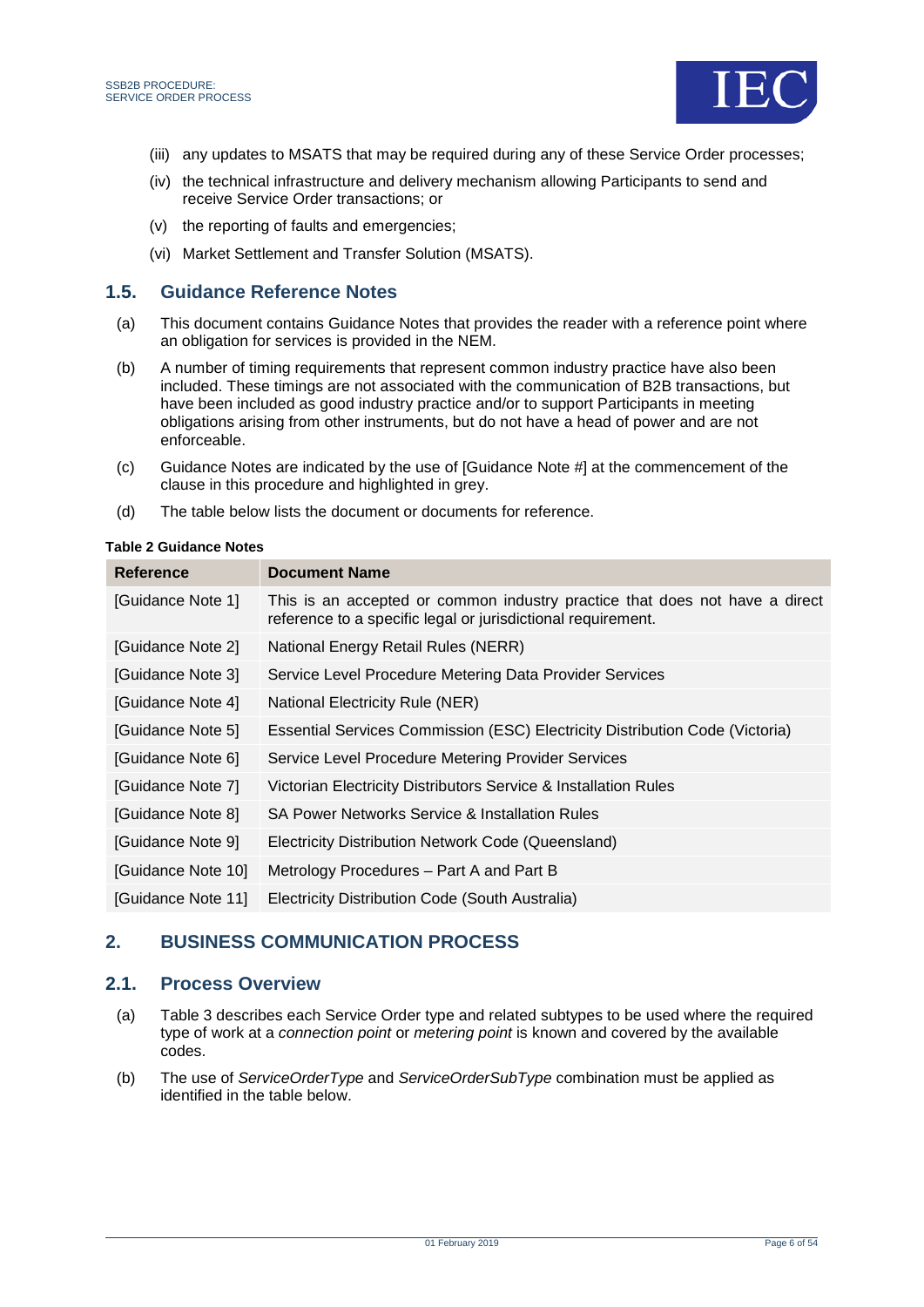(iii) any updates to MSATS that may be required during any of these Service Order processes;

(iv) the technical infrastructure and delivery mechanism allowing Participants to send and receive Service Order transactions; or

(v) the reporting of faults and emergencies;

(vi) Market Settlement and Transfer Solution (MSATS).

## 1.5. Guidance Reference Notes

(a) This document contains Guidance Notes that provides the reader with a reference point where an obligation for services is provided in the NEM.

(b) A number of timing requirements that represent common industry practice have also been included. These timings are not associated with the communication of B2B transactions, but have been included as good industry practice and/or to support Participants in meeting obligations arising from other instruments, but do not have a head of power and are not enforceable.

(c) Guidance Notes are indicated by the use of [Guidance Note #] at the commencement of the clause in this procedure and highlighted in grey.

(d) The table below lists the document or documents for reference.

**Table 2 Guidance Notes**

| Reference | Document Name |
|---|---|
| [Guidance Note 1] | This is an accepted or common industry practice that does not have a direct reference to a specific legal or jurisdictional requirement. |
| [Guidance Note 2] | National Energy Retail Rules (NERR) |
| [Guidance Note 3] | Service Level Procedure Metering Data Provider Services |
| [Guidance Note 4] | National Electricity Rule (NER) |
| [Guidance Note 5] | Essential Services Commission (ESC) Electricity Distribution Code (Victoria) |
| [Guidance Note 6] | Service Level Procedure Metering Provider Services |
| [Guidance Note 7] | Victorian Electricity Distributors Service & Installation Rules |
| [Guidance Note 8] | SA Power Networks Service & Installation Rules |
| [Guidance Note 9] | Electricity Distribution Network Code (Queensland) |
| [Guidance Note 10] | Metrology Procedures – Part A and Part B |
| [Guidance Note 11] | Electricity Distribution Code (South Australia) |

# 2. BUSINESS COMMUNICATION PROCESS

## 2.1. Process Overview

(a) Table 3 describes each Service Order type and related subtypes to be used where the required type of work at a *connection point* or *metering point* is known and covered by the available codes.

(b) The use of *ServiceOrderType* and *ServiceOrderSubType* combination must be applied as identified in the table below.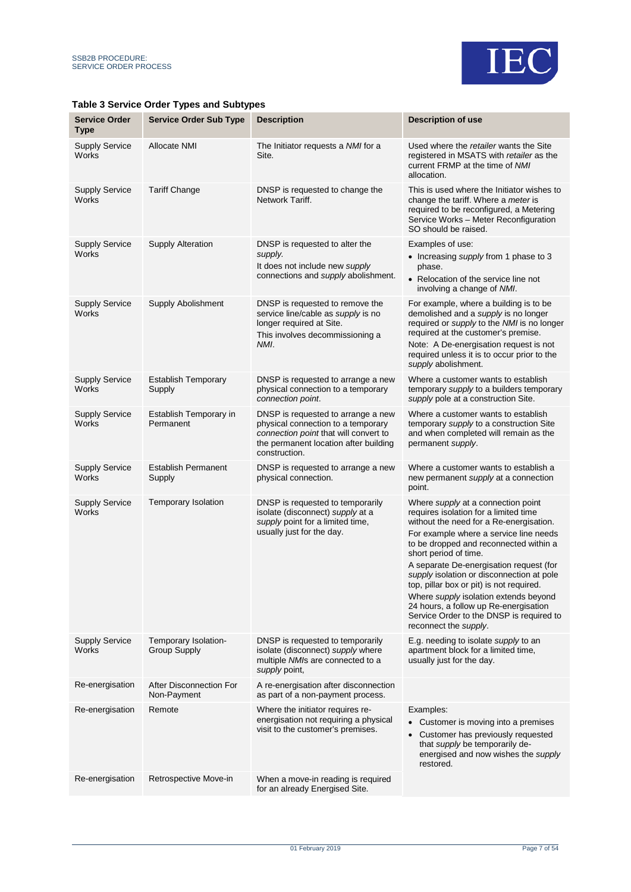**Table 3 Service Order Types and Subtypes**

| Service Order Type | Service Order Sub Type | Description | Description of use |
|---|---|---|---|
| Supply Service Works | Allocate NMI | The Initiator requests a *NMI* for a Site. | Used where the *retailer* wants the Site registered in MSATS with *retailer* as the current FRMP at the time of *NMI* allocation. |
| Supply Service Works | Tariff Change | DNSP is requested to change the Network Tariff. | This is used where the Initiator wishes to change the tariff. Where a *meter* is required to be reconfigured, a Metering Service Works – Meter Reconfiguration SO should be raised. |
| Supply Service Works | Supply Alteration | DNSP is requested to alter the *supply*.<br>It does not include new *supply* connections and *supply* abolishment. | Examples of use:<br>• Increasing *supply* from 1 phase to 3 phase.<br>• Relocation of the service line not involving a change of *NMI*. |
| Supply Service Works | Supply Abolishment | DNSP is requested to remove the service line/cable as *supply* is no longer required at Site.<br>This involves decommissioning a *NMI*. | For example, where a building is to be demolished and a *supply* is no longer required or *supply* to the *NMI* is no longer required at the customer's premise.<br>Note: A De-energisation request is not required unless it is to occur prior to the *supply* abolishment. |
| Supply Service Works | Establish Temporary Supply | DNSP is requested to arrange a new physical connection to a temporary *connection point*. | Where a customer wants to establish temporary *supply* to a builders temporary *supply* pole at a construction Site. |
| Supply Service Works | Establish Temporary in Permanent | DNSP is requested to arrange a new physical connection to a temporary *connection point* that will convert to the permanent location after building construction. | Where a customer wants to establish temporary *supply* to a construction Site and when completed will remain as the permanent *supply*. |
| Supply Service Works | Establish Permanent Supply | DNSP is requested to arrange a new physical connection. | Where a customer wants to establish a new permanent *supply* at a connection point. |
| Supply Service Works | Temporary Isolation | DNSP is requested to temporarily isolate (disconnect) *supply* at a *supply* point for a limited time, usually just for the day. | Where *supply* at a connection point requires isolation for a limited time without the need for a Re-energisation.<br>For example where a service line needs to be dropped and reconnected within a short period of time.<br>A separate De-energisation request (for *supply* isolation or disconnection at pole top, pillar box or pit) is not required.<br>Where *supply* isolation extends beyond 24 hours, a follow up Re-energisation Service Order to the DNSP is required to reconnect the *supply*. |
| Supply Service Works | Temporary Isolation-Group Supply | DNSP is requested to temporarily isolate (disconnect) *supply* where multiple *NMIs* are connected to a *supply* point, | E.g. needing to isolate *supply* to an apartment block for a limited time, usually just for the day. |
| Re-energisation | After Disconnection For Non-Payment | A re-energisation after disconnection as part of a non-payment process. | |
| Re-energisation | Remote | Where the initiator requires re-energisation not requiring a physical visit to the customer's premises. | Examples:<br>• Customer is moving into a premises<br>• Customer has previously requested that *supply* be temporarily de-energised and now wishes the *supply* restored. |
| Re-energisation | Retrospective Move-in | When a move-in reading is required for an already Energised Site. | |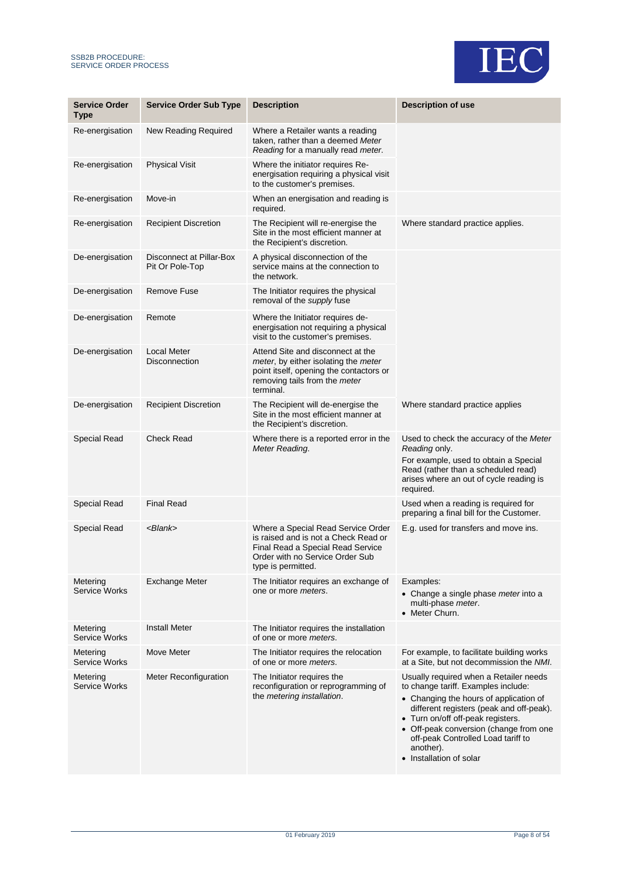| Service Order Type | Service Order Sub Type | Description | Description of use |
| --- | --- | --- | --- |
| Re-energisation | New Reading Required | Where a Retailer wants a reading taken, rather than a deemed *Meter Reading* for a manually read *meter*. | |
| Re-energisation | Physical Visit | Where the initiator requires Re-energisation requiring a physical visit to the customer's premises. | |
| Re-energisation | Move-in | When an energisation and reading is required. | |
| Re-energisation | Recipient Discretion | The Recipient will re-energise the Site in the most efficient manner at the Recipient's discretion. | Where standard practice applies. |
| De-energisation | Disconnect at Pillar-Box Pit Or Pole-Top | A physical disconnection of the service mains at the connection to the network. | |
| De-energisation | Remove Fuse | The Initiator requires the physical removal of the *supply* fuse | |
| De-energisation | Remote | Where the Initiator requires de-energisation not requiring a physical visit to the customer's premises. | |
| De-energisation | Local Meter Disconnection | Attend Site and disconnect at the *meter*, by either isolating the *meter* point itself, opening the contactors or removing tails from the *meter* terminal. | |
| De-energisation | Recipient Discretion | The Recipient will de-energise the Site in the most efficient manner at the Recipient's discretion. | Where standard practice applies |
| Special Read | Check Read | Where there is a reported error in the *Meter Reading*. | Used to check the accuracy of the *Meter Reading* only.<br>For example, used to obtain a Special Read (rather than a scheduled read) arises where an out of cycle reading is required. |
| Special Read | Final Read | | Used when a reading is required for preparing a final bill for the Customer. |
| Special Read | *<Blank>* | Where a Special Read Service Order is raised and is not a Check Read or Final Read a Special Read Service Order with no Service Order Sub type is permitted. | E.g. used for transfers and move ins. |
| Metering Service Works | Exchange Meter | The Initiator requires an exchange of one or more *meters*. | Examples:<br>• Change a single phase *meter* into a multi-phase *meter*.<br>• Meter Churn. |
| Metering Service Works | Install Meter | The Initiator requires the installation of one or more *meters*. | |
| Metering Service Works | Move Meter | The Initiator requires the relocation of one or more *meters*. | For example, to facilitate building works at a Site, but not decommission the *NMI*. |
| Metering Service Works | Meter Reconfiguration | The Initiator requires the reconfiguration or reprogramming of the *metering installation*. | Usually required when a Retailer needs to change tariff. Examples include:<br>• Changing the hours of application of different registers (peak and off-peak).<br>• Turn on/off off-peak registers.<br>• Off-peak conversion (change from one off-peak Controlled Load tariff to another).<br>• Installation of solar |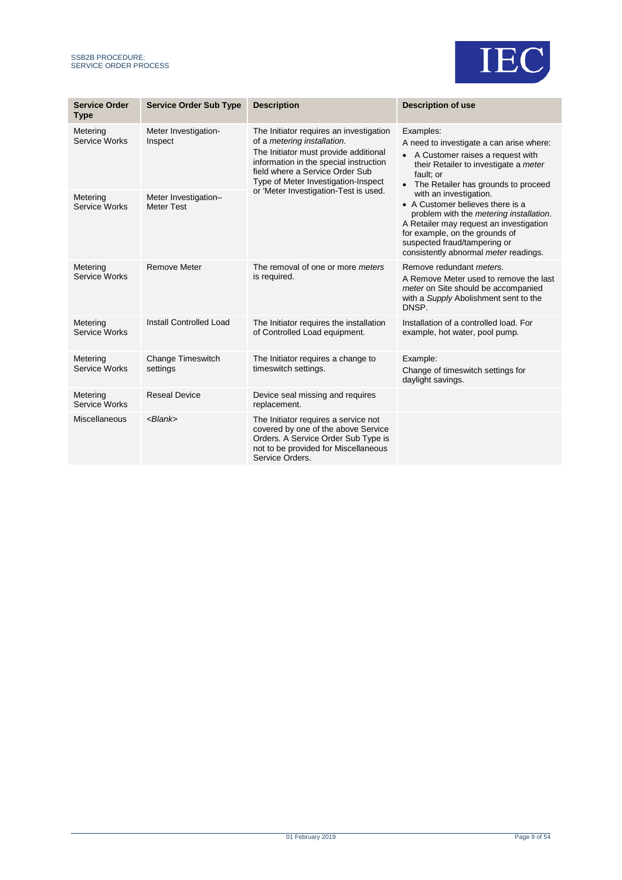| Service Order Type | Service Order Sub Type | Description | Description of use |
|---|---|---|---|
| Metering Service Works | Meter Investigation-Inspect | The Initiator requires an investigation of a *metering installation*. The Initiator must provide additional information in the special instruction field where a Service Order Sub Type of Meter Investigation-Inspect or 'Meter Investigation-Test is used. | Examples: A need to investigate a can arise where: • A Customer raises a request with their Retailer to investigate a *meter* fault; or • The Retailer has grounds to proceed with an investigation. • A Customer believes there is a problem with the *metering installation*. A Retailer may request an investigation for example, on the grounds of suspected fraud/tampering or consistently abnormal *meter* readings. |
| Metering Service Works | Meter Investigation–Meter Test | | |
| Metering Service Works | Remove Meter | The removal of one or more *meters* is required. | Remove redundant *meters*. A Remove Meter used to remove the last *meter* on Site should be accompanied with a *Supply* Abolishment sent to the DNSP. |
| Metering Service Works | Install Controlled Load | The Initiator requires the installation of Controlled Load equipment. | Installation of a controlled load. For example, hot water, pool pump. |
| Metering Service Works | Change Timeswitch settings | The Initiator requires a change to timeswitch settings. | Example: Change of timeswitch settings for daylight savings. |
| Metering Service Works | Reseal Device | Device seal missing and requires replacement. | |
| Miscellaneous | *<Blank>* | The Initiator requires a service not covered by one of the above Service Orders. A Service Order Sub Type is not to be provided for Miscellaneous Service Orders. | |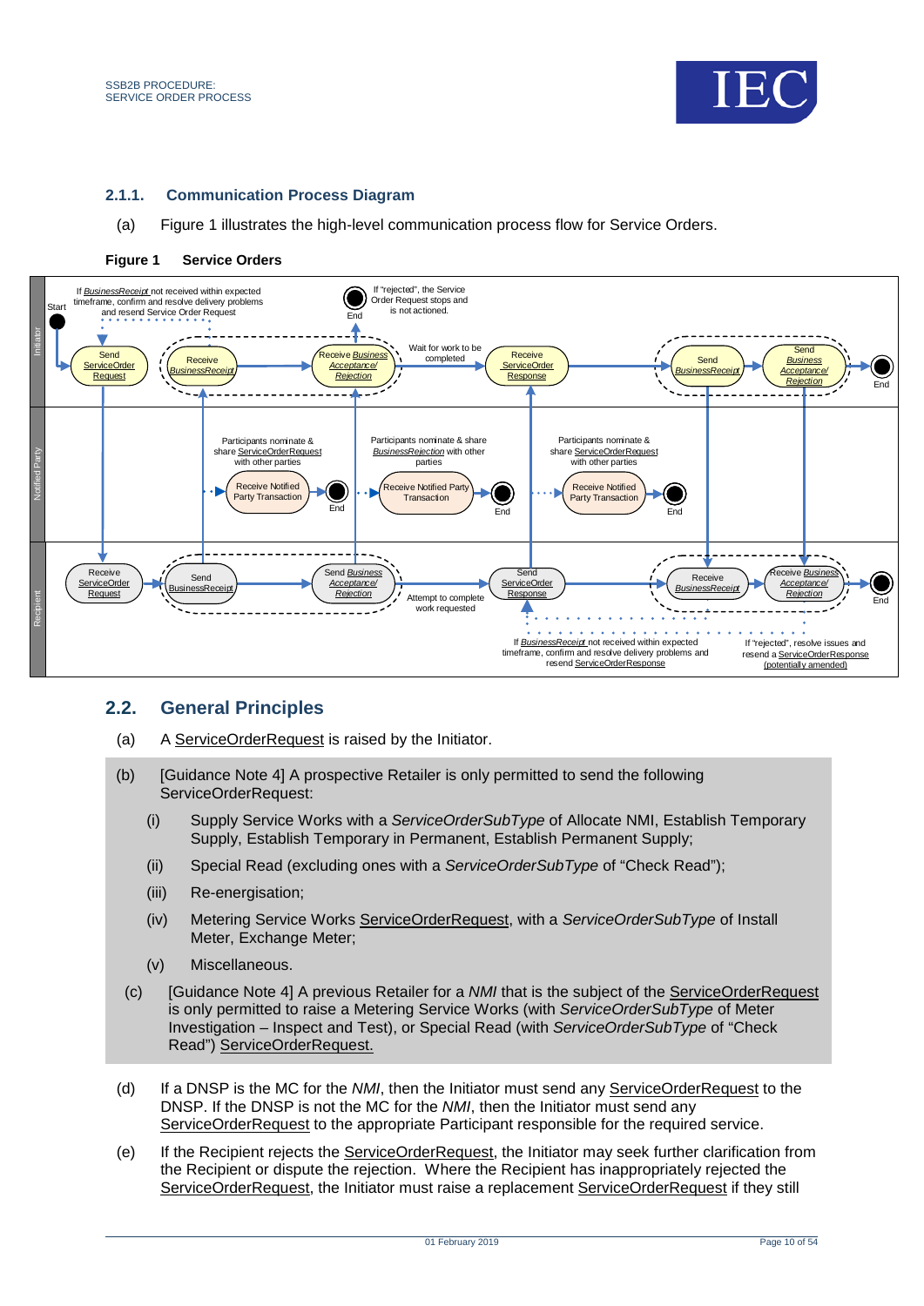### 2.1.1. Communication Process Diagram

(a) Figure 1 illustrates the high-level communication process flow for Service Orders.

**Figure 1 Service Orders**

## 2.2. General Principles

(a) A ServiceOrderRequest is raised by the Initiator.

(b) [Guidance Note 4] A prospective Retailer is only permitted to send the following ServiceOrderRequest:

(i) Supply Service Works with a *ServiceOrderSubType* of Allocate NMI, Establish Temporary Supply, Establish Temporary in Permanent, Establish Permanent Supply;

(ii) Special Read (excluding ones with a *ServiceOrderSubType* of "Check Read");

(iii) Re-energisation;

(iv) Metering Service Works ServiceOrderRequest, with a *ServiceOrderSubType* of Install Meter, Exchange Meter;

(v) Miscellaneous.

(c) [Guidance Note 4] A previous Retailer for a *NMI* that is the subject of the ServiceOrderRequest is only permitted to raise a Metering Service Works (with *ServiceOrderSubType* of Meter Investigation – Inspect and Test), or Special Read (with *ServiceOrderSubType* of "Check Read") ServiceOrderRequest.

(d) If a DNSP is the MC for the *NMI*, then the Initiator must send any ServiceOrderRequest to the DNSP. If the DNSP is not the MC for the *NMI*, then the Initiator must send any ServiceOrderRequest to the appropriate Participant responsible for the required service.

(e) If the Recipient rejects the ServiceOrderRequest, the Initiator may seek further clarification from the Recipient or dispute the rejection. Where the Recipient has inappropriately rejected the ServiceOrderRequest, the Initiator must raise a replacement ServiceOrderRequest if they still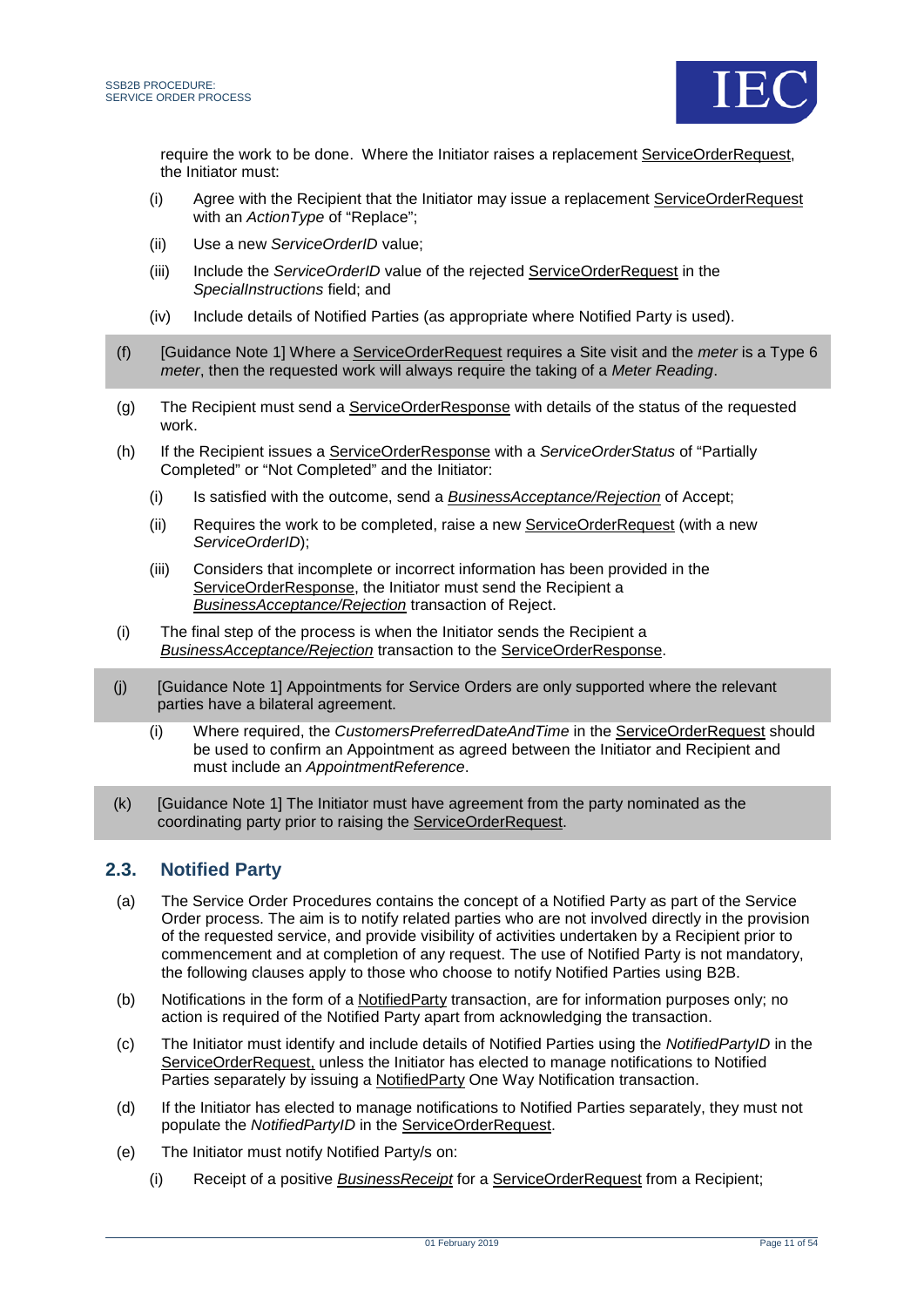require the work to be done. Where the Initiator raises a replacement ServiceOrderRequest, the Initiator must:

(i) Agree with the Recipient that the Initiator may issue a replacement ServiceOrderRequest with an *ActionType* of "Replace";

(ii) Use a new *ServiceOrderID* value;

(iii) Include the *ServiceOrderID* value of the rejected ServiceOrderRequest in the *SpecialInstructions* field; and

(iv) Include details of Notified Parties (as appropriate where Notified Party is used).

(f) [Guidance Note 1] Where a ServiceOrderRequest requires a Site visit and the *meter* is a Type 6 *meter*, then the requested work will always require the taking of a *Meter Reading*.

(g) The Recipient must send a ServiceOrderResponse with details of the status of the requested work.

(h) If the Recipient issues a ServiceOrderResponse with a *ServiceOrderStatus* of "Partially Completed" or "Not Completed" and the Initiator:

(i) Is satisfied with the outcome, send a *BusinessAcceptance/Rejection* of Accept;

(ii) Requires the work to be completed, raise a new ServiceOrderRequest (with a new *ServiceOrderID*);

(iii) Considers that incomplete or incorrect information has been provided in the ServiceOrderResponse, the Initiator must send the Recipient a *BusinessAcceptance/Rejection* transaction of Reject.

(i) The final step of the process is when the Initiator sends the Recipient a *BusinessAcceptance/Rejection* transaction to the ServiceOrderResponse.

(j) [Guidance Note 1] Appointments for Service Orders are only supported where the relevant parties have a bilateral agreement.

(i) Where required, the *CustomersPreferredDateAndTime* in the ServiceOrderRequest should be used to confirm an Appointment as agreed between the Initiator and Recipient and must include an *AppointmentReference*.

(k) [Guidance Note 1] The Initiator must have agreement from the party nominated as the coordinating party prior to raising the ServiceOrderRequest.

## 2.3. Notified Party

(a) The Service Order Procedures contains the concept of a Notified Party as part of the Service Order process. The aim is to notify related parties who are not involved directly in the provision of the requested service, and provide visibility of activities undertaken by a Recipient prior to commencement and at completion of any request. The use of Notified Party is not mandatory, the following clauses apply to those who choose to notify Notified Parties using B2B.

(b) Notifications in the form of a NotifiedParty transaction, are for information purposes only; no action is required of the Notified Party apart from acknowledging the transaction.

(c) The Initiator must identify and include details of Notified Parties using the *NotifiedPartyID* in the ServiceOrderRequest, unless the Initiator has elected to manage notifications to Notified Parties separately by issuing a NotifiedParty One Way Notification transaction.

(d) If the Initiator has elected to manage notifications to Notified Parties separately, they must not populate the *NotifiedPartyID* in the ServiceOrderRequest.

(e) The Initiator must notify Notified Party/s on:

(i) Receipt of a positive *BusinessReceipt* for a ServiceOrderRequest from a Recipient;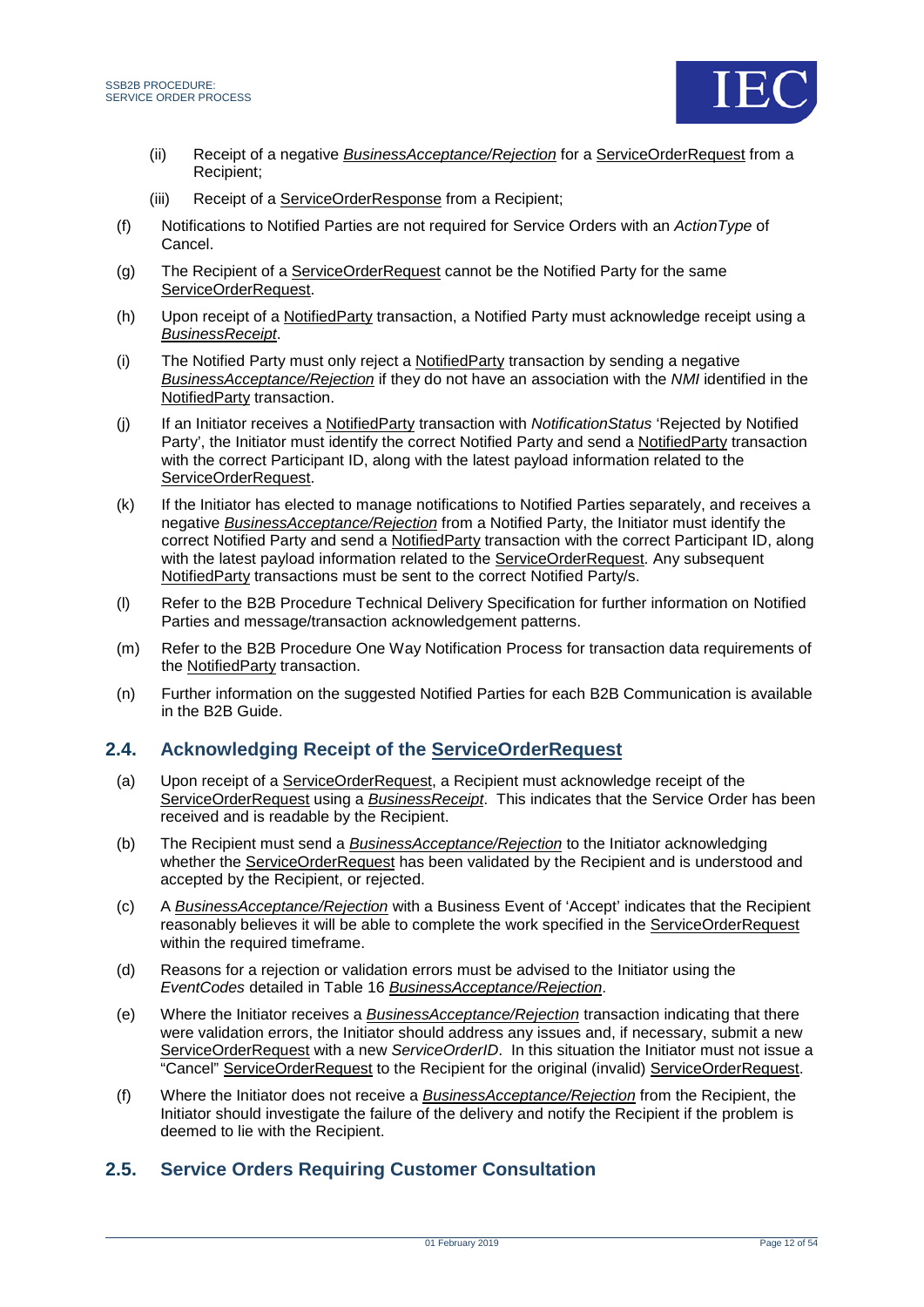(ii) Receipt of a negative *BusinessAcceptance/Rejection* for a ServiceOrderRequest from a Recipient;

(iii) Receipt of a ServiceOrderResponse from a Recipient;

(f) Notifications to Notified Parties are not required for Service Orders with an *ActionType* of Cancel.

(g) The Recipient of a ServiceOrderRequest cannot be the Notified Party for the same ServiceOrderRequest.

(h) Upon receipt of a NotifiedParty transaction, a Notified Party must acknowledge receipt using a *BusinessReceipt*.

(i) The Notified Party must only reject a NotifiedParty transaction by sending a negative *BusinessAcceptance/Rejection* if they do not have an association with the *NMI* identified in the NotifiedParty transaction.

(j) If an Initiator receives a NotifiedParty transaction with *NotificationStatus* 'Rejected by Notified Party', the Initiator must identify the correct Notified Party and send a NotifiedParty transaction with the correct Participant ID, along with the latest payload information related to the ServiceOrderRequest.

(k) If the Initiator has elected to manage notifications to Notified Parties separately, and receives a negative *BusinessAcceptance/Rejection* from a Notified Party, the Initiator must identify the correct Notified Party and send a NotifiedParty transaction with the correct Participant ID, along with the latest payload information related to the ServiceOrderRequest. Any subsequent NotifiedParty transactions must be sent to the correct Notified Party/s.

(l) Refer to the B2B Procedure Technical Delivery Specification for further information on Notified Parties and message/transaction acknowledgement patterns.

(m) Refer to the B2B Procedure One Way Notification Process for transaction data requirements of the NotifiedParty transaction.

(n) Further information on the suggested Notified Parties for each B2B Communication is available in the B2B Guide.

## 2.4. Acknowledging Receipt of the ServiceOrderRequest

(a) Upon receipt of a ServiceOrderRequest, a Recipient must acknowledge receipt of the ServiceOrderRequest using a *BusinessReceipt*. This indicates that the Service Order has been received and is readable by the Recipient.

(b) The Recipient must send a *BusinessAcceptance/Rejection* to the Initiator acknowledging whether the ServiceOrderRequest has been validated by the Recipient and is understood and accepted by the Recipient, or rejected.

(c) A *BusinessAcceptance/Rejection* with a Business Event of 'Accept' indicates that the Recipient reasonably believes it will be able to complete the work specified in the ServiceOrderRequest within the required timeframe.

(d) Reasons for a rejection or validation errors must be advised to the Initiator using the *EventCodes* detailed in Table 16 *BusinessAcceptance/Rejection*.

(e) Where the Initiator receives a *BusinessAcceptance/Rejection* transaction indicating that there were validation errors, the Initiator should address any issues and, if necessary, submit a new ServiceOrderRequest with a new *ServiceOrderID*. In this situation the Initiator must not issue a "Cancel" ServiceOrderRequest to the Recipient for the original (invalid) ServiceOrderRequest.

(f) Where the Initiator does not receive a *BusinessAcceptance/Rejection* from the Recipient, the Initiator should investigate the failure of the delivery and notify the Recipient if the problem is deemed to lie with the Recipient.

## 2.5. Service Orders Requiring Customer Consultation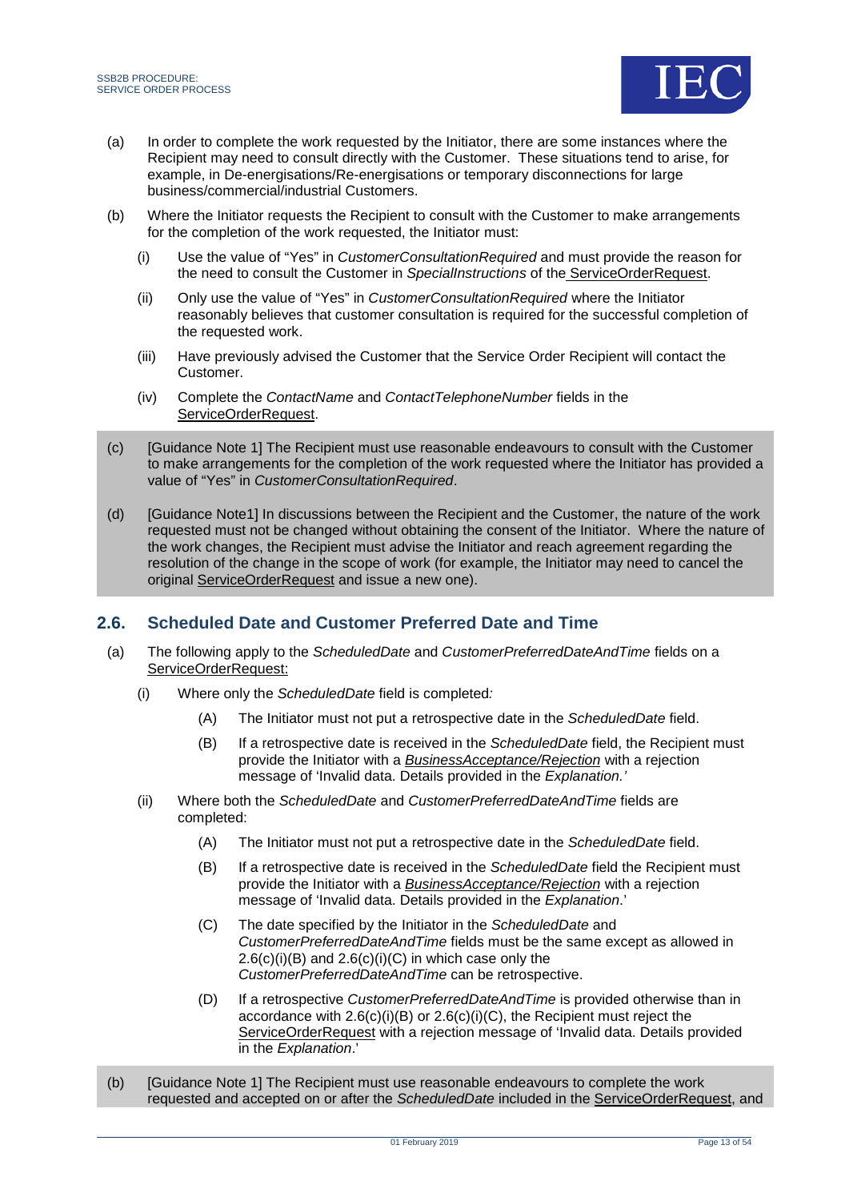(a) In order to complete the work requested by the Initiator, there are some instances where the Recipient may need to consult directly with the Customer. These situations tend to arise, for example, in De-energisations/Re-energisations or temporary disconnections for large business/commercial/industrial Customers.

(b) Where the Initiator requests the Recipient to consult with the Customer to make arrangements for the completion of the work requested, the Initiator must:

   (i) Use the value of "Yes" in *CustomerConsultationRequired* and must provide the reason for the need to consult the Customer in *SpecialInstructions* of the ServiceOrderRequest.

   (ii) Only use the value of "Yes" in *CustomerConsultationRequired* where the Initiator reasonably believes that customer consultation is required for the successful completion of the requested work.

   (iii) Have previously advised the Customer that the Service Order Recipient will contact the Customer.

   (iv) Complete the *ContactName* and *ContactTelephoneNumber* fields in the ServiceOrderRequest.

(c) [Guidance Note 1] The Recipient must use reasonable endeavours to consult with the Customer to make arrangements for the completion of the work requested where the Initiator has provided a value of "Yes" in *CustomerConsultationRequired*.

(d) [Guidance Note1] In discussions between the Recipient and the Customer, the nature of the work requested must not be changed without obtaining the consent of the Initiator. Where the nature of the work changes, the Recipient must advise the Initiator and reach agreement regarding the resolution of the change in the scope of work (for example, the Initiator may need to cancel the original ServiceOrderRequest and issue a new one).

## 2.6. Scheduled Date and Customer Preferred Date and Time

(a) The following apply to the *ScheduledDate* and *CustomerPreferredDateAndTime* fields on a ServiceOrderRequest:

   (i) Where only the *ScheduledDate* field is completed*:*

      (A) The Initiator must not put a retrospective date in the *ScheduledDate* field.

      (B) If a retrospective date is received in the *ScheduledDate* field, the Recipient must provide the Initiator with a ***BusinessAcceptance/Rejection*** with a rejection message of 'Invalid data. Details provided in the *Explanation.'*

   (ii) Where both the *ScheduledDate* and *CustomerPreferredDateAndTime* fields are completed:

      (A) The Initiator must not put a retrospective date in the *ScheduledDate* field.

      (B) If a retrospective date is received in the *ScheduledDate* field the Recipient must provide the Initiator with a ***BusinessAcceptance/Rejection*** with a rejection message of 'Invalid data. Details provided in the *Explanation*.'

      (C) The date specified by the Initiator in the *ScheduledDate* and *CustomerPreferredDateAndTime* fields must be the same except as allowed in 2.6(c)(i)(B) and 2.6(c)(i)(C) in which case only the *CustomerPreferredDateAndTime* can be retrospective.

      (D) If a retrospective *CustomerPreferredDateAndTime* is provided otherwise than in accordance with 2.6(c)(i)(B) or 2.6(c)(i)(C), the Recipient must reject the ServiceOrderRequest with a rejection message of 'Invalid data. Details provided in the *Explanation*.'

(b) [Guidance Note 1] The Recipient must use reasonable endeavours to complete the work requested and accepted on or after the *ScheduledDate* included in the ServiceOrderRequest, and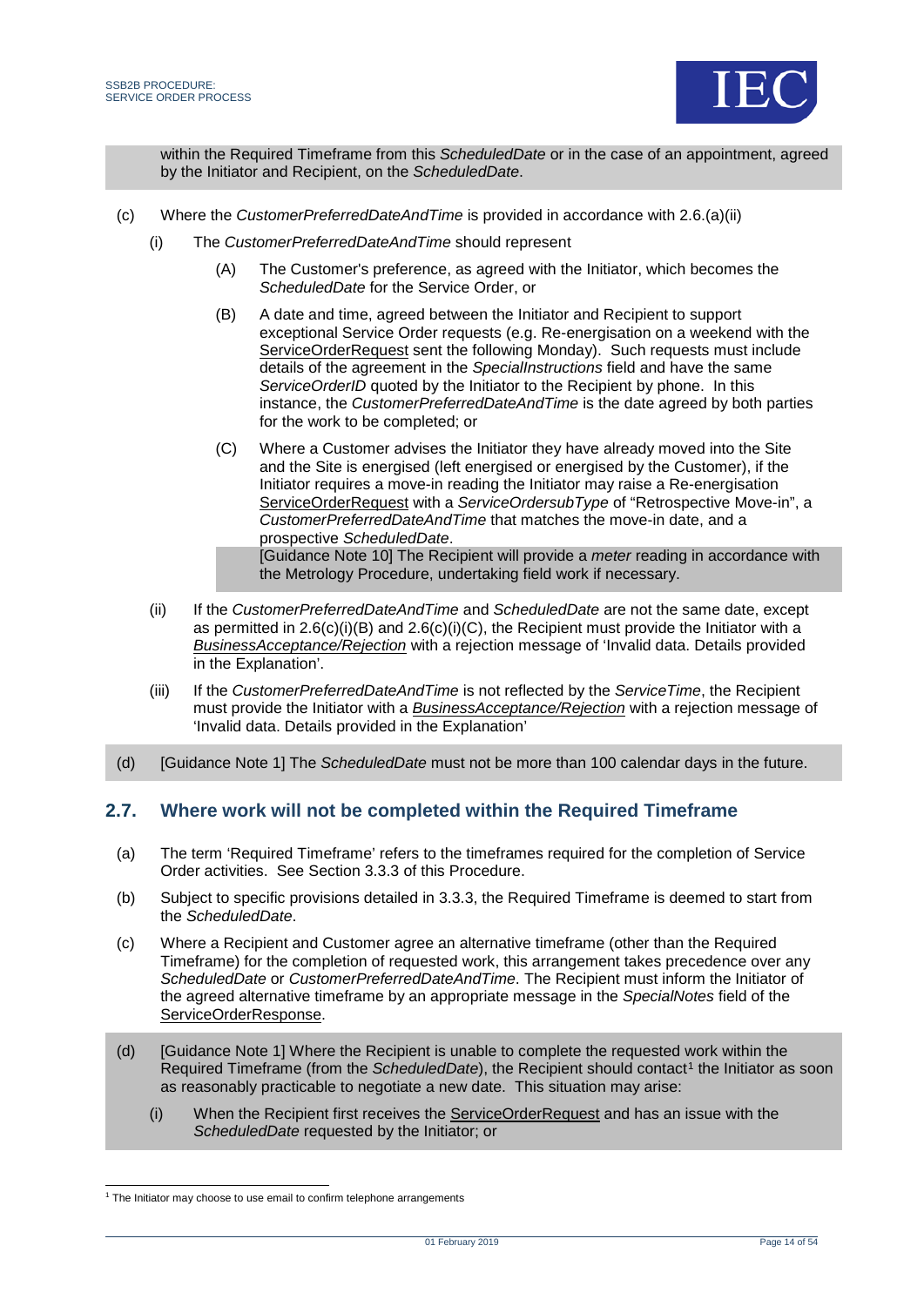within the Required Timeframe from this *ScheduledDate* or in the case of an appointment, agreed by the Initiator and Recipient, on the *ScheduledDate*.

(c) Where the *CustomerPreferredDateAndTime* is provided in accordance with 2.6.(a)(ii)

(i) The *CustomerPreferredDateAndTime* should represent

(A) The Customer's preference, as agreed with the Initiator, which becomes the *ScheduledDate* for the Service Order, or

(B) A date and time, agreed between the Initiator and Recipient to support exceptional Service Order requests (e.g. Re-energisation on a weekend with the ServiceOrderRequest sent the following Monday). Such requests must include details of the agreement in the *SpecialInstructions* field and have the same *ServiceOrderID* quoted by the Initiator to the Recipient by phone. In this instance, the *CustomerPreferredDateAndTime* is the date agreed by both parties for the work to be completed; or

(C) Where a Customer advises the Initiator they have already moved into the Site and the Site is energised (left energised or energised by the Customer), if the Initiator requires a move-in reading the Initiator may raise a Re-energisation ServiceOrderRequest with a *ServiceOrdersubType* of "Retrospective Move-in", a *CustomerPreferredDateAndTime* that matches the move-in date, and a prospective *ScheduledDate*.

[Guidance Note 10] The Recipient will provide a *meter* reading in accordance with the Metrology Procedure, undertaking field work if necessary.

(ii) If the *CustomerPreferredDateAndTime* and *ScheduledDate* are not the same date, except as permitted in 2.6(c)(i)(B) and 2.6(c)(i)(C), the Recipient must provide the Initiator with a *BusinessAcceptance/Rejection* with a rejection message of 'Invalid data. Details provided in the Explanation'.

(iii) If the *CustomerPreferredDateAndTime* is not reflected by the *ServiceTime*, the Recipient must provide the Initiator with a *BusinessAcceptance/Rejection* with a rejection message of 'Invalid data. Details provided in the Explanation'

(d) [Guidance Note 1] The *ScheduledDate* must not be more than 100 calendar days in the future.

## 2.7. Where work will not be completed within the Required Timeframe

(a) The term 'Required Timeframe' refers to the timeframes required for the completion of Service Order activities. See Section 3.3.3 of this Procedure.

(b) Subject to specific provisions detailed in 3.3.3, the Required Timeframe is deemed to start from the *ScheduledDate*.

(c) Where a Recipient and Customer agree an alternative timeframe (other than the Required Timeframe) for the completion of requested work, this arrangement takes precedence over any *ScheduledDate* or *CustomerPreferredDateAndTime*. The Recipient must inform the Initiator of the agreed alternative timeframe by an appropriate message in the *SpecialNotes* field of the ServiceOrderResponse.

(d) [Guidance Note 1] Where the Recipient is unable to complete the requested work within the Required Timeframe (from the *ScheduledDate*), the Recipient should contact[1] the Initiator as soon as reasonably practicable to negotiate a new date. This situation may arise:

(i) When the Recipient first receives the ServiceOrderRequest and has an issue with the *ScheduledDate* requested by the Initiator; or

[1] The Initiator may choose to use email to confirm telephone arrangements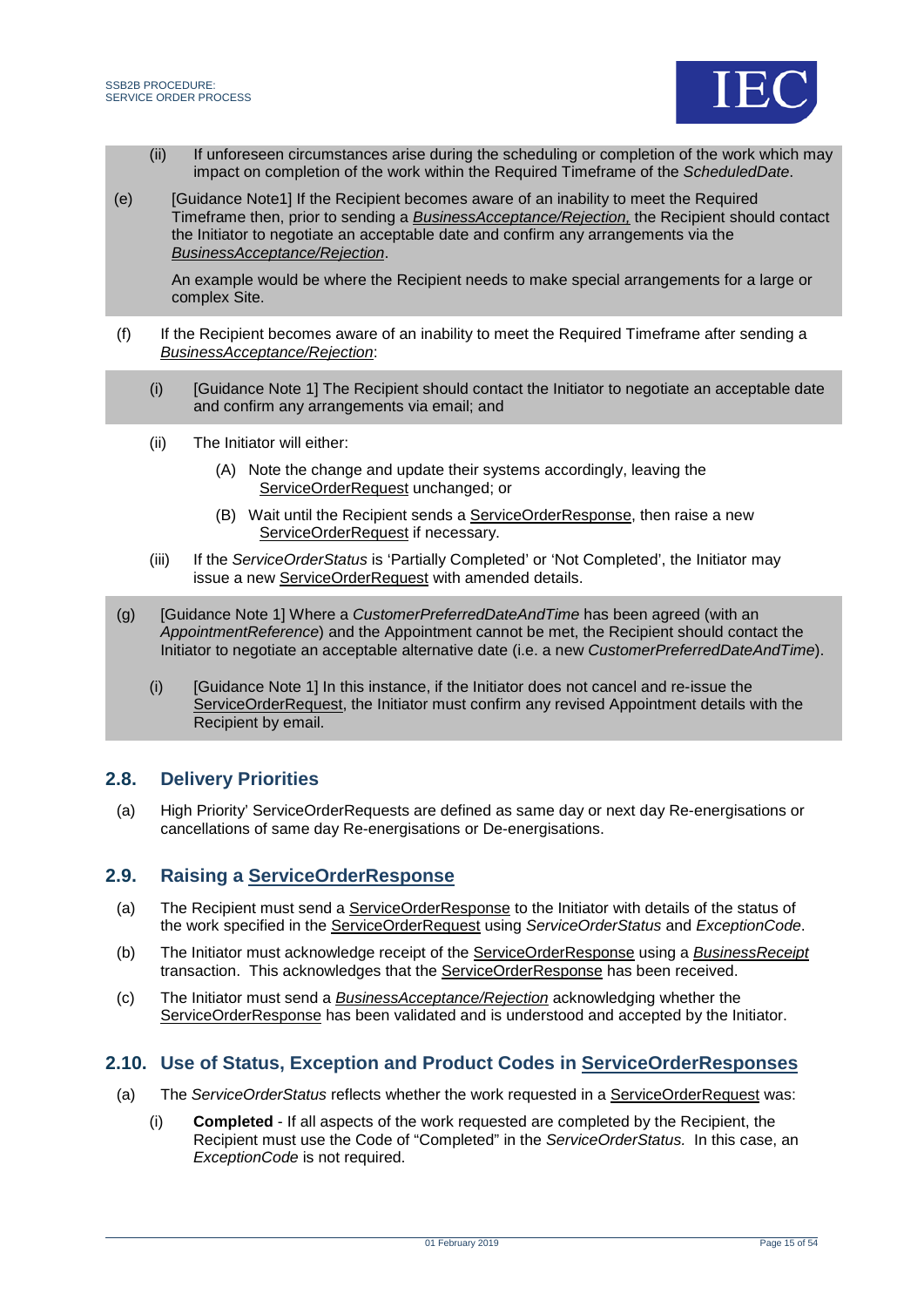(ii) If unforeseen circumstances arise during the scheduling or completion of the work which may impact on completion of the work within the Required Timeframe of the *ScheduledDate*.

(e) [Guidance Note1] If the Recipient becomes aware of an inability to meet the Required Timeframe then, prior to sending a *BusinessAcceptance/Rejection,* the Recipient should contact the Initiator to negotiate an acceptable date and confirm any arrangements via the *BusinessAcceptance/Rejection*.

An example would be where the Recipient needs to make special arrangements for a large or complex Site.

(f) If the Recipient becomes aware of an inability to meet the Required Timeframe after sending a *BusinessAcceptance/Rejection*:

(i) [Guidance Note 1] The Recipient should contact the Initiator to negotiate an acceptable date and confirm any arrangements via email; and

(ii) The Initiator will either:

(A) Note the change and update their systems accordingly, leaving the ServiceOrderRequest unchanged; or

(B) Wait until the Recipient sends a ServiceOrderResponse, then raise a new ServiceOrderRequest if necessary.

(iii) If the *ServiceOrderStatus* is 'Partially Completed' or 'Not Completed', the Initiator may issue a new ServiceOrderRequest with amended details.

(g) [Guidance Note 1] Where a *CustomerPreferredDateAndTime* has been agreed (with an *AppointmentReference*) and the Appointment cannot be met, the Recipient should contact the Initiator to negotiate an acceptable alternative date (i.e. a new *CustomerPreferredDateAndTime*).

(i) [Guidance Note 1] In this instance, if the Initiator does not cancel and re-issue the ServiceOrderRequest, the Initiator must confirm any revised Appointment details with the Recipient by email.

## 2.8. Delivery Priorities

(a) High Priority' ServiceOrderRequests are defined as same day or next day Re-energisations or cancellations of same day Re-energisations or De-energisations.

## 2.9. Raising a ServiceOrderResponse

(a) The Recipient must send a ServiceOrderResponse to the Initiator with details of the status of the work specified in the ServiceOrderRequest using *ServiceOrderStatus* and *ExceptionCode*.

(b) The Initiator must acknowledge receipt of the ServiceOrderResponse using a *BusinessReceipt* transaction. This acknowledges that the ServiceOrderResponse has been received.

(c) The Initiator must send a *BusinessAcceptance/Rejection* acknowledging whether the ServiceOrderResponse has been validated and is understood and accepted by the Initiator.

## 2.10. Use of Status, Exception and Product Codes in ServiceOrderResponses

(a) The *ServiceOrderStatus* reflects whether the work requested in a ServiceOrderRequest was:

(i) **Completed** - If all aspects of the work requested are completed by the Recipient, the Recipient must use the Code of "Completed" in the *ServiceOrderStatus.* In this case, an *ExceptionCode* is not required.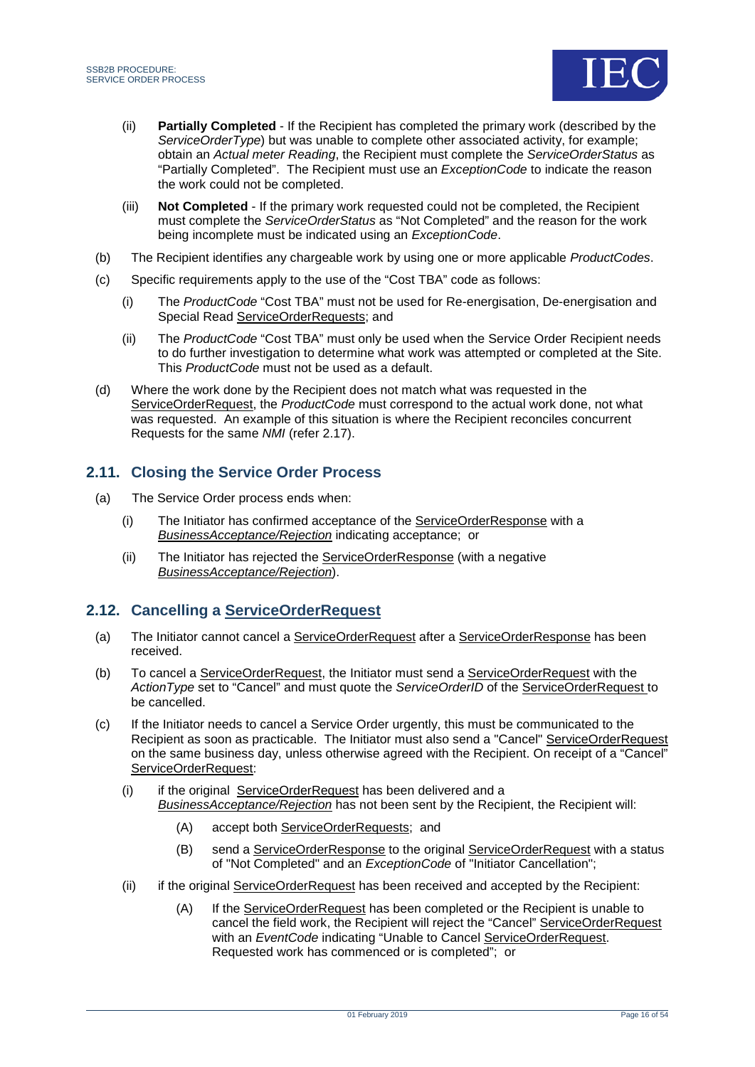(ii) **Partially Completed** - If the Recipient has completed the primary work (described by the *ServiceOrderType*) but was unable to complete other associated activity, for example; obtain an *Actual meter Reading*, the Recipient must complete the *ServiceOrderStatus* as "Partially Completed". The Recipient must use an *ExceptionCode* to indicate the reason the work could not be completed.

(iii) **Not Completed** - If the primary work requested could not be completed, the Recipient must complete the *ServiceOrderStatus* as "Not Completed" and the reason for the work being incomplete must be indicated using an *ExceptionCode*.

(b) The Recipient identifies any chargeable work by using one or more applicable *ProductCodes*.

(c) Specific requirements apply to the use of the "Cost TBA" code as follows:

(i) The *ProductCode* "Cost TBA" must not be used for Re-energisation, De-energisation and Special Read ServiceOrderRequests; and

(ii) The *ProductCode* "Cost TBA" must only be used when the Service Order Recipient needs to do further investigation to determine what work was attempted or completed at the Site. This *ProductCode* must not be used as a default.

(d) Where the work done by the Recipient does not match what was requested in the ServiceOrderRequest, the *ProductCode* must correspond to the actual work done, not what was requested. An example of this situation is where the Recipient reconciles concurrent Requests for the same *NMI* (refer 2.17).

## 2.11. Closing the Service Order Process

(a) The Service Order process ends when:

(i) The Initiator has confirmed acceptance of the ServiceOrderResponse with a *BusinessAcceptance/Rejection* indicating acceptance; or

(ii) The Initiator has rejected the ServiceOrderResponse (with a negative *BusinessAcceptance/Rejection*).

## 2.12. Cancelling a ServiceOrderRequest

(a) The Initiator cannot cancel a ServiceOrderRequest after a ServiceOrderResponse has been received.

(b) To cancel a ServiceOrderRequest, the Initiator must send a ServiceOrderRequest with the *ActionType* set to "Cancel" and must quote the *ServiceOrderID* of the ServiceOrderRequest to be cancelled.

(c) If the Initiator needs to cancel a Service Order urgently, this must be communicated to the Recipient as soon as practicable. The Initiator must also send a "Cancel" ServiceOrderRequest on the same business day, unless otherwise agreed with the Recipient. On receipt of a "Cancel" ServiceOrderRequest:

(i) if the original ServiceOrderRequest has been delivered and a *BusinessAcceptance/Rejection* has not been sent by the Recipient, the Recipient will:

(A) accept both ServiceOrderRequests; and

(B) send a ServiceOrderResponse to the original ServiceOrderRequest with a status of "Not Completed" and an *ExceptionCode* of "Initiator Cancellation";

(ii) if the original ServiceOrderRequest has been received and accepted by the Recipient:

(A) If the ServiceOrderRequest has been completed or the Recipient is unable to cancel the field work, the Recipient will reject the "Cancel" ServiceOrderRequest with an *EventCode* indicating "Unable to Cancel ServiceOrderRequest. Requested work has commenced or is completed"; or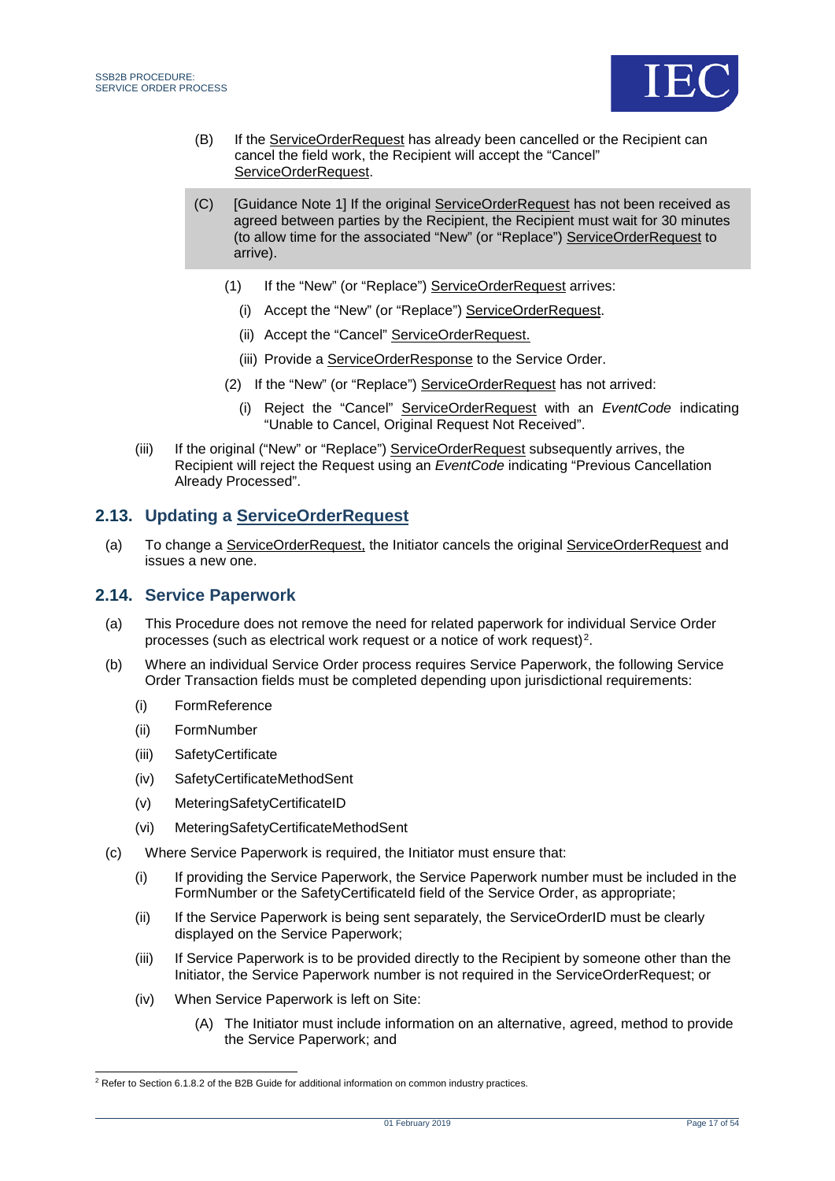(B) If the ServiceOrderRequest has already been cancelled or the Recipient can cancel the field work, the Recipient will accept the "Cancel" ServiceOrderRequest.

(C) [Guidance Note 1] If the original ServiceOrderRequest has not been received as agreed between parties by the Recipient, the Recipient must wait for 30 minutes (to allow time for the associated "New" (or "Replace") ServiceOrderRequest to arrive).

(1) If the "New" (or "Replace") ServiceOrderRequest arrives:

(i) Accept the "New" (or "Replace") ServiceOrderRequest.

(ii) Accept the "Cancel" ServiceOrderRequest.

(iii) Provide a ServiceOrderResponse to the Service Order.

(2) If the "New" (or "Replace") ServiceOrderRequest has not arrived:

(i) Reject the "Cancel" ServiceOrderRequest with an *EventCode* indicating "Unable to Cancel, Original Request Not Received".

(iii) If the original ("New" or "Replace") ServiceOrderRequest subsequently arrives, the Recipient will reject the Request using an *EventCode* indicating "Previous Cancellation Already Processed".

## 2.13. Updating a ServiceOrderRequest

(a) To change a ServiceOrderRequest, the Initiator cancels the original ServiceOrderRequest and issues a new one.

## 2.14. Service Paperwork

(a) This Procedure does not remove the need for related paperwork for individual Service Order processes (such as electrical work request or a notice of work request)[2].

(b) Where an individual Service Order process requires Service Paperwork, the following Service Order Transaction fields must be completed depending upon jurisdictional requirements:

(i) FormReference

(ii) FormNumber

(iii) SafetyCertificate

(iv) SafetyCertificateMethodSent

(v) MeteringSafetyCertificateID

(vi) MeteringSafetyCertificateMethodSent

(c) Where Service Paperwork is required, the Initiator must ensure that:

(i) If providing the Service Paperwork, the Service Paperwork number must be included in the FormNumber or the SafetyCertificateId field of the Service Order, as appropriate;

(ii) If the Service Paperwork is being sent separately, the ServiceOrderID must be clearly displayed on the Service Paperwork;

(iii) If Service Paperwork is to be provided directly to the Recipient by someone other than the Initiator, the Service Paperwork number is not required in the ServiceOrderRequest; or

(iv) When Service Paperwork is left on Site:

(A) The Initiator must include information on an alternative, agreed, method to provide the Service Paperwork; and

---

[2] Refer to Section 6.1.8.2 of the B2B Guide for additional information on common industry practices.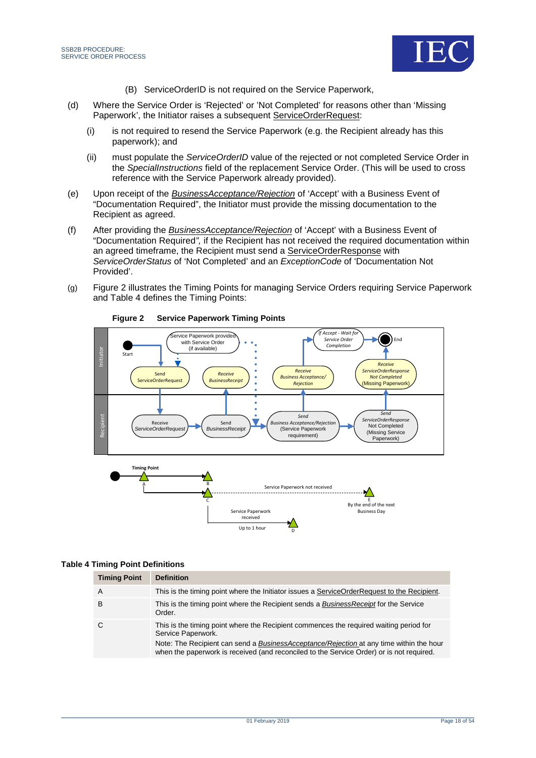(B) ServiceOrderID is not required on the Service Paperwork,

(d) Where the Service Order is 'Rejected' or 'Not Completed' for reasons other than 'Missing Paperwork', the Initiator raises a subsequent ServiceOrderRequest:

  (i) is not required to resend the Service Paperwork (e.g. the Recipient already has this paperwork); and

  (ii) must populate the *ServiceOrderID* value of the rejected or not completed Service Order in the *SpecialInstructions* field of the replacement Service Order. (This will be used to cross reference with the Service Paperwork already provided).

(e) Upon receipt of the *BusinessAcceptance/Rejection* of 'Accept' with a Business Event of "Documentation Required", the Initiator must provide the missing documentation to the Recipient as agreed.

(f) After providing the *BusinessAcceptance/Rejection* of 'Accept' with a Business Event of "Documentation Required*"*, if the Recipient has not received the required documentation within an agreed timeframe, the Recipient must send a ServiceOrderResponse with *ServiceOrderStatus* of 'Not Completed' and an *ExceptionCode* of 'Documentation Not Provided'.

(g) Figure 2 illustrates the Timing Points for managing Service Orders requiring Service Paperwork and Table 4 defines the Timing Points:

**Figure 2 Service Paperwork Timing Points**

**Table 4 Timing Point Definitions**

| Timing Point | Definition |
|---|---|
| A | This is the timing point where the Initiator issues a ServiceOrderRequest to the Recipient. |
| B | This is the timing point where the Recipient sends a *BusinessReceipt* for the Service Order. |
| C | This is the timing point where the Recipient commences the required waiting period for Service Paperwork.<br>Note: The Recipient can send a *BusinessAcceptance/Rejection* at any time within the hour when the paperwork is received (and reconciled to the Service Order) or is not required. |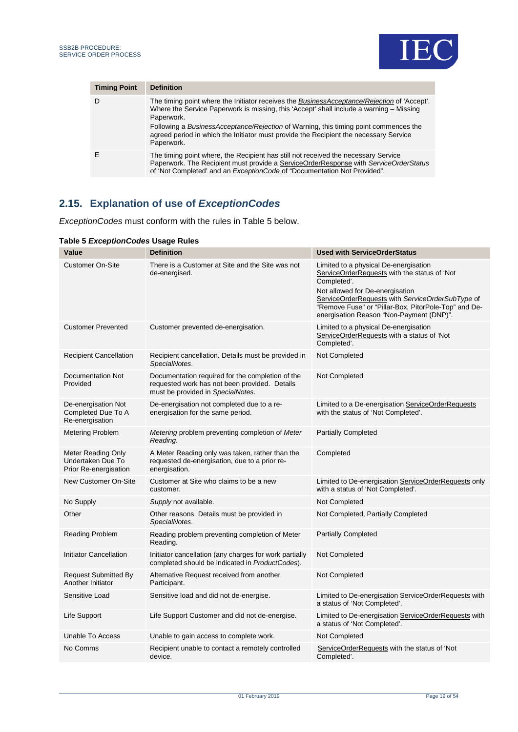| Timing Point | Definition |
|---|---|
| D | The timing point where the Initiator receives the *BusinessAcceptance/Rejection* of 'Accept'. Where the Service Paperwork is missing, this 'Accept' shall include a warning – Missing Paperwork.<br>Following a *BusinessAcceptance/Rejection* of Warning, this timing point commences the agreed period in which the Initiator must provide the Recipient the necessary Service Paperwork. |
| E | The timing point where, the Recipient has still not received the necessary Service Paperwork. The Recipient must provide a ServiceOrderResponse with *ServiceOrderStatus* of 'Not Completed' and an *ExceptionCode* of "Documentation Not Provided". |

## 2.15. Explanation of use of *ExceptionCodes*

*ExceptionCodes* must conform with the rules in Table 5 below.

**Table 5 *ExceptionCodes* Usage Rules**

| Value | Definition | Used with ServiceOrderStatus |
|---|---|---|
| Customer On-Site | There is a Customer at Site and the Site was not de-energised. | Limited to a physical De-energisation ServiceOrderRequests with the status of 'Not Completed'.<br>Not allowed for De-energisation ServiceOrderRequests with *ServiceOrderSubType* of "Remove Fuse" or "Pillar-Box, PitorPole-Top" and De-energisation Reason "Non-Payment (DNP)". |
| Customer Prevented | Customer prevented de-energisation. | Limited to a physical De-energisation ServiceOrderRequests with a status of 'Not Completed'. |
| Recipient Cancellation | Recipient cancellation. Details must be provided in *SpecialNotes*. | Not Completed |
| Documentation Not Provided | Documentation required for the completion of the requested work has not been provided. Details must be provided in *SpecialNotes*. | Not Completed |
| De-energisation Not Completed Due To A Re-energisation | De-energisation not completed due to a re-energisation for the same period. | Limited to a De-energisation ServiceOrderRequests with the status of 'Not Completed'. |
| Metering Problem | *Metering* problem preventing completion of *Meter Reading*. | Partially Completed |
| Meter Reading Only Undertaken Due To Prior Re-energisation | A Meter Reading only was taken, rather than the requested de-energisation, due to a prior re-energisation. | Completed |
| New Customer On-Site | Customer at Site who claims to be a new customer. | Limited to De-energisation ServiceOrderRequests only with a status of 'Not Completed'. |
| No Supply | *Supply* not available. | Not Completed |
| Other | Other reasons. Details must be provided in *SpecialNotes*. | Not Completed, Partially Completed |
| Reading Problem | Reading problem preventing completion of Meter Reading. | Partially Completed |
| Initiator Cancellation | Initiator cancellation (any charges for work partially completed should be indicated in *ProductCodes*). | Not Completed |
| Request Submitted By Another Initiator | Alternative Request received from another Participant. | Not Completed |
| Sensitive Load | Sensitive load and did not de-energise. | Limited to De-energisation ServiceOrderRequests with a status of 'Not Completed'. |
| Life Support | Life Support Customer and did not de-energise. | Limited to De-energisation ServiceOrderRequests with a status of 'Not Completed'. |
| Unable To Access | Unable to gain access to complete work. | Not Completed |
| No Comms | Recipient unable to contact a remotely controlled device. | ServiceOrderRequests with the status of 'Not Completed'. |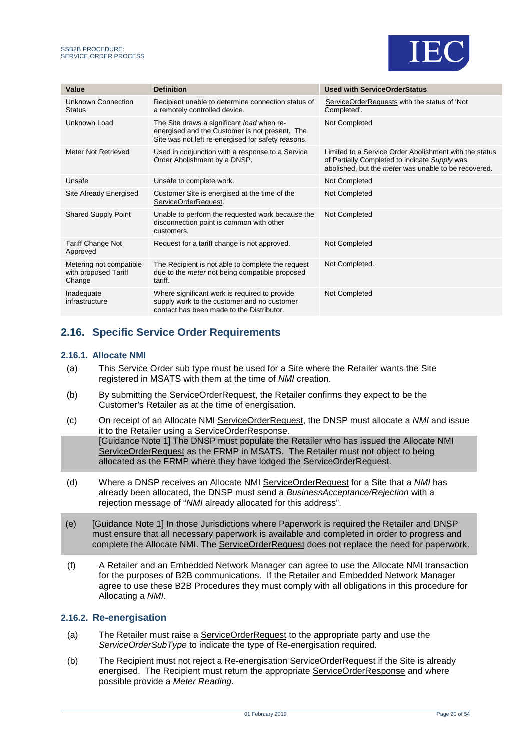| Value | Definition | Used with ServiceOrderStatus |
|---|---|---|
| Unknown Connection Status | Recipient unable to determine connection status of a remotely controlled device. | ServiceOrderRequests with the status of 'Not Completed'. |
| Unknown Load | The Site draws a significant *load* when re-energised and the Customer is not present. The Site was not left re-energised for safety reasons. | Not Completed |
| Meter Not Retrieved | Used in conjunction with a response to a Service Order Abolishment by a DNSP. | Limited to a Service Order Abolishment with the status of Partially Completed to indicate *Supply* was abolished, but the *meter* was unable to be recovered. |
| Unsafe | Unsafe to complete work. | Not Completed |
| Site Already Energised | Customer Site is energised at the time of the ServiceOrderRequest. | Not Completed |
| Shared Supply Point | Unable to perform the requested work because the disconnection point is common with other customers. | Not Completed |
| Tariff Change Not Approved | Request for a tariff change is not approved. | Not Completed |
| Metering not compatible with proposed Tariff Change | The Recipient is not able to complete the request due to the *meter* not being compatible proposed tariff. | Not Completed. |
| Inadequate infrastructure | Where significant work is required to provide supply work to the customer and no customer contact has been made to the Distributor. | Not Completed |

## 2.16. Specific Service Order Requirements

### 2.16.1. Allocate NMI

(a) This Service Order sub type must be used for a Site where the Retailer wants the Site registered in MSATS with them at the time of *NMI* creation.

(b) By submitting the ServiceOrderRequest, the Retailer confirms they expect to be the Customer's Retailer as at the time of energisation.

(c) On receipt of an Allocate NMI ServiceOrderRequest, the DNSP must allocate a *NMI* and issue it to the Retailer using a ServiceOrderResponse.

[Guidance Note 1] The DNSP must populate the Retailer who has issued the Allocate NMI ServiceOrderRequest as the FRMP in MSATS. The Retailer must not object to being allocated as the FRMP where they have lodged the ServiceOrderRequest.

(d) Where a DNSP receives an Allocate NMI ServiceOrderRequest for a Site that a *NMI* has already been allocated, the DNSP must send a *BusinessAcceptance/Rejection* with a rejection message of "*NMI* already allocated for this address".

(e) [Guidance Note 1] In those Jurisdictions where Paperwork is required the Retailer and DNSP must ensure that all necessary paperwork is available and completed in order to progress and complete the Allocate NMI. The ServiceOrderRequest does not replace the need for paperwork.

(f) A Retailer and an Embedded Network Manager can agree to use the Allocate NMI transaction for the purposes of B2B communications. If the Retailer and Embedded Network Manager agree to use these B2B Procedures they must comply with all obligations in this procedure for Allocating a *NMI*.

### 2.16.2. Re-energisation

(a) The Retailer must raise a ServiceOrderRequest to the appropriate party and use the *ServiceOrderSubType* to indicate the type of Re-energisation required.

(b) The Recipient must not reject a Re-energisation ServiceOrderRequest if the Site is already energised. The Recipient must return the appropriate ServiceOrderResponse and where possible provide a *Meter Reading*.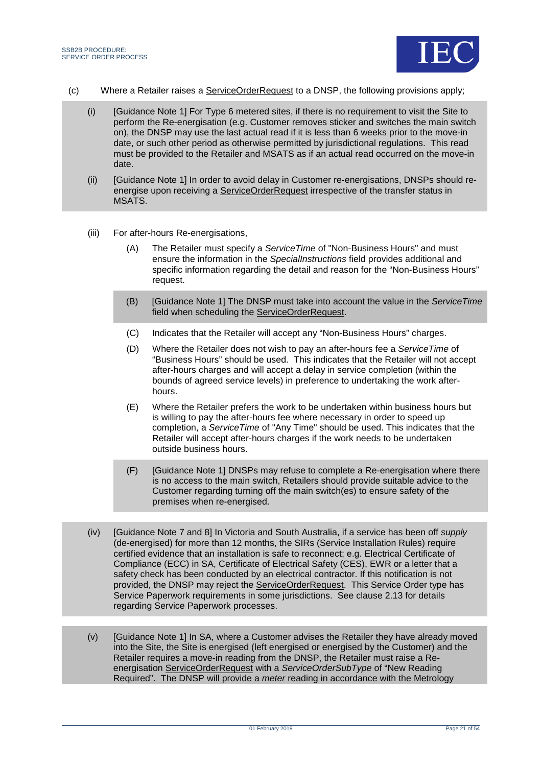(c) Where a Retailer raises a ServiceOrderRequest to a DNSP, the following provisions apply;

(i) [Guidance Note 1] For Type 6 metered sites, if there is no requirement to visit the Site to perform the Re-energisation (e.g. Customer removes sticker and switches the main switch on), the DNSP may use the last actual read if it is less than 6 weeks prior to the move-in date, or such other period as otherwise permitted by jurisdictional regulations. This read must be provided to the Retailer and MSATS as if an actual read occurred on the move-in date.

(ii) [Guidance Note 1] In order to avoid delay in Customer re-energisations, DNSPs should re-energise upon receiving a ServiceOrderRequest irrespective of the transfer status in MSATS.

(iii) For after-hours Re-energisations,

(A) The Retailer must specify a *ServiceTime* of "Non-Business Hours" and must ensure the information in the *SpecialInstructions* field provides additional and specific information regarding the detail and reason for the "Non-Business Hours" request.

(B) [Guidance Note 1] The DNSP must take into account the value in the *ServiceTime* field when scheduling the ServiceOrderRequest.

(C) Indicates that the Retailer will accept any "Non-Business Hours" charges.

(D) Where the Retailer does not wish to pay an after-hours fee a *ServiceTime* of "Business Hours" should be used. This indicates that the Retailer will not accept after-hours charges and will accept a delay in service completion (within the bounds of agreed service levels) in preference to undertaking the work after-hours.

(E) Where the Retailer prefers the work to be undertaken within business hours but is willing to pay the after-hours fee where necessary in order to speed up completion, a *ServiceTime* of "Any Time" should be used. This indicates that the Retailer will accept after-hours charges if the work needs to be undertaken outside business hours.

(F) [Guidance Note 1] DNSPs may refuse to complete a Re-energisation where there is no access to the main switch, Retailers should provide suitable advice to the Customer regarding turning off the main switch(es) to ensure safety of the premises when re-energised.

(iv) [Guidance Note 7 and 8] In Victoria and South Australia, if a service has been off *supply* (de-energised) for more than 12 months, the SIRs (Service Installation Rules) require certified evidence that an installation is safe to reconnect; e.g. Electrical Certificate of Compliance (ECC) in SA, Certificate of Electrical Safety (CES), EWR or a letter that a safety check has been conducted by an electrical contractor. If this notification is not provided, the DNSP may reject the ServiceOrderRequest. This Service Order type has Service Paperwork requirements in some jurisdictions. See clause 2.13 for details regarding Service Paperwork processes.

(v) [Guidance Note 1] In SA, where a Customer advises the Retailer they have already moved into the Site, the Site is energised (left energised or energised by the Customer) and the Retailer requires a move-in reading from the DNSP, the Retailer must raise a Re-energisation ServiceOrderRequest with a *ServiceOrderSubType* of "New Reading Required". The DNSP will provide a *meter* reading in accordance with the Metrology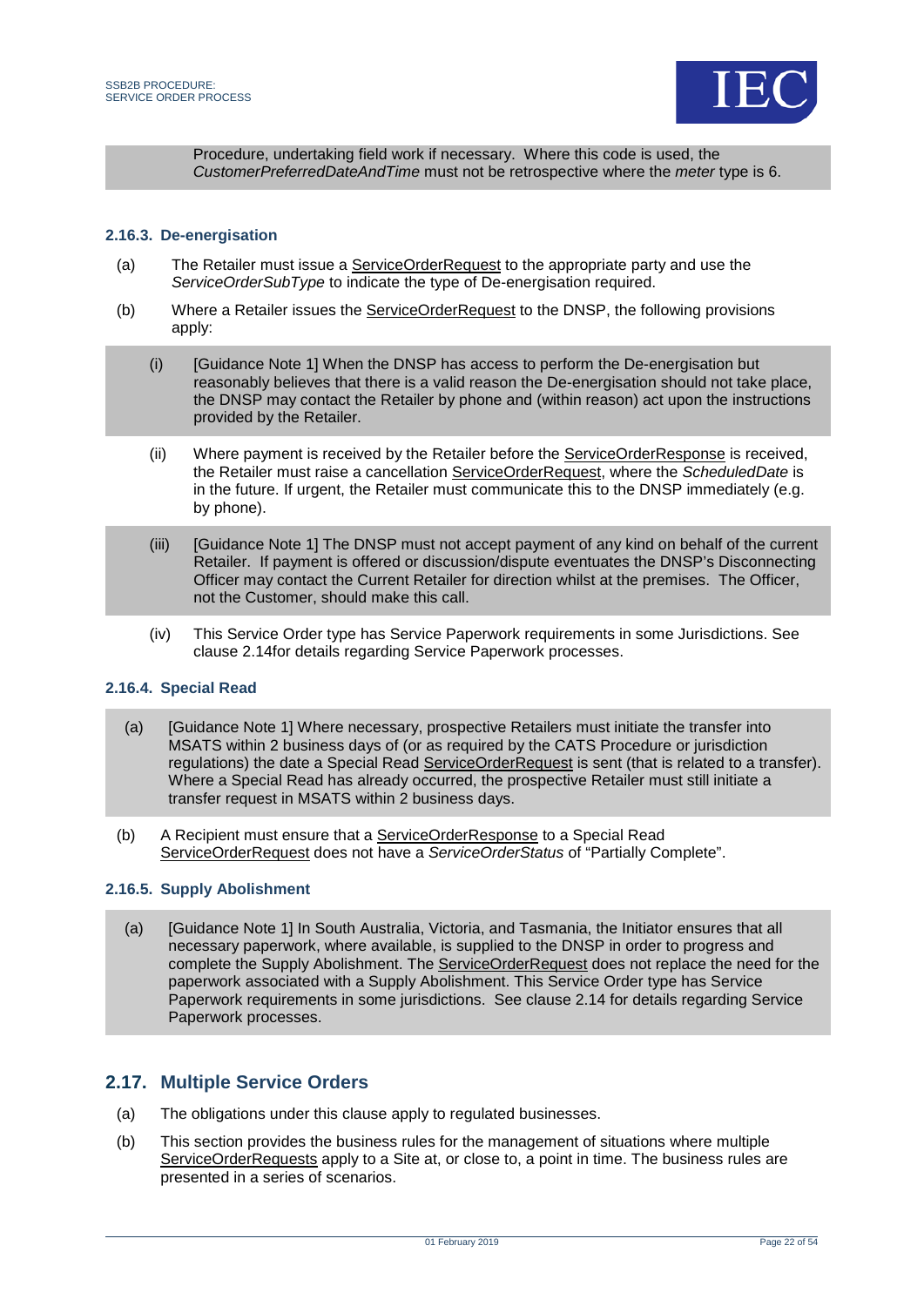Procedure, undertaking field work if necessary. Where this code is used, the *CustomerPreferredDateAndTime* must not be retrospective where the *meter* type is 6.

### 2.16.3. De-energisation

(a) The Retailer must issue a ServiceOrderRequest to the appropriate party and use the *ServiceOrderSubType* to indicate the type of De-energisation required.

(b) Where a Retailer issues the ServiceOrderRequest to the DNSP, the following provisions apply:

(i) [Guidance Note 1] When the DNSP has access to perform the De-energisation but reasonably believes that there is a valid reason the De-energisation should not take place, the DNSP may contact the Retailer by phone and (within reason) act upon the instructions provided by the Retailer.

(ii) Where payment is received by the Retailer before the ServiceOrderResponse is received, the Retailer must raise a cancellation ServiceOrderRequest, where the *ScheduledDate* is in the future. If urgent, the Retailer must communicate this to the DNSP immediately (e.g. by phone).

(iii) [Guidance Note 1] The DNSP must not accept payment of any kind on behalf of the current Retailer. If payment is offered or discussion/dispute eventuates the DNSP's Disconnecting Officer may contact the Current Retailer for direction whilst at the premises. The Officer, not the Customer, should make this call.

(iv) This Service Order type has Service Paperwork requirements in some Jurisdictions. See clause 2.14for details regarding Service Paperwork processes.

### 2.16.4. Special Read

(a) [Guidance Note 1] Where necessary, prospective Retailers must initiate the transfer into MSATS within 2 business days of (or as required by the CATS Procedure or jurisdiction regulations) the date a Special Read ServiceOrderRequest is sent (that is related to a transfer). Where a Special Read has already occurred, the prospective Retailer must still initiate a transfer request in MSATS within 2 business days.

(b) A Recipient must ensure that a ServiceOrderResponse to a Special Read ServiceOrderRequest does not have a *ServiceOrderStatus* of "Partially Complete".

### 2.16.5. Supply Abolishment

(a) [Guidance Note 1] In South Australia, Victoria, and Tasmania, the Initiator ensures that all necessary paperwork, where available, is supplied to the DNSP in order to progress and complete the Supply Abolishment. The ServiceOrderRequest does not replace the need for the paperwork associated with a Supply Abolishment. This Service Order type has Service Paperwork requirements in some jurisdictions. See clause 2.14 for details regarding Service Paperwork processes.

## 2.17. Multiple Service Orders

(a) The obligations under this clause apply to regulated businesses.

(b) This section provides the business rules for the management of situations where multiple ServiceOrderRequests apply to a Site at, or close to, a point in time. The business rules are presented in a series of scenarios.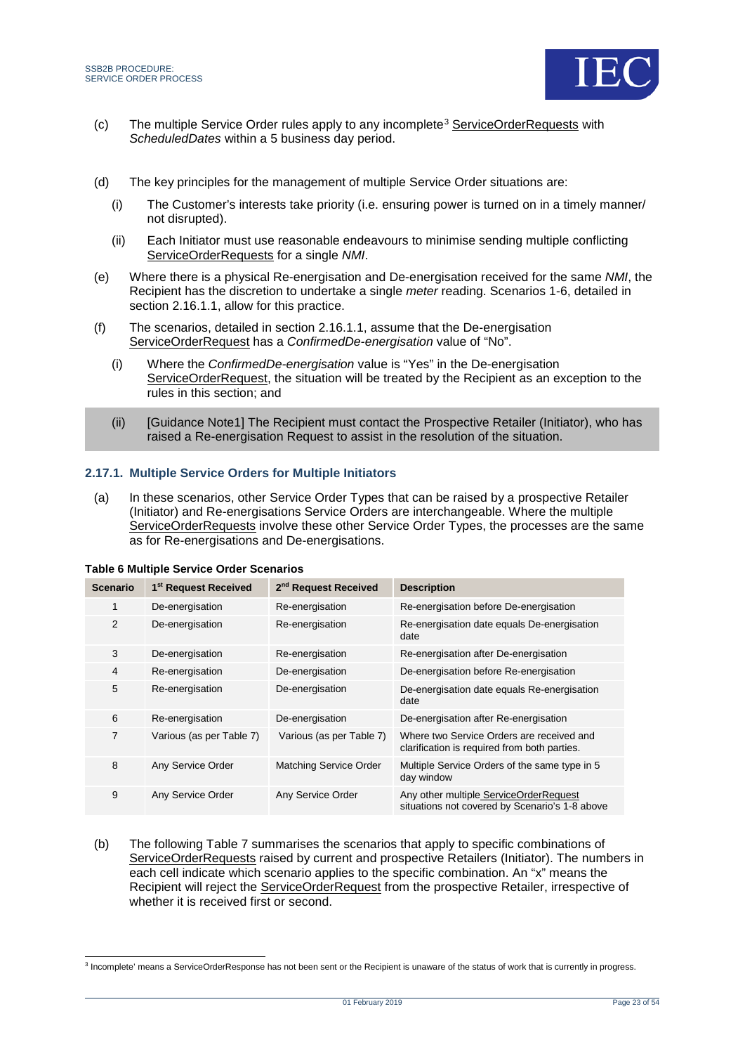(c) The multiple Service Order rules apply to any incomplete[3] ServiceOrderRequests with *ScheduledDates* within a 5 business day period.

(d) The key principles for the management of multiple Service Order situations are:

   (i) The Customer's interests take priority (i.e. ensuring power is turned on in a timely manner/ not disrupted).

   (ii) Each Initiator must use reasonable endeavours to minimise sending multiple conflicting ServiceOrderRequests for a single *NMI*.

(e) Where there is a physical Re-energisation and De-energisation received for the same *NMI*, the Recipient has the discretion to undertake a single *meter* reading. Scenarios 1-6, detailed in section 2.16.1.1, allow for this practice.

(f) The scenarios, detailed in section 2.16.1.1, assume that the De-energisation ServiceOrderRequest has a *ConfirmedDe-energisation* value of "No".

   (i) Where the *ConfirmedDe-energisation* value is "Yes" in the De-energisation ServiceOrderRequest, the situation will be treated by the Recipient as an exception to the rules in this section; and

   (ii) [Guidance Note1] The Recipient must contact the Prospective Retailer (Initiator), who has raised a Re-energisation Request to assist in the resolution of the situation.

### 2.17.1. Multiple Service Orders for Multiple Initiators

(a) In these scenarios, other Service Order Types that can be raised by a prospective Retailer (Initiator) and Re-energisations Service Orders are interchangeable. Where the multiple ServiceOrderRequests involve these other Service Order Types, the processes are the same as for Re-energisations and De-energisations.

**Table 6 Multiple Service Order Scenarios**

| Scenario | 1st Request Received | 2nd Request Received | Description |
|---|---|---|---|
| 1 | De-energisation | Re-energisation | Re-energisation before De-energisation |
| 2 | De-energisation | Re-energisation | Re-energisation date equals De-energisation date |
| 3 | De-energisation | Re-energisation | Re-energisation after De-energisation |
| 4 | Re-energisation | De-energisation | De-energisation before Re-energisation |
| 5 | Re-energisation | De-energisation | De-energisation date equals Re-energisation date |
| 6 | Re-energisation | De-energisation | De-energisation after Re-energisation |
| 7 | Various (as per Table 7) | Various (as per Table 7) | Where two Service Orders are received and clarification is required from both parties. |
| 8 | Any Service Order | Matching Service Order | Multiple Service Orders of the same type in 5 day window |
| 9 | Any Service Order | Any Service Order | Any other multiple ServiceOrderRequest situations not covered by Scenario's 1-8 above |

(b) The following Table 7 summarises the scenarios that apply to specific combinations of ServiceOrderRequests raised by current and prospective Retailers (Initiator). The numbers in each cell indicate which scenario applies to the specific combination. An "x" means the Recipient will reject the ServiceOrderRequest from the prospective Retailer, irrespective of whether it is received first or second.

[3] Incomplete' means a ServiceOrderResponse has not been sent or the Recipient is unaware of the status of work that is currently in progress.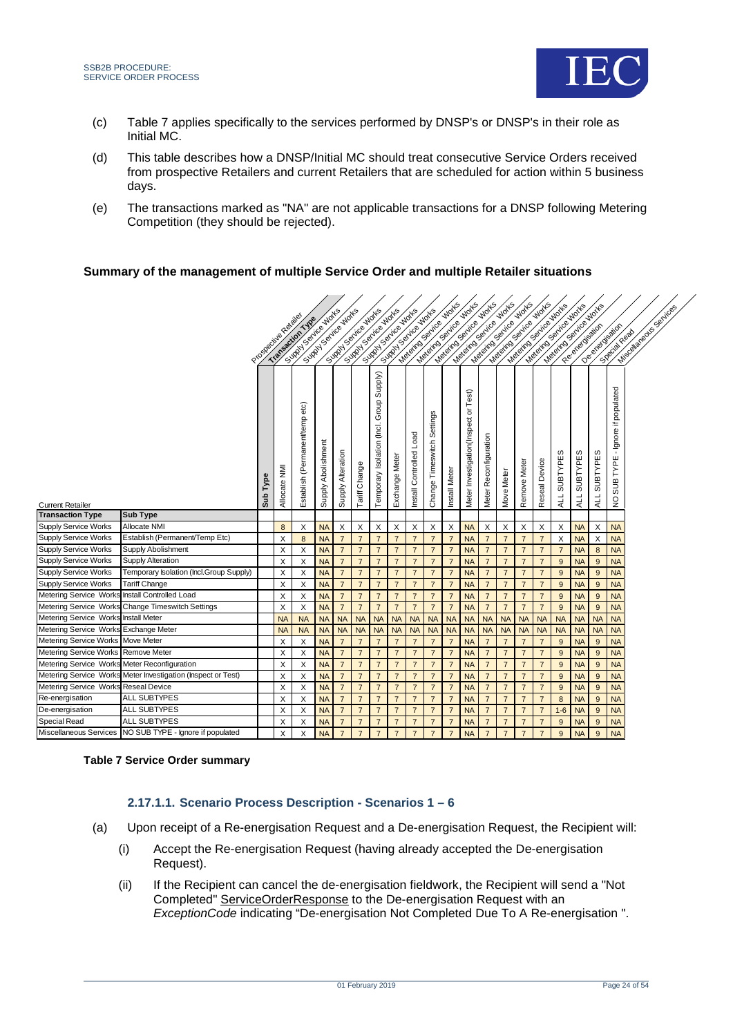(c) Table 7 applies specifically to the services performed by DNSP's or DNSP's in their role as Initial MC.

(d) This table describes how a DNSP/Initial MC should treat consecutive Service Orders received from prospective Retailers and current Retailers that are scheduled for action within 5 business days.

(e) The transactions marked as "NA" are not applicable transactions for a DNSP following Metering Competition (they should be rejected).

**Summary of the management of multiple Service Order and multiple Retailer situations**

| Prospective Retailer → Transaction Type | | | Supply Service Works | Supply Service Works | Supply Service Works | Supply Service Works | Supply Service Works | Supply Service Works | Metering Service Works | Metering Service Works | Metering Service Works | Metering Service Works | Metering Service Works | Metering Service Works | Metering Service Works | Metering Service Works | Metering Service Works | Re-energisation | De-energisation | Special Read | Miscellaneous Services |
|---|---|---|---|---|---|---|---|---|---|---|---|---|---|---|---|---|---|---|---|---|---|
| **Current Retailer** | | **Sub Type** | Allocate NMI | Establish (Permanent/temp etc) | Supply Abolishment | Supply Alteration | Tariff Change | Temporary Isolation (Incl. Group Supply) | Exchange Meter | Install Controlled Load | Change Timeswitch Settings | Install Meter | Meter Investigation(Inspect or Test) | Meter Reconfiguration | Move Meter | Remove Meter | Reseal Device | ALL SUBTYPES | ALL SUBTYPES | ALL SUBTYPES | NO SUB TYPE - Ignore if populated |
| **Transaction Type** | **Sub Type** | | | | | | | | | | | | | | | | | | | | |
| Supply Service Works | Allocate NMI | | 8 | X | NA | X | X | X | X | X | X | X | NA | X | X | X | X | X | NA | X | NA |
| Supply Service Works | Establish (Permanent/Temp Etc) | | X | 8 | NA | 7 | 7 | 7 | 7 | 7 | 7 | 7 | NA | 7 | 7 | 7 | 7 | X | NA | X | NA |
| Supply Service Works | Supply Abolishment | | X | X | NA | 7 | 7 | 7 | 7 | 7 | 7 | 7 | NA | 7 | 7 | 7 | 7 | 7 | NA | 8 | NA |
| Supply Service Works | Supply Alteration | | X | X | NA | 7 | 7 | 7 | 7 | 7 | 7 | 7 | NA | 7 | 7 | 7 | 7 | 9 | NA | 9 | NA |
| Supply Service Works | Temporary Isolation (Incl.Group Supply) | | X | X | NA | 7 | 7 | 7 | 7 | 7 | 7 | 7 | NA | 7 | 7 | 7 | 7 | 9 | NA | 9 | NA |
| Supply Service Works | Tariff Change | | X | X | NA | 7 | 7 | 7 | 7 | 7 | 7 | 7 | NA | 7 | 7 | 7 | 7 | 9 | NA | 9 | NA |
| Metering Service Works | Install Controlled Load | | X | X | NA | 7 | 7 | 7 | 7 | 7 | 7 | 7 | NA | 7 | 7 | 7 | 7 | 9 | NA | 9 | NA |
| Metering Service Works | Change Timeswitch Settings | | X | X | NA | 7 | 7 | 7 | 7 | 7 | 7 | 7 | NA | 7 | 7 | 7 | 7 | 9 | NA | 9 | NA |
| Metering Service Works | Install Meter | | NA | NA | NA | NA | NA | NA | NA | NA | NA | NA | NA | NA | NA | NA | NA | NA | NA | NA | NA |
| Metering Service Works | Exchange Meter | | NA | NA | NA | NA | NA | NA | NA | NA | NA | NA | NA | NA | NA | NA | NA | NA | NA | NA | NA |
| Metering Service Works | Move Meter | | X | X | NA | 7 | 7 | 7 | 7 | 7 | 7 | 7 | NA | 7 | 7 | 7 | 7 | 9 | NA | 9 | NA |
| Metering Service Works | Remove Meter | | X | X | NA | 7 | 7 | 7 | 7 | 7 | 7 | 7 | NA | 7 | 7 | 7 | 7 | 9 | NA | 9 | NA |
| Metering Service Works | Meter Reconfiguration | | X | X | NA | 7 | 7 | 7 | 7 | 7 | 7 | 7 | NA | 7 | 7 | 7 | 7 | 9 | NA | 9 | NA |
| Metering Service Works | Meter Investigation (Inspect or Test) | | X | X | NA | 7 | 7 | 7 | 7 | 7 | 7 | 7 | NA | 7 | 7 | 7 | 7 | 9 | NA | 9 | NA |
| Metering Service Works | Reseal Device | | X | X | NA | 7 | 7 | 7 | 7 | 7 | 7 | 7 | NA | 7 | 7 | 7 | 7 | 9 | NA | 9 | NA |
| Re-energisation | ALL SUBTYPES | | X | X | NA | 7 | 7 | 7 | 7 | 7 | 7 | 7 | NA | 7 | 7 | 7 | 7 | 8 | NA | 9 | NA |
| De-energisation | ALL SUBTYPES | | X | X | NA | 7 | 7 | 7 | 7 | 7 | 7 | 7 | NA | 7 | 7 | 7 | 7 | 1-6 | NA | 9 | NA |
| Special Read | ALL SUBTYPES | | X | X | NA | 7 | 7 | 7 | 7 | 7 | 7 | 7 | NA | 7 | 7 | 7 | 7 | 9 | NA | 9 | NA |
| Miscellaneous Services | NO SUB TYPE - Ignore if populated | | X | X | NA | 7 | 7 | 7 | 7 | 7 | 7 | 7 | NA | 7 | 7 | 7 | 7 | 9 | NA | 9 | NA |

**Table 7 Service Order summary**

### 2.17.1.1. Scenario Process Description - Scenarios 1 – 6

(a) Upon receipt of a Re-energisation Request and a De-energisation Request, the Recipient will:

   (i) Accept the Re-energisation Request (having already accepted the De-energisation Request).

   (ii) If the Recipient can cancel the de-energisation fieldwork, the Recipient will send a "Not Completed" ServiceOrderResponse to the De-energisation Request with an *ExceptionCode* indicating "De-energisation Not Completed Due To A Re-energisation ".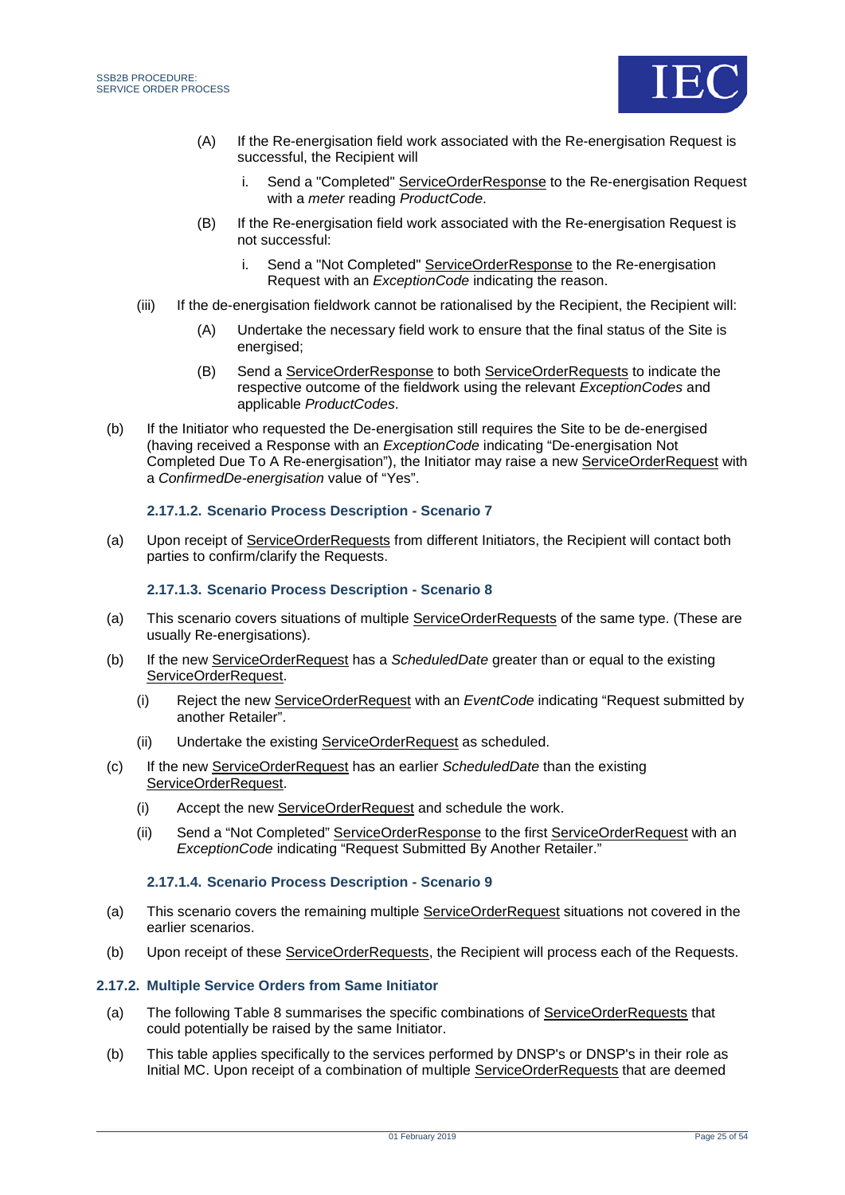(A) If the Re-energisation field work associated with the Re-energisation Request is successful, the Recipient will

i. Send a "Completed" ServiceOrderResponse to the Re-energisation Request with a *meter* reading *ProductCode*.

(B) If the Re-energisation field work associated with the Re-energisation Request is not successful:

i. Send a "Not Completed" ServiceOrderResponse to the Re-energisation Request with an *ExceptionCode* indicating the reason.

(iii) If the de-energisation fieldwork cannot be rationalised by the Recipient, the Recipient will:

(A) Undertake the necessary field work to ensure that the final status of the Site is energised;

(B) Send a ServiceOrderResponse to both ServiceOrderRequests to indicate the respective outcome of the fieldwork using the relevant *ExceptionCodes* and applicable *ProductCodes*.

(b) If the Initiator who requested the De-energisation still requires the Site to be de-energised (having received a Response with an *ExceptionCode* indicating "De-energisation Not Completed Due To A Re-energisation"), the Initiator may raise a new ServiceOrderRequest with a *ConfirmedDe-energisation* value of "Yes".

#### 2.17.1.2. Scenario Process Description - Scenario 7

(a) Upon receipt of ServiceOrderRequests from different Initiators, the Recipient will contact both parties to confirm/clarify the Requests.

#### 2.17.1.3. Scenario Process Description - Scenario 8

(a) This scenario covers situations of multiple ServiceOrderRequests of the same type. (These are usually Re-energisations).

(b) If the new ServiceOrderRequest has a *ScheduledDate* greater than or equal to the existing ServiceOrderRequest.

(i) Reject the new ServiceOrderRequest with an *EventCode* indicating "Request submitted by another Retailer".

(ii) Undertake the existing ServiceOrderRequest as scheduled.

(c) If the new ServiceOrderRequest has an earlier *ScheduledDate* than the existing ServiceOrderRequest.

(i) Accept the new ServiceOrderRequest and schedule the work.

(ii) Send a "Not Completed" ServiceOrderResponse to the first ServiceOrderRequest with an *ExceptionCode* indicating "Request Submitted By Another Retailer."

#### 2.17.1.4. Scenario Process Description - Scenario 9

(a) This scenario covers the remaining multiple ServiceOrderRequest situations not covered in the earlier scenarios.

(b) Upon receipt of these ServiceOrderRequests, the Recipient will process each of the Requests.

### 2.17.2. Multiple Service Orders from Same Initiator

(a) The following Table 8 summarises the specific combinations of ServiceOrderRequests that could potentially be raised by the same Initiator.

(b) This table applies specifically to the services performed by DNSP's or DNSP's in their role as Initial MC. Upon receipt of a combination of multiple ServiceOrderRequests that are deemed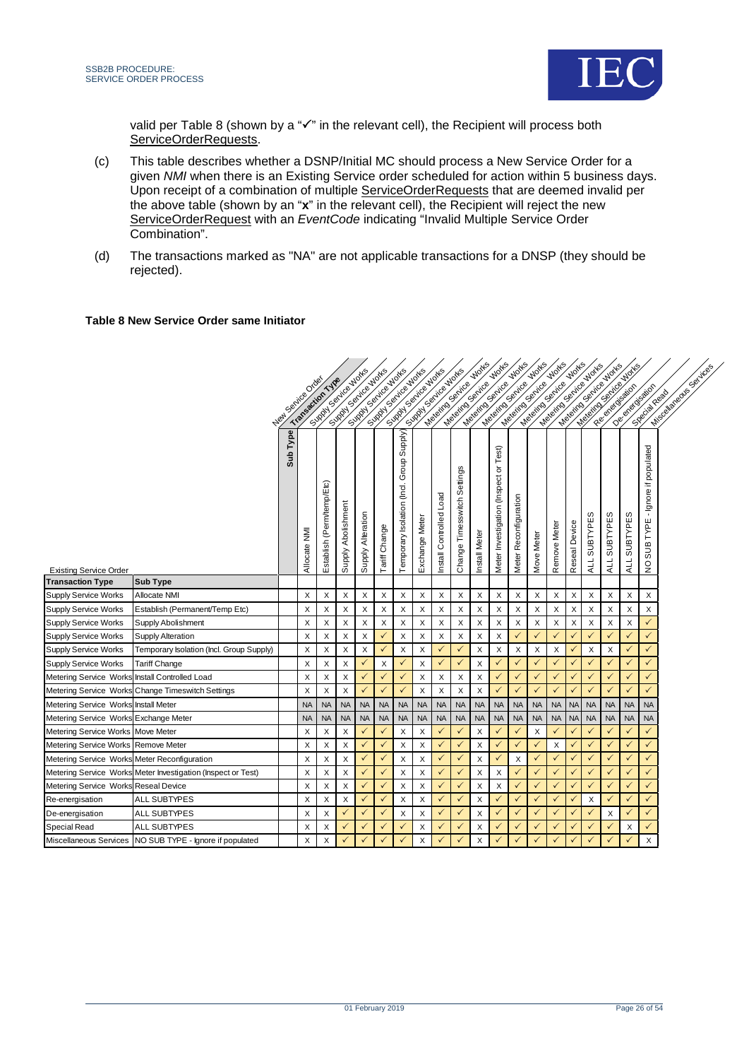valid per Table 8 (shown by a "✓" in the relevant cell), the Recipient will process both ServiceOrderRequests.

(c) This table describes whether a DSNP/Initial MC should process a New Service Order for a given *NMI* when there is an Existing Service order scheduled for action within 5 business days. Upon receipt of a combination of multiple ServiceOrderRequests that are deemed invalid per the above table (shown by an "x" in the relevant cell), the Recipient will reject the new ServiceOrderRequest with an *EventCode* indicating "Invalid Multiple Service Order Combination".

(d) The transactions marked as "NA" are not applicable transactions for a DNSP (they should be rejected).

**Table 8 New Service Order same Initiator**

| Existing Service Order: Transaction Type | Existing Service Order: Sub Type | Supply Service Works: Allocate NMI | Supply Service Works: Establish (Perm/temp/Etc) | Supply Service Works: Supply Abolishment | Supply Service Works: Supply Alteration | Supply Service Works: Tariff Change | Supply Service Works: Temporary Isolation (Incl. Group Supply) | Metering Service Works: Exchange Meter | Metering Service Works: Install Controlled Load | Metering Service Works: Change Timesswitch Settings | Metering Service Works: Install Meter | Metering Service Works: Meter Investigation (Inspect or Test) | Metering Service Works: Meter Reconfiguration | Metering Service Works: Move Meter | Metering Service Works: Remove Meter | Metering Service Works: Reseal Device | Re-energisation: ALL SUBTYPES | De-energisation: ALL SUBTYPES | Special Read: ALL SUBTYPES | Miscellaneous Services: NO SUB TYPE - Ignore if populated |
|---|---|---|---|---|---|---|---|---|---|---|---|---|---|---|---|---|---|---|---|---|
| Supply Service Works | Allocate NMI | X | X | X | X | X | X | X | X | X | X | X | X | X | X | X | X | X | X | X |
| Supply Service Works | Establish (Permanent/Temp Etc) | X | X | X | X | X | X | X | X | X | X | X | X | X | X | X | X | X | X | X |
| Supply Service Works | Supply Abolishment | X | X | X | X | X | X | X | X | X | X | X | X | X | X | X | X | X | X | ✓ |
| Supply Service Works | Supply Alteration | X | X | X | X | ✓ | X | X | X | X | X | X | ✓ | ✓ | ✓ | ✓ | ✓ | ✓ | ✓ | ✓ |
| Supply Service Works | Temporary Isolation (Incl. Group Supply) | X | X | X | X | ✓ | X | X | ✓ | ✓ | X | X | X | X | X | ✓ | X | X | ✓ | ✓ |
| Supply Service Works | Tariff Change | X | X | X | ✓ | X | ✓ | X | ✓ | ✓ | X | ✓ | ✓ | ✓ | ✓ | ✓ | ✓ | ✓ | ✓ | ✓ |
| Metering Service Works | Install Controlled Load | X | X | X | ✓ | ✓ | ✓ | X | X | X | X | ✓ | ✓ | ✓ | ✓ | ✓ | ✓ | ✓ | ✓ | ✓ |
| Metering Service Works | Change Timeswitch Settings | X | X | X | ✓ | ✓ | ✓ | X | X | X | X | ✓ | ✓ | ✓ | ✓ | ✓ | ✓ | ✓ | ✓ | ✓ |
| Metering Service Works | Install Meter | NA | NA | NA | NA | NA | NA | NA | NA | NA | NA | NA | NA | NA | NA | NA | NA | NA | NA | NA |
| Metering Service Works | Exchange Meter | NA | NA | NA | NA | NA | NA | NA | NA | NA | NA | NA | NA | NA | NA | NA | NA | NA | NA | NA |
| Metering Service Works | Move Meter | X | X | X | ✓ | ✓ | X | X | ✓ | ✓ | X | ✓ | ✓ | X | ✓ | ✓ | ✓ | ✓ | ✓ | ✓ |
| Metering Service Works | Remove Meter | X | X | X | ✓ | ✓ | X | X | ✓ | ✓ | X | ✓ | ✓ | ✓ | X | ✓ | ✓ | ✓ | ✓ | ✓ |
| Metering Service Works | Meter Reconfiguration | X | X | X | ✓ | ✓ | X | X | ✓ | ✓ | X | ✓ | X | ✓ | ✓ | ✓ | ✓ | ✓ | ✓ | ✓ |
| Metering Service Works | Meter Investigation (Inspect or Test) | X | X | X | ✓ | ✓ | X | X | ✓ | ✓ | X | X | ✓ | ✓ | ✓ | ✓ | ✓ | ✓ | ✓ | ✓ |
| Metering Service Works | Reseal Device | X | X | X | ✓ | ✓ | X | X | ✓ | ✓ | X | X | ✓ | ✓ | ✓ | ✓ | ✓ | ✓ | ✓ | ✓ |
| Re-energisation | ALL SUBTYPES | X | X | X | ✓ | ✓ | X | X | ✓ | ✓ | X | ✓ | ✓ | ✓ | ✓ | ✓ | X | ✓ | ✓ | ✓ |
| De-energisation | ALL SUBTYPES | X | X | ✓ | ✓ | ✓ | X | X | ✓ | ✓ | X | ✓ | ✓ | ✓ | ✓ | ✓ | ✓ | X | ✓ | ✓ |
| Special Read | ALL SUBTYPES | X | X | ✓ | ✓ | ✓ | ✓ | X | ✓ | ✓ | X | ✓ | ✓ | ✓ | ✓ | ✓ | ✓ | ✓ | X | ✓ |
| Miscellaneous Services | NO SUB TYPE - Ignore if populated | X | X | ✓ | ✓ | ✓ | ✓ | X | ✓ | ✓ | X | ✓ | ✓ | ✓ | ✓ | ✓ | ✓ | ✓ | ✓ | X |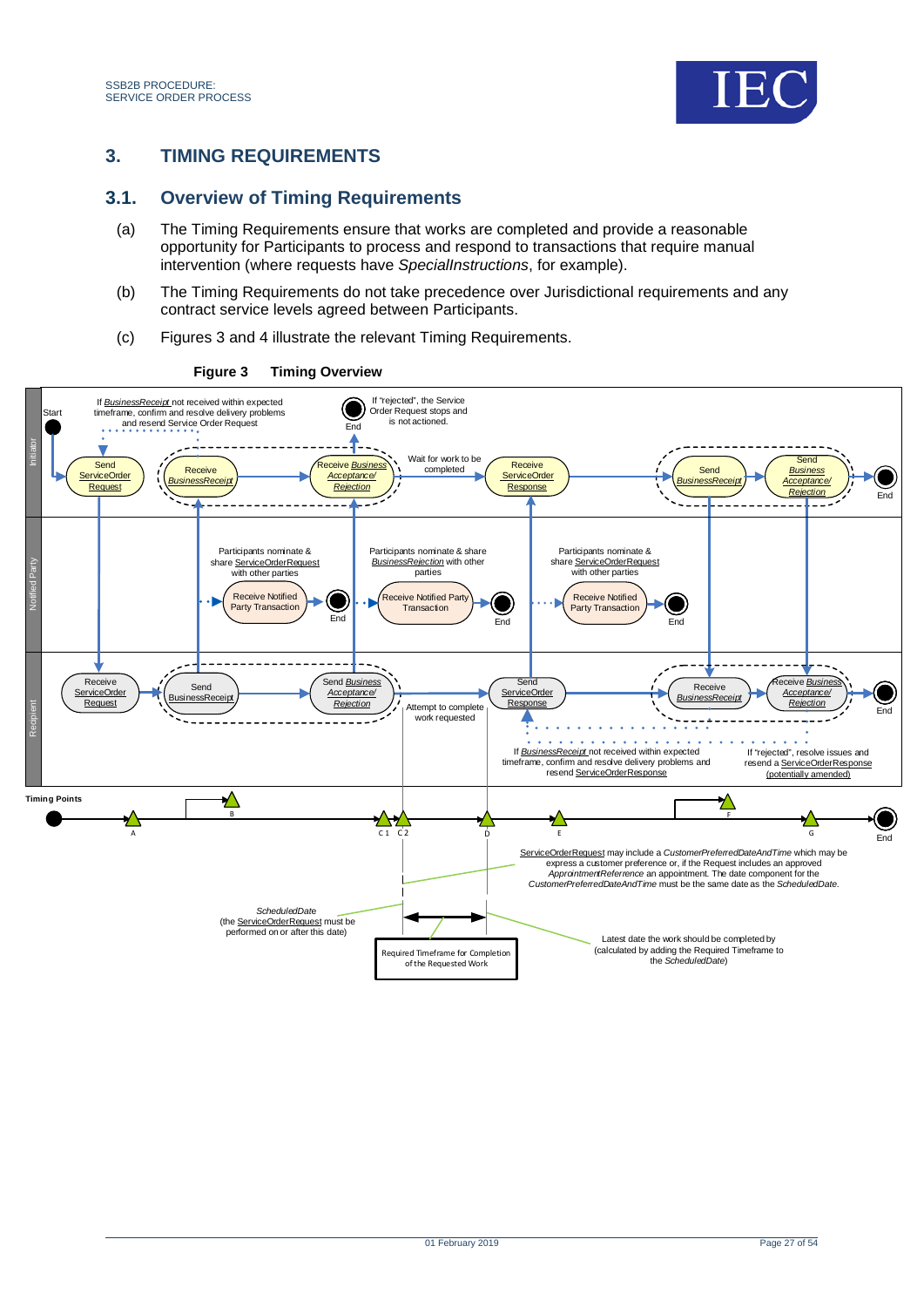# 3. TIMING REQUIREMENTS

## 3.1. Overview of Timing Requirements

(a) The Timing Requirements ensure that works are completed and provide a reasonable opportunity for Participants to process and respond to transactions that require manual intervention (where requests have *SpecialInstructions*, for example).

(b) The Timing Requirements do not take precedence over Jurisdictional requirements and any contract service levels agreed between Participants.

(c) Figures 3 and 4 illustrate the relevant Timing Requirements.

**Figure 3 Timing Overview**

Initiator: Start → Send ServiceOrder Request → Receive *BusinessReceipt* → Receive *Business Acceptance/ Rejection* → (Wait for work to be completed) → Receive ServiceOrder Response → Send *BusinessReceipt* → Send *Business Acceptance/ Rejection* → End

If *BusinessReceipt* not received within expected timeframe, confirm and resolve delivery problems and resend Service Order Request

If "rejected", the Service Order Request stops and is not actioned. End

Notified Party:

Participants nominate & share ServiceOrderRequest with other parties → Receive Notified Party Transaction → End

Participants nominate & share *BusinessRejection* with other parties → Receive Notified Party Transaction → End

Participants nominate & share ServiceOrderRequest with other parties → Receive Notified Party Transaction → End

Recipient: Receive ServiceOrder Request → Send BusinessReceipt → Send *Business Acceptance/ Rejection* → (Attempt to complete work requested) → Send ServiceOrder Response → Receive *BusinessReceipt* → Receive *Business Acceptance/ Rejection* → End

If *BusinessReceipt* not received within expected timeframe, confirm and resolve delivery problems and resend ServiceOrderResponse

If "rejected", resolve issues and resend a ServiceOrderResponse (potentially amended)

Timing Points: A, B, C1, C2, D, E, F, G, End

ServiceOrderRequest may include a *CustomerPreferredDateAndTime* which may be express a customer preference or, if the Request includes an approved *AppointmentReference* an appointment. The date component for the *CustomerPreferredDateAndTime* must be the same date as the *ScheduledDate*.

*ScheduledDate* (the ServiceOrderRequest must be performed on or after this date)

Required Timeframe for Completion of the Requested Work

Latest date the work should be completed by (calculated by adding the Required Timeframe to the *ScheduledDate*)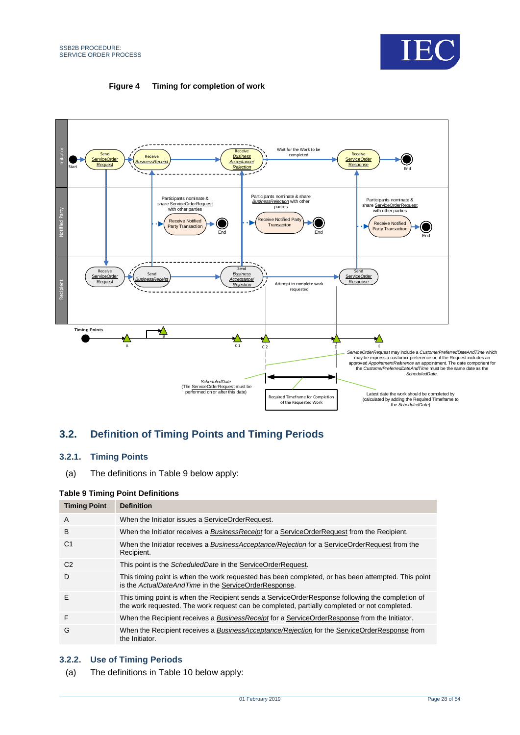**Figure 4 Timing for completion of work**

## 3.2. Definition of Timing Points and Timing Periods

### 3.2.1. Timing Points

(a) The definitions in Table 9 below apply:

**Table 9 Timing Point Definitions**

| Timing Point | Definition |
|---|---|
| A | When the Initiator issues a ServiceOrderRequest. |
| B | When the Initiator receives a *BusinessReceipt* for a ServiceOrderRequest from the Recipient. |
| C1 | When the Initiator receives a *BusinessAcceptance/Rejection* for a ServiceOrderRequest from the Recipient. |
| C2 | This point is the *ScheduledDate* in the ServiceOrderRequest. |
| D | This timing point is when the work requested has been completed, or has been attempted. This point is the *ActualDateAndTime* in the ServiceOrderResponse. |
| E | This timing point is when the Recipient sends a ServiceOrderResponse following the completion of the work requested. The work request can be completed, partially completed or not completed. |
| F | When the Recipient receives a *BusinessReceipt* for a ServiceOrderResponse from the Initiator. |
| G | When the Recipient receives a *BusinessAcceptance/Rejection* for the ServiceOrderResponse from the Initiator. |

### 3.2.2. Use of Timing Periods

(a) The definitions in Table 10 below apply: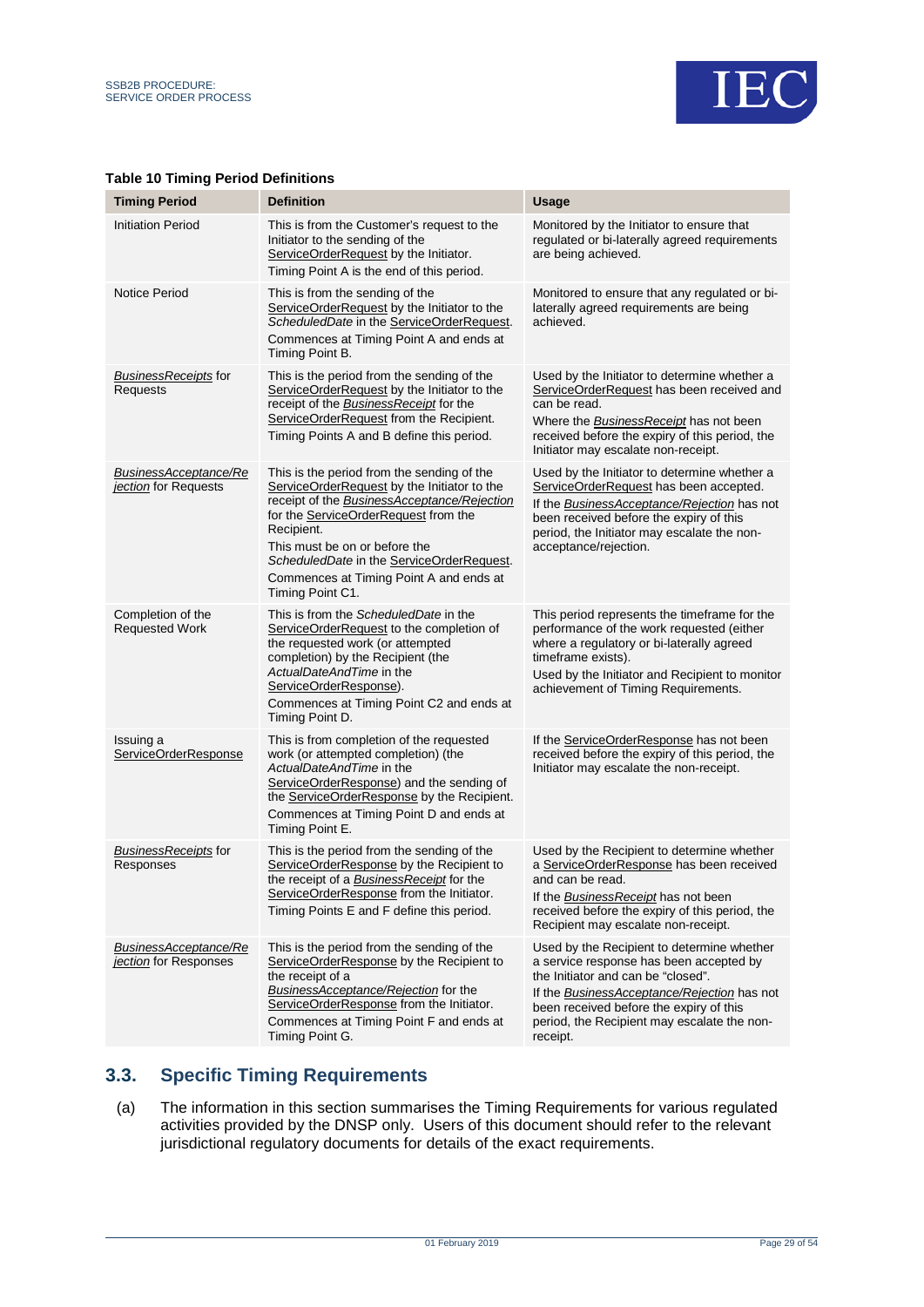**Table 10 Timing Period Definitions**

| Timing Period | Definition | Usage |
|---|---|---|
| Initiation Period | This is from the Customer's request to the Initiator to the sending of the ServiceOrderRequest by the Initiator.<br>Timing Point A is the end of this period. | Monitored by the Initiator to ensure that regulated or bi-laterally agreed requirements are being achieved. |
| Notice Period | This is from the sending of the ServiceOrderRequest by the Initiator to the *ScheduledDate* in the ServiceOrderRequest.<br>Commences at Timing Point A and ends at Timing Point B. | Monitored to ensure that any regulated or bi-laterally agreed requirements are being achieved. |
| *BusinessReceipts* for Requests | This is the period from the sending of the ServiceOrderRequest by the Initiator to the receipt of the *BusinessReceipt* for the ServiceOrderRequest from the Recipient.<br>Timing Points A and B define this period. | Used by the Initiator to determine whether a ServiceOrderRequest has been received and can be read.<br>Where the *BusinessReceipt* has not been received before the expiry of this period, the Initiator may escalate non-receipt. |
| *BusinessAcceptance/Rejection* for Requests | This is the period from the sending of the ServiceOrderRequest by the Initiator to the receipt of the *BusinessAcceptance/Rejection* for the ServiceOrderRequest from the Recipient.<br>This must be on or before the *ScheduledDate* in the ServiceOrderRequest.<br>Commences at Timing Point A and ends at Timing Point C1. | Used by the Initiator to determine whether a ServiceOrderRequest has been accepted.<br>If the *BusinessAcceptance/Rejection* has not been received before the expiry of this period, the Initiator may escalate the non-acceptance/rejection. |
| Completion of the Requested Work | This is from the *ScheduledDate* in the ServiceOrderRequest to the completion of the requested work (or attempted completion) by the Recipient (the *ActualDateAndTime* in the ServiceOrderResponse).<br>Commences at Timing Point C2 and ends at Timing Point D. | This period represents the timeframe for the performance of the work requested (either where a regulatory or bi-laterally agreed timeframe exists).<br>Used by the Initiator and Recipient to monitor achievement of Timing Requirements. |
| Issuing a ServiceOrderResponse | This is from completion of the requested work (or attempted completion) (the *ActualDateAndTime* in the ServiceOrderResponse) and the sending of the ServiceOrderResponse by the Recipient.<br>Commences at Timing Point D and ends at Timing Point E. | If the ServiceOrderResponse has not been received before the expiry of this period, the Initiator may escalate the non-receipt. |
| *BusinessReceipts* for Responses | This is the period from the sending of the ServiceOrderResponse by the Recipient to the receipt of a *BusinessReceipt* for the ServiceOrderResponse from the Initiator.<br>Timing Points E and F define this period. | Used by the Recipient to determine whether a ServiceOrderResponse has been received and can be read.<br>If the *BusinessReceipt* has not been received before the expiry of this period, the Recipient may escalate non-receipt. |
| *BusinessAcceptance/Rejection* for Responses | This is the period from the sending of the ServiceOrderResponse by the Recipient to the receipt of a *BusinessAcceptance/Rejection* for the ServiceOrderResponse from the Initiator.<br>Commences at Timing Point F and ends at Timing Point G. | Used by the Recipient to determine whether a service response has been accepted by the Initiator and can be "closed".<br>If the *BusinessAcceptance/Rejection* has not been received before the expiry of this period, the Recipient may escalate the non-receipt. |

## 3.3. Specific Timing Requirements

(a) The information in this section summarises the Timing Requirements for various regulated activities provided by the DNSP only. Users of this document should refer to the relevant jurisdictional regulatory documents for details of the exact requirements.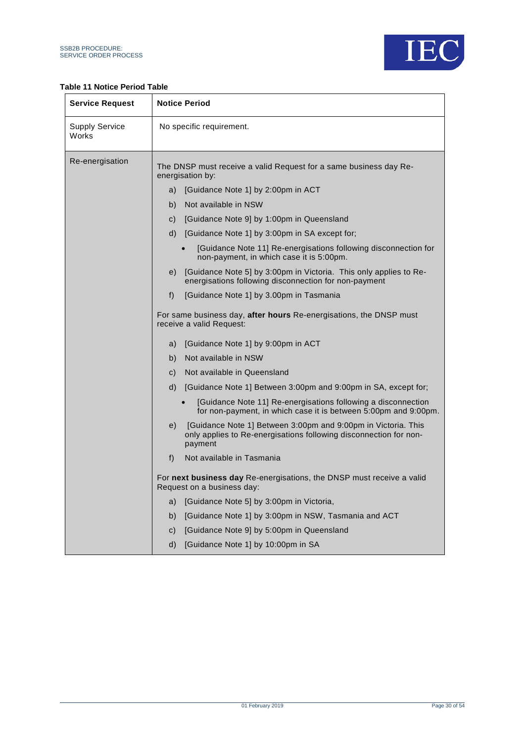**Table 11 Notice Period Table**

| Service Request | Notice Period |
|---|---|
| Supply Service Works | No specific requirement. |
| Re-energisation | The DNSP must receive a valid Request for a same business day Re-energisation by:<br>a) [Guidance Note 1] by 2:00pm in ACT<br>b) Not available in NSW<br>c) [Guidance Note 9] by 1:00pm in Queensland<br>d) [Guidance Note 1] by 3:00pm in SA except for;<br>• [Guidance Note 11] Re-energisations following disconnection for non-payment, in which case it is 5:00pm.<br>e) [Guidance Note 5] by 3:00pm in Victoria. This only applies to Re-energisations following disconnection for non-payment<br>f) [Guidance Note 1] by 3.00pm in Tasmania<br><br>For same business day, **after hours** Re-energisations, the DNSP must receive a valid Request:<br>a) [Guidance Note 1] by 9:00pm in ACT<br>b) Not available in NSW<br>c) Not available in Queensland<br>d) [Guidance Note 1] Between 3:00pm and 9:00pm in SA, except for;<br>• [Guidance Note 11] Re-energisations following a disconnection for non-payment, in which case it is between 5:00pm and 9:00pm.<br>e) [Guidance Note 1] Between 3:00pm and 9:00pm in Victoria. This only applies to Re-energisations following disconnection for non-payment<br>f) Not available in Tasmania<br><br>For **next business day** Re-energisations, the DNSP must receive a valid Request on a business day:<br>a) [Guidance Note 5] by 3:00pm in Victoria,<br>b) [Guidance Note 1] by 3:00pm in NSW, Tasmania and ACT<br>c) [Guidance Note 9] by 5:00pm in Queensland<br>d) [Guidance Note 1] by 10:00pm in SA |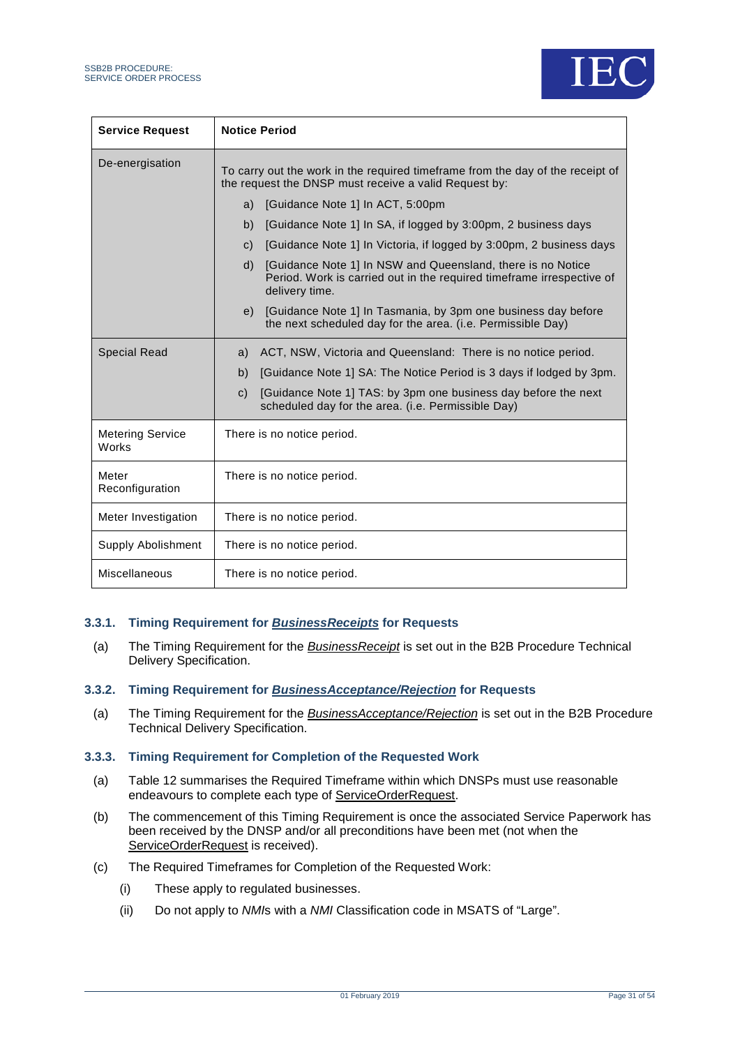| Service Request | Notice Period |
| --- | --- |
| De-energisation | To carry out the work in the required timeframe from the day of the receipt of the request the DNSP must receive a valid Request by:<br>a) [Guidance Note 1] In ACT, 5:00pm<br>b) [Guidance Note 1] In SA, if logged by 3:00pm, 2 business days<br>c) [Guidance Note 1] In Victoria, if logged by 3:00pm, 2 business days<br>d) [Guidance Note 1] In NSW and Queensland, there is no Notice Period. Work is carried out in the required timeframe irrespective of delivery time.<br>e) [Guidance Note 1] In Tasmania, by 3pm one business day before the next scheduled day for the area. (i.e. Permissible Day) |
| Special Read | a) ACT, NSW, Victoria and Queensland: There is no notice period.<br>b) [Guidance Note 1] SA: The Notice Period is 3 days if lodged by 3pm.<br>c) [Guidance Note 1] TAS: by 3pm one business day before the next scheduled day for the area. (i.e. Permissible Day) |
| Metering Service Works | There is no notice period. |
| Meter Reconfiguration | There is no notice period. |
| Meter Investigation | There is no notice period. |
| Supply Abolishment | There is no notice period. |
| Miscellaneous | There is no notice period. |

### 3.3.1. Timing Requirement for ***BusinessReceipts*** for Requests

(a) The Timing Requirement for the *BusinessReceipt* is set out in the B2B Procedure Technical Delivery Specification.

### 3.3.2. Timing Requirement for ***BusinessAcceptance/Rejection*** for Requests

(a) The Timing Requirement for the *BusinessAcceptance/Rejection* is set out in the B2B Procedure Technical Delivery Specification.

### 3.3.3. Timing Requirement for Completion of the Requested Work

(a) Table 12 summarises the Required Timeframe within which DNSPs must use reasonable endeavours to complete each type of ServiceOrderRequest.

(b) The commencement of this Timing Requirement is once the associated Service Paperwork has been received by the DNSP and/or all preconditions have been met (not when the ServiceOrderRequest is received).

(c) The Required Timeframes for Completion of the Requested Work:

  (i) These apply to regulated businesses.

  (ii) Do not apply to *NMI*s with a *NMI* Classification code in MSATS of "Large".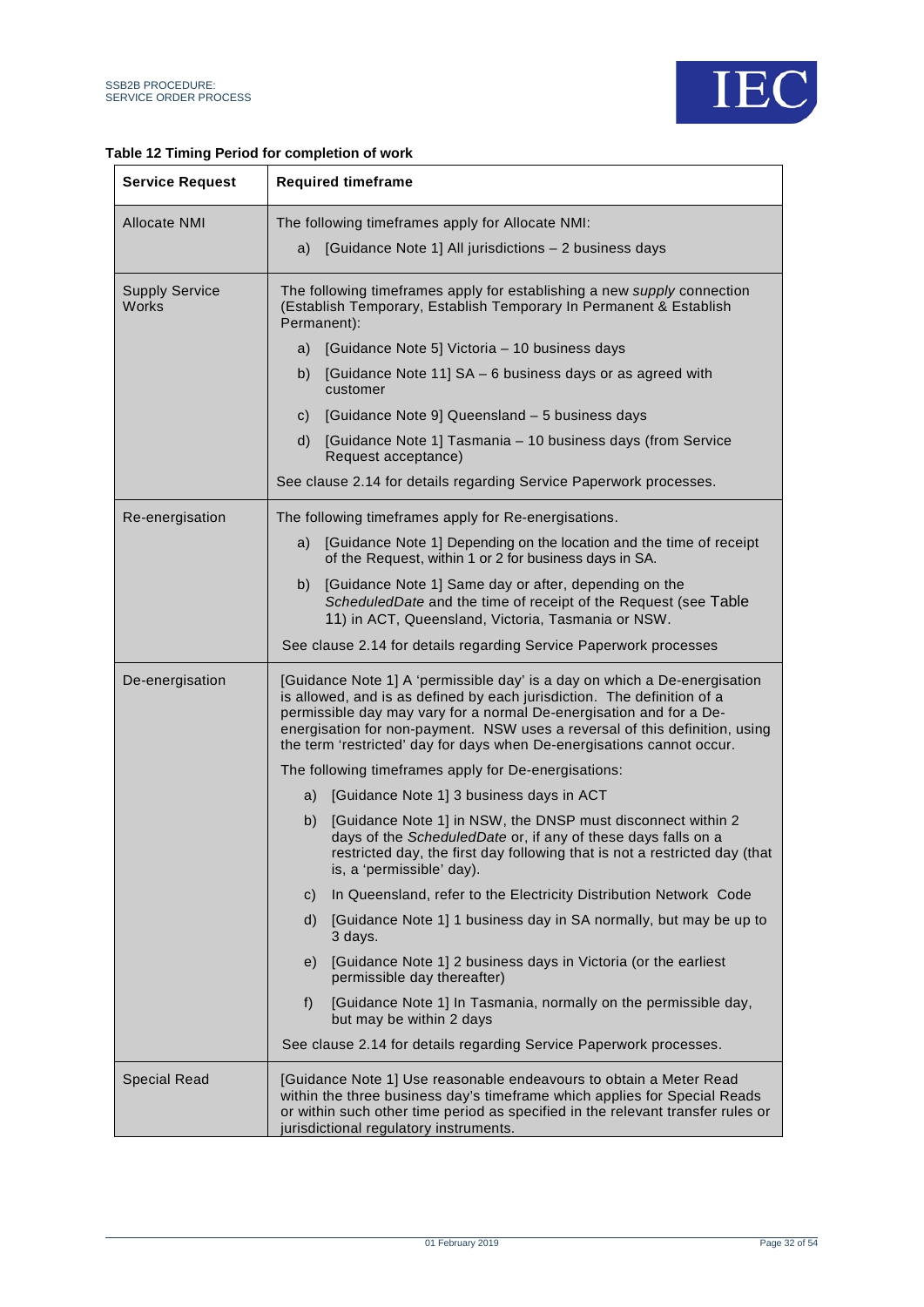**Table 12 Timing Period for completion of work**

| Service Request | Required timeframe |
|---|---|
| Allocate NMI | The following timeframes apply for Allocate NMI:<br>a) [Guidance Note 1] All jurisdictions – 2 business days |
| Supply Service Works | The following timeframes apply for establishing a new *supply* connection (Establish Temporary, Establish Temporary In Permanent & Establish Permanent):<br>a) [Guidance Note 5] Victoria – 10 business days<br>b) [Guidance Note 11] SA – 6 business days or as agreed with customer<br>c) [Guidance Note 9] Queensland – 5 business days<br>d) [Guidance Note 1] Tasmania – 10 business days (from Service Request acceptance)<br>See clause 2.14 for details regarding Service Paperwork processes. |
| Re-energisation | The following timeframes apply for Re-energisations.<br>a) [Guidance Note 1] Depending on the location and the time of receipt of the Request, within 1 or 2 for business days in SA.<br>b) [Guidance Note 1] Same day or after, depending on the *ScheduledDate* and the time of receipt of the Request (see Table 11) in ACT, Queensland, Victoria, Tasmania or NSW.<br>See clause 2.14 for details regarding Service Paperwork processes |
| De-energisation | [Guidance Note 1] A 'permissible day' is a day on which a De-energisation is allowed, and is as defined by each jurisdiction. The definition of a permissible day may vary for a normal De-energisation and for a De-energisation for non-payment. NSW uses a reversal of this definition, using the term 'restricted' day for days when De-energisations cannot occur.<br>The following timeframes apply for De-energisations:<br>a) [Guidance Note 1] 3 business days in ACT<br>b) [Guidance Note 1] in NSW, the DNSP must disconnect within 2 days of the *ScheduledDate* or, if any of these days falls on a restricted day, the first day following that is not a restricted day (that is, a 'permissible' day).<br>c) In Queensland, refer to the Electricity Distribution Network Code<br>d) [Guidance Note 1] 1 business day in SA normally, but may be up to 3 days.<br>e) [Guidance Note 1] 2 business days in Victoria (or the earliest permissible day thereafter)<br>f) [Guidance Note 1] In Tasmania, normally on the permissible day, but may be within 2 days<br>See clause 2.14 for details regarding Service Paperwork processes. |
| Special Read | [Guidance Note 1] Use reasonable endeavours to obtain a Meter Read within the three business day's timeframe which applies for Special Reads or within such other time period as specified in the relevant transfer rules or jurisdictional regulatory instruments. |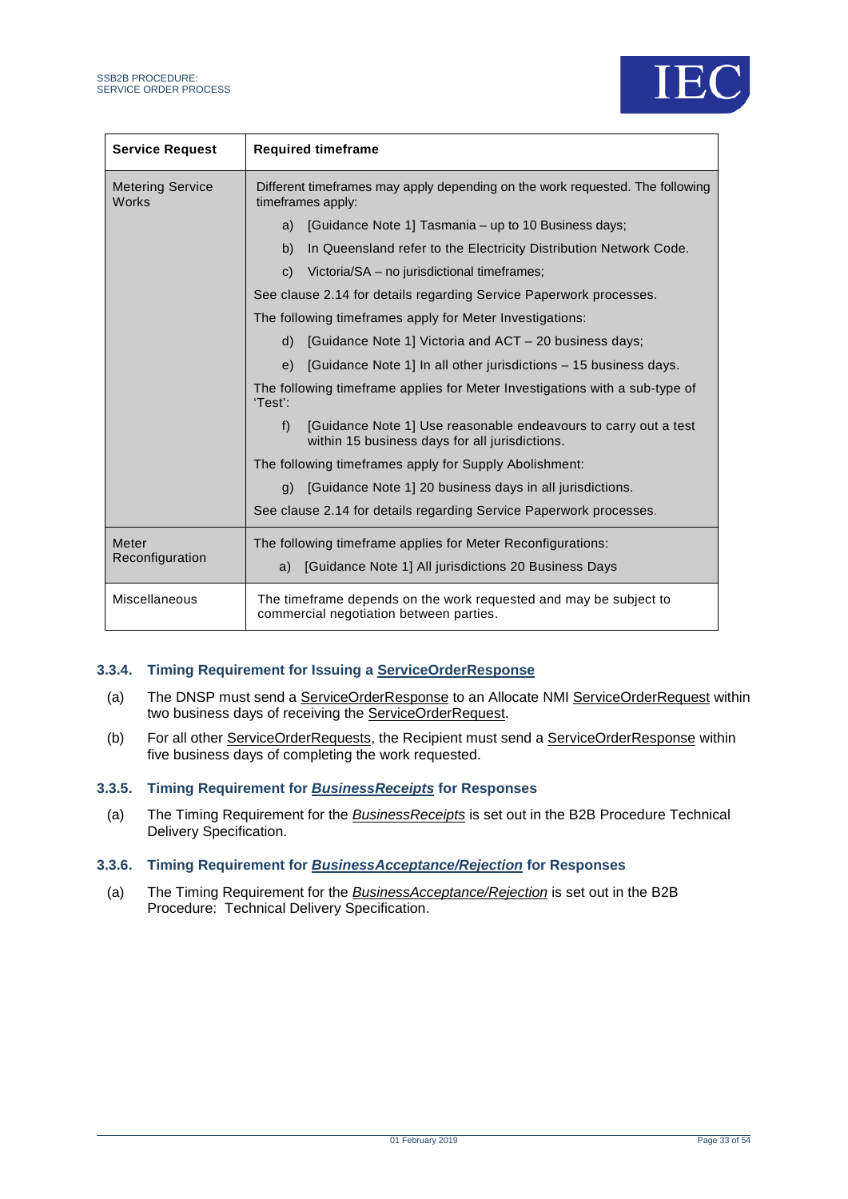| Service Request | Required timeframe |
| --- | --- |
| Metering Service Works | Different timeframes may apply depending on the work requested. The following timeframes apply:<br>a) [Guidance Note 1] Tasmania – up to 10 Business days;<br>b) In Queensland refer to the Electricity Distribution Network Code.<br>c) Victoria/SA – no jurisdictional timeframes;<br>See clause 2.14 for details regarding Service Paperwork processes.<br>The following timeframes apply for Meter Investigations:<br>d) [Guidance Note 1] Victoria and ACT – 20 business days;<br>e) [Guidance Note 1] In all other jurisdictions – 15 business days.<br>The following timeframe applies for Meter Investigations with a sub-type of 'Test':<br>f) [Guidance Note 1] Use reasonable endeavours to carry out a test within 15 business days for all jurisdictions.<br>The following timeframes apply for Supply Abolishment:<br>g) [Guidance Note 1] 20 business days in all jurisdictions.<br>See clause 2.14 for details regarding Service Paperwork processes. |
| Meter Reconfiguration | The following timeframe applies for Meter Reconfigurations:<br>a) [Guidance Note 1] All jurisdictions 20 Business Days |
| Miscellaneous | The timeframe depends on the work requested and may be subject to commercial negotiation between parties. |

### 3.3.4. Timing Requirement for Issuing a ServiceOrderResponse

(a) The DNSP must send a ServiceOrderResponse to an Allocate NMI ServiceOrderRequest within two business days of receiving the ServiceOrderRequest.

(b) For all other ServiceOrderRequests, the Recipient must send a ServiceOrderResponse within five business days of completing the work requested.

### 3.3.5. Timing Requirement for *BusinessReceipts* for Responses

(a) The Timing Requirement for the *BusinessReceipts* is set out in the B2B Procedure Technical Delivery Specification.

### 3.3.6. Timing Requirement for *BusinessAcceptance/Rejection* for Responses

(a) The Timing Requirement for the *BusinessAcceptance/Rejection* is set out in the B2B Procedure: Technical Delivery Specification.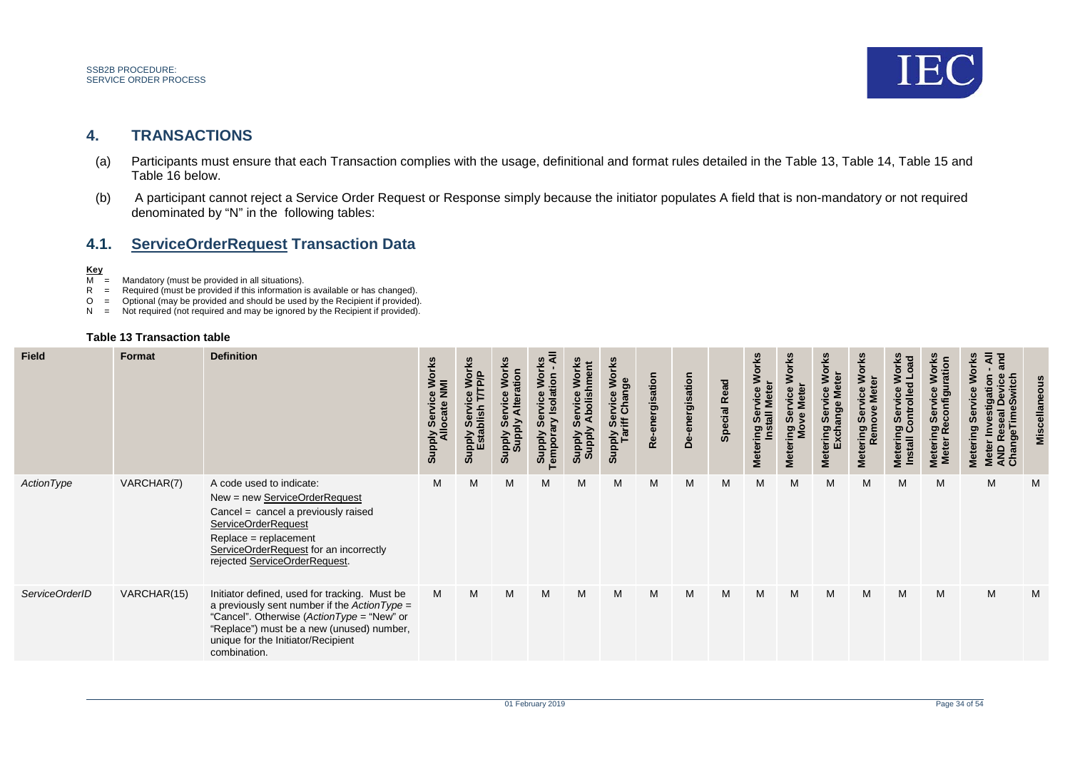## 4. TRANSACTIONS

(a) Participants must ensure that each Transaction complies with the usage, definitional and format rules detailed in the Table 13, Table 14, Table 15 and Table 16 below.

(b) A participant cannot reject a Service Order Request or Response simply because the initiator populates A field that is non-mandatory or not required denominated by "N" in the following tables:

### 4.1. ServiceOrderRequest Transaction Data

**Key**

M = Mandatory (must be provided in all situations).
R = Required (must be provided if this information is available or has changed).
O = Optional (may be provided and should be used by the Recipient if provided).
N = Not required (not required and may be ignored by the Recipient if provided).

**Table 13 Transaction table**

| Field | Format | Definition | Supply Service Works Allocate NMI | Supply Service Works Establish T/TP/P | Supply Service Works Supply Alteration | Supply Service Works Temporary Isolation - All | Supply Service Works Supply Abolishment | Supply Service Works Tariff Change | Re-energisation | De-energisation | Special Read | Metering Service Works Install Meter | Metering Service Works Move Meter | Metering Service Works Exchange Meter | Metering Service Works Remove Meter | Metering Service Works Install Controlled Load | Metering Service Works Meter Reconfiguration | Metering Service Works Meter Investigation - All AND Reseal Device and ChangeTimeSwitch | Miscellaneous |
|---|---|---|---|---|---|---|---|---|---|---|---|---|---|---|---|---|---|---|---|
| *ActionType* | VARCHAR(7) | A code used to indicate:<br>New = new ServiceOrderRequest<br>Cancel = cancel a previously raised ServiceOrderRequest<br>Replace = replacement ServiceOrderRequest for an incorrectly rejected ServiceOrderRequest. | M | M | M | M | M | M | M | M | M | M | M | M | M | M | M | M | M |
| *ServiceOrderID* | VARCHAR(15) | Initiator defined, used for tracking. Must be a previously sent number if the *ActionType* = "Cancel". Otherwise (*ActionType* = "New" or "Replace") must be a new (unused) number, unique for the Initiator/Recipient combination. | M | M | M | M | M | M | M | M | M | M | M | M | M | M | M | M | M |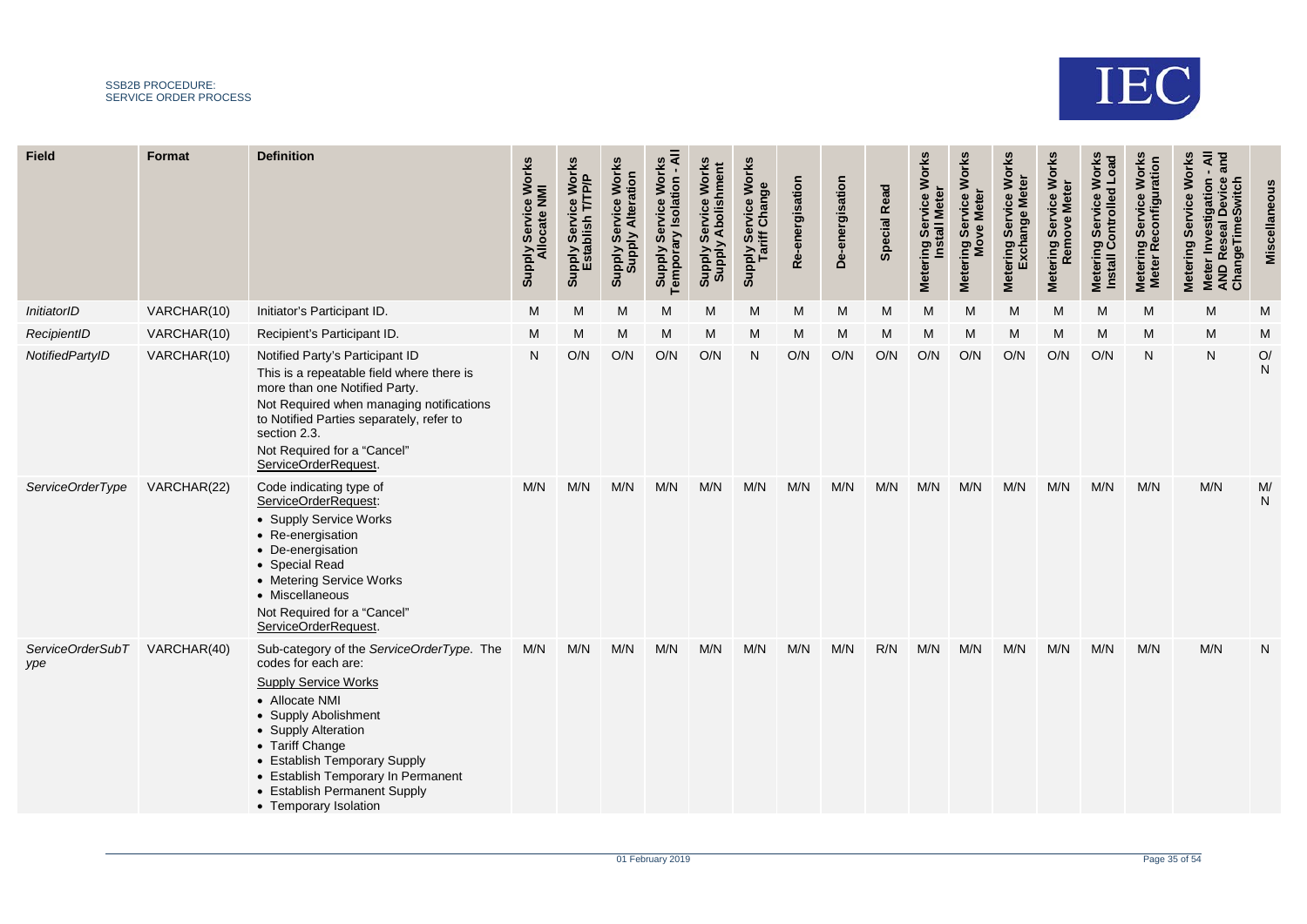| Field | Format | Definition | Supply Service Works Allocate NMI | Supply Service Works Establish T/TP/P | Supply Service Works Supply Alteration | Supply Service Works Temporary Isolation - All | Supply Service Works Supply Abolishment | Supply Service Works Tariff Change | Re-energisation | De-energisation | Special Read | Metering Service Works Install Meter | Metering Service Works Move Meter | Metering Service Works Exchange Meter | Metering Service Works Remove Meter | Metering Service Works Install Controlled Load | Metering Service Works Meter Reconfiguration | Metering Service Works Meter Investigation - All AND Reseal Device and ChangeTimeSwitch | Miscellaneous |
|---|---|---|---|---|---|---|---|---|---|---|---|---|---|---|---|---|---|---|---|
| *InitiatorID* | VARCHAR(10) | Initiator's Participant ID. | M | M | M | M | M | M | M | M | M | M | M | M | M | M | M | M | M |
| *RecipientID* | VARCHAR(10) | Recipient's Participant ID. | M | M | M | M | M | M | M | M | M | M | M | M | M | M | M | M | M |
| *NotifiedPartyID* | VARCHAR(10) | Notified Party's Participant ID<br>This is a repeatable field where there is more than one Notified Party.<br>Not Required when managing notifications to Notified Parties separately, refer to section 2.3.<br>Not Required for a "Cancel" <u>ServiceOrderRequest</u>. | N | O/N | O/N | O/N | O/N | N | O/N | O/N | O/N | O/N | O/N | O/N | O/N | O/N | N | N | O/N |
| *ServiceOrderType* | VARCHAR(22) | Code indicating type of <u>ServiceOrderRequest</u>:<br>• Supply Service Works<br>• Re-energisation<br>• De-energisation<br>• Special Read<br>• Metering Service Works<br>• Miscellaneous<br>Not Required for a "Cancel" <u>ServiceOrderRequest</u>. | M/N | M/N | M/N | M/N | M/N | M/N | M/N | M/N | M/N | M/N | M/N | M/N | M/N | M/N | M/N | M/N | M/N |
| *ServiceOrderSubType* | VARCHAR(40) | Sub-category of the *ServiceOrderType*. The codes for each are:<br><u>Supply Service Works</u><br>• Allocate NMI<br>• Supply Abolishment<br>• Supply Alteration<br>• Tariff Change<br>• Establish Temporary Supply<br>• Establish Temporary In Permanent<br>• Establish Permanent Supply<br>• Temporary Isolation | M/N | M/N | M/N | M/N | M/N | M/N | M/N | M/N | R/N | M/N | M/N | M/N | M/N | M/N | M/N | M/N | N |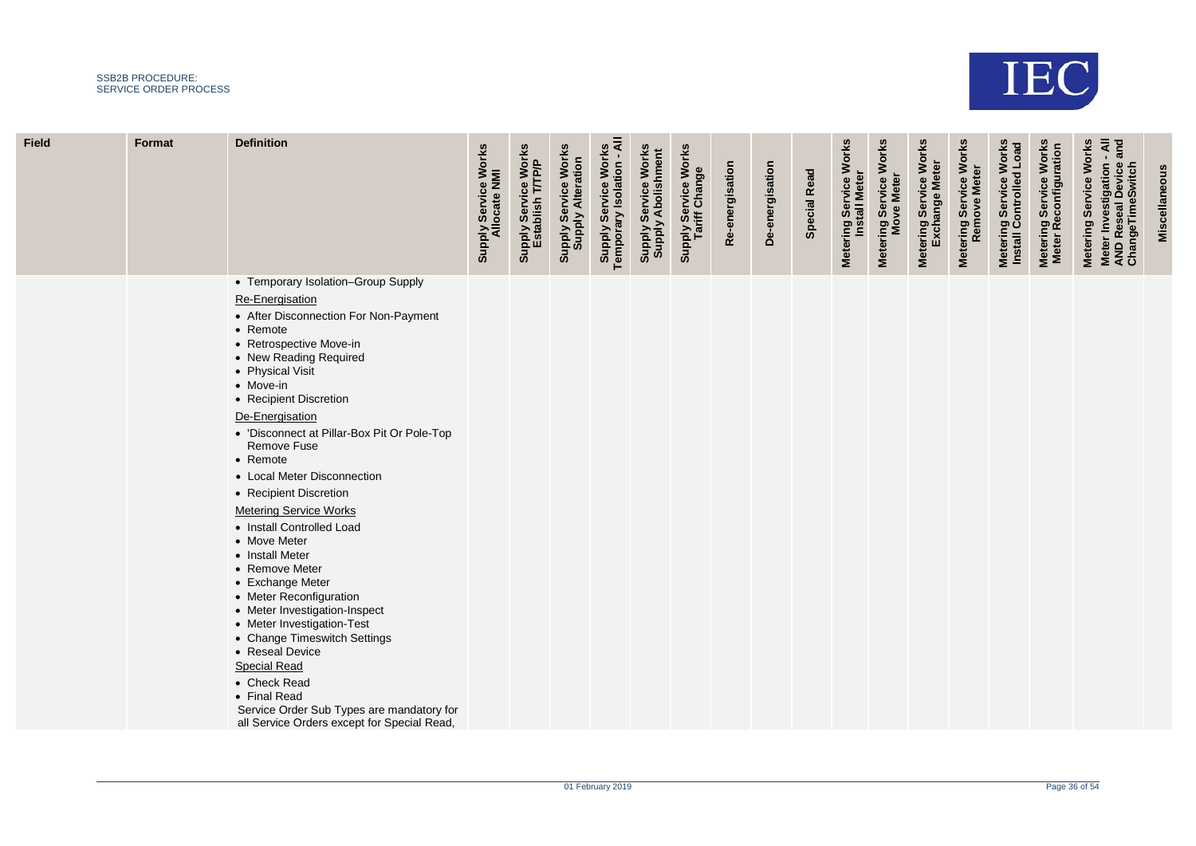| Field | Format | Definition | Supply Service Works Allocate NMI | Supply Service Works Establish T/T/P/P | Supply Service Works Supply Alteration | Supply Service Works Temporary Isolation - All | Supply Service Works Supply Abolishment | Supply Service Works Tariff Change | Re-energisation | De-energisation | Special Read | Metering Service Works Install Meter | Metering Service Works Move Meter | Metering Service Works Exchange Meter | Metering Service Works Remove Meter | Metering Service Works Install Controlled Load | Metering Service Works Meter Reconfiguration | Metering Service Works Meter Investigation - All AND Reseal Device and ChangeTimeSwitch | Miscellaneous |
|---|---|---|---|---|---|---|---|---|---|---|---|---|---|---|---|---|---|---|---|
| | | • Temporary Isolation–Group Supply<br>Re-Energisation<br>• After Disconnection For Non-Payment<br>• Remote<br>• Retrospective Move-in<br>• New Reading Required<br>• Physical Visit<br>• Move-in<br>• Recipient Discretion<br>De-Energisation<br>• 'Disconnect at Pillar-Box Pit Or Pole-Top Remove Fuse<br>• Remote<br>• Local Meter Disconnection<br>• Recipient Discretion<br>Metering Service Works<br>• Install Controlled Load<br>• Move Meter<br>• Install Meter<br>• Remove Meter<br>• Exchange Meter<br>• Meter Reconfiguration<br>• Meter Investigation-Inspect<br>• Meter Investigation-Test<br>• Change Timeswitch Settings<br>• Reseal Device<br>Special Read<br>• Check Read<br>• Final Read<br>Service Order Sub Types are mandatory for all Service Orders except for Special Read, | | | | | | | | | | | | | | | | | |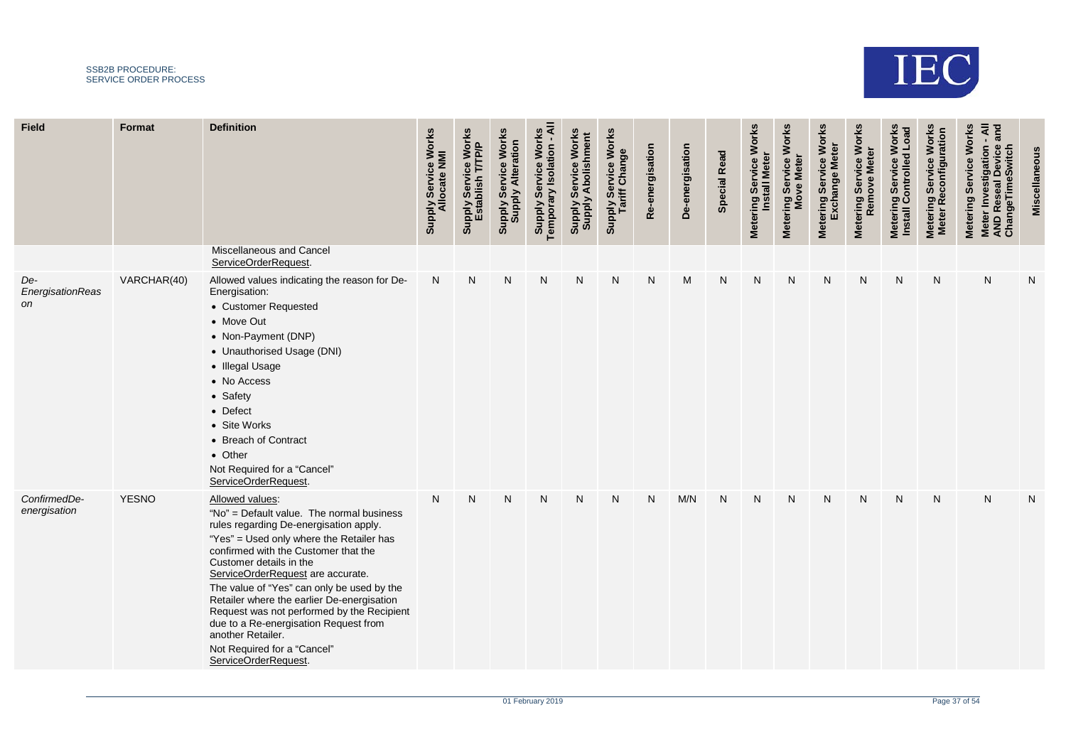| Field | Format | Definition | Supply Service Works Allocate NMI | Supply Service Works Establish T/TP/P | Supply Service Works Supply Alteration | Supply Service Works Temporary Isolation - All | Supply Service Works Supply Abolishment | Supply Service Works Tariff Change | Re-energisation | De-energisation | Special Read | Metering Service Works Install Meter | Metering Service Works Move Meter | Metering Service Works Exchange Meter | Metering Service Works Remove Meter | Metering Service Works Install Controlled Load | Metering Service Works Meter Reconfiguration | Metering Service Works Meter Investigation - All AND Reseal Device and ChangeTimeSwitch | Miscellaneous |
|---|---|---|---|---|---|---|---|---|---|---|---|---|---|---|---|---|---|---|---|
| | | Miscellaneous and Cancel ServiceOrderRequest. | | | | | | | | | | | | | | | | | |
| *De-EnergisationReason* | VARCHAR(40) | Allowed values indicating the reason for De-Energisation:<br>• Customer Requested<br>• Move Out<br>• Non-Payment (DNP)<br>• Unauthorised Usage (DNI)<br>• Illegal Usage<br>• No Access<br>• Safety<br>• Defect<br>• Site Works<br>• Breach of Contract<br>• Other<br>Not Required for a "Cancel" ServiceOrderRequest. | N | N | N | N | N | N | N | M | N | N | N | N | N | N | N | N | N |
| *ConfirmedDe-energisation* | YESNO | Allowed values:<br>"No" = Default value. The normal business rules regarding De-energisation apply.<br>"Yes" = Used only where the Retailer has confirmed with the Customer that the Customer details in the ServiceOrderRequest are accurate.<br>The value of "Yes" can only be used by the Retailer where the earlier De-energisation Request was not performed by the Recipient due to a Re-energisation Request from another Retailer.<br>Not Required for a "Cancel" ServiceOrderRequest. | N | N | N | N | N | N | N | M/N | N | N | N | N | N | N | N | N | N |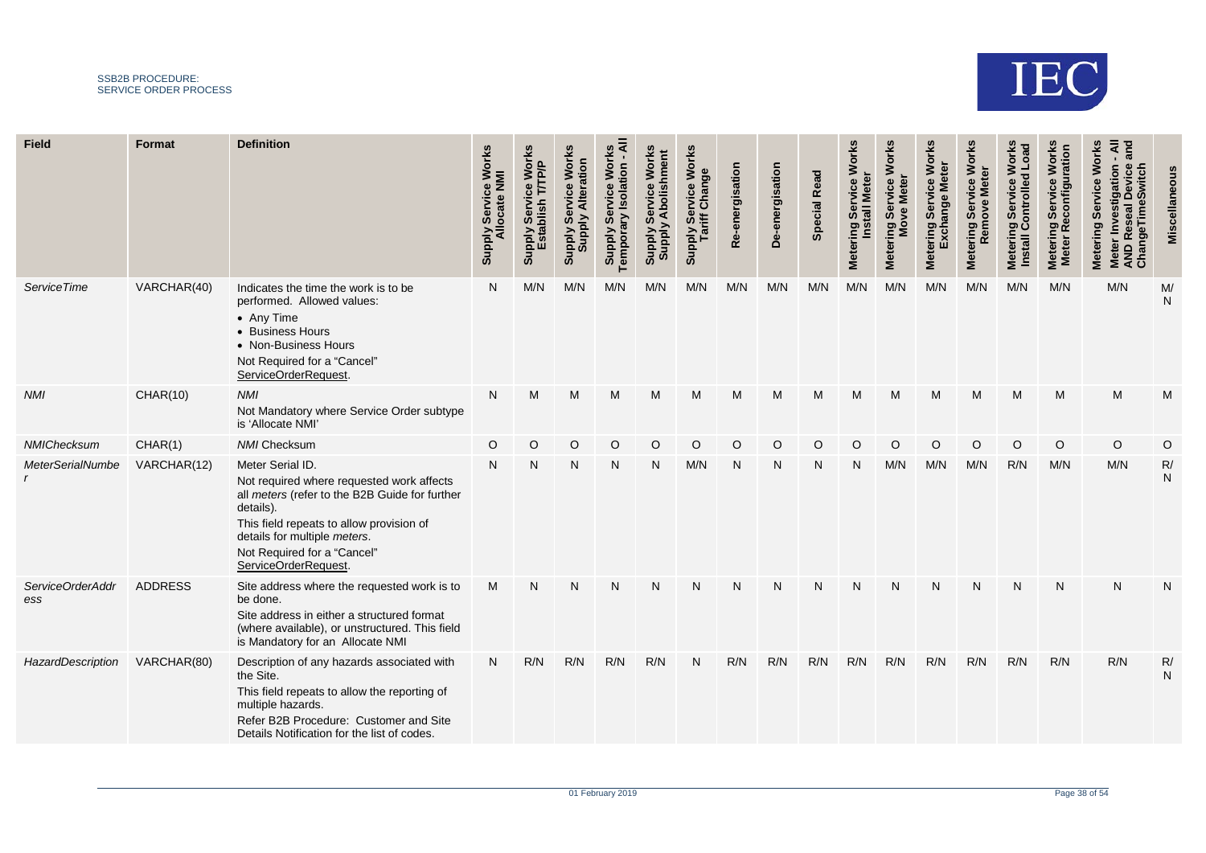| Field | Format | Definition | Supply Service Works Allocate NMI | Supply Service Works Establish T/TP/P | Supply Service Works Supply Alteration | Supply Service Works Temporary Isolation - All | Supply Service Works Supply Abolishment | Supply Service Works Tariff Change | Re-energisation | De-energisation | Special Read | Metering Service Works Install Meter | Metering Service Works Move Meter | Metering Service Works Exchange Meter | Metering Service Works Remove Meter | Metering Service Works Install Controlled Load | Metering Service Works Meter Reconfiguration | Metering Service Works Meter Investigation - All AND Reseal Device and ChangeTimeSwitch | Miscellaneous |
|---|---|---|---|---|---|---|---|---|---|---|---|---|---|---|---|---|---|---|---|
| *ServiceTime* | VARCHAR(40) | Indicates the time the work is to be performed. Allowed values:<br>• Any Time<br>• Business Hours<br>• Non-Business Hours<br>Not Required for a "Cancel" ServiceOrderRequest. | N | M/N | M/N | M/N | M/N | M/N | M/N | M/N | M/N | M/N | M/N | M/N | M/N | M/N | M/N | M/N | M/N |
| *NMI* | CHAR(10) | *NMI*<br>Not Mandatory where Service Order subtype is 'Allocate NMI' | N | M | M | M | M | M | M | M | M | M | M | M | M | M | M | M | M |
| *NMIChecksum* | CHAR(1) | *NMI* Checksum | O | O | O | O | O | O | O | O | O | O | O | O | O | O | O | O | O |
| *MeterSerialNumber* | VARCHAR(12) | Meter Serial ID.<br>Not required where requested work affects all *meters* (refer to the B2B Guide for further details).<br>This field repeats to allow provision of details for multiple *meters*.<br>Not Required for a "Cancel" ServiceOrderRequest. | N | N | N | N | N | M/N | N | N | N | N | M/N | M/N | M/N | R/N | M/N | M/N | R/N |
| *ServiceOrderAddress* | ADDRESS | Site address where the requested work is to be done.<br>Site address in either a structured format (where available), or unstructured. This field is Mandatory for an Allocate NMI | M | N | N | N | N | N | N | N | N | N | N | N | N | N | N | N | N |
| *HazardDescription* | VARCHAR(80) | Description of any hazards associated with the Site.<br>This field repeats to allow the reporting of multiple hazards.<br>Refer B2B Procedure: Customer and Site Details Notification for the list of codes. | N | R/N | R/N | R/N | R/N | N | R/N | R/N | R/N | R/N | R/N | R/N | R/N | R/N | R/N | R/N | R/N |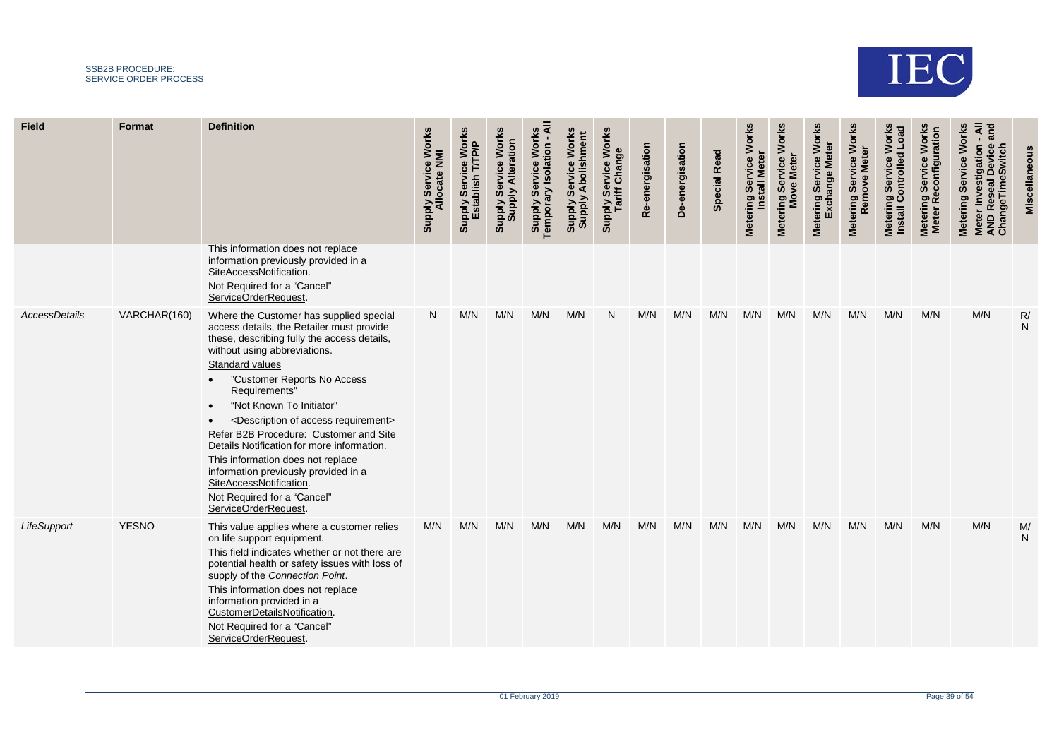| Field | Format | Definition | Supply Service Works Allocate NMI | Supply Service Works Establish T/T/P/P | Supply Service Works Supply Alteration | Supply Service Works Temporary Isolation - All | Supply Service Works Supply Abolishment | Supply Service Works Tariff Change | Re-energisation | De-energisation | Special Read | Metering Service Works Install Meter | Metering Service Works Move Meter | Metering Service Works Exchange Meter | Metering Service Works Remove Meter | Metering Service Works Install Controlled Load | Metering Service Works Meter Reconfiguration | Metering Service Works Meter Investigation - All AND Reseal Device and ChangeTimeSwitch | Miscellaneous |
|---|---|---|---|---|---|---|---|---|---|---|---|---|---|---|---|---|---|---|---|
| | | This information does not replace information previously provided in a SiteAccessNotification.<br>Not Required for a "Cancel" ServiceOrderRequest. | | | | | | | | | | | | | | | | | |
| *AccessDetails* | VARCHAR(160) | Where the Customer has supplied special access details, the Retailer must provide these, describing fully the access details, without using abbreviations.<br>Standard values<br>• "Customer Reports No Access Requirements"<br>• "Not Known To Initiator"<br>• <Description of access requirement><br>Refer B2B Procedure: Customer and Site Details Notification for more information.<br>This information does not replace information previously provided in a SiteAccessNotification.<br>Not Required for a "Cancel" ServiceOrderRequest. | N | M/N | M/N | M/N | M/N | N | M/N | M/N | M/N | M/N | M/N | M/N | M/N | M/N | M/N | M/N | R/N |
| *LifeSupport* | YESNO | This value applies where a customer relies on life support equipment.<br>This field indicates whether or not there are potential health or safety issues with loss of supply of the *Connection Point*.<br>This information does not replace information provided in a CustomerDetailsNotification.<br>Not Required for a "Cancel" ServiceOrderRequest. | M/N | M/N | M/N | M/N | M/N | M/N | M/N | M/N | M/N | M/N | M/N | M/N | M/N | M/N | M/N | M/N | M/N |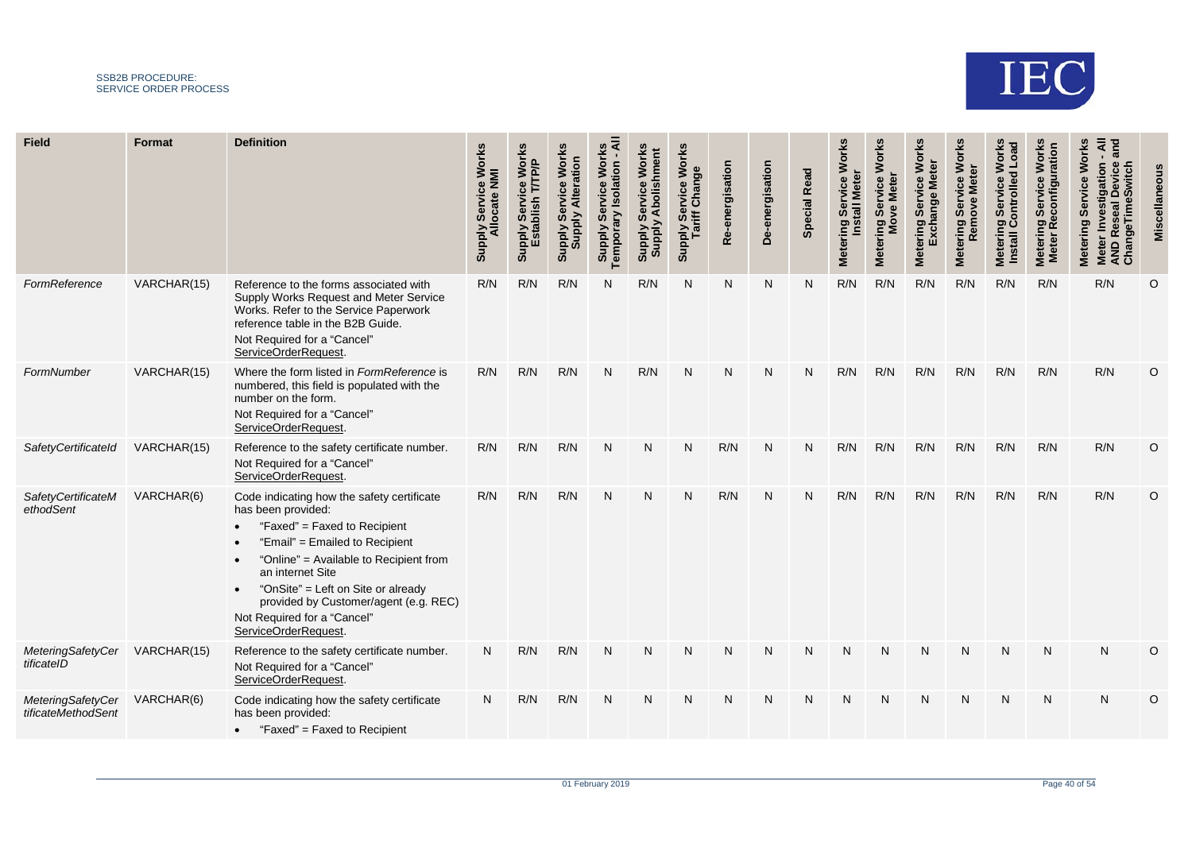| Field | Format | Definition | Supply Service Works Allocate NMI | Supply Service Works Establish T/TP/P | Supply Service Works Supply Alteration | Supply Service Works Temporary Isolation - All | Supply Service Works Supply Abolishment | Supply Service Works Tariff Change | Re-energisation | De-energisation | Special Read | Metering Service Works Install Meter | Metering Service Works Move Meter | Metering Service Works Exchange Meter | Metering Service Works Remove Meter | Metering Service Works Install Controlled Load | Metering Service Works Meter Reconfiguration | Metering Service Works Meter Investigation - All AND Reseal Device and ChangeTimeSwitch | Miscellaneous |
|---|---|---|---|---|---|---|---|---|---|---|---|---|---|---|---|---|---|---|---|
| *FormReference* | VARCHAR(15) | Reference to the forms associated with Supply Works Request and Meter Service Works. Refer to the Service Paperwork reference table in the B2B Guide.<br>Not Required for a "Cancel" ServiceOrderRequest. | R/N | R/N | R/N | N | R/N | N | N | N | N | R/N | R/N | R/N | R/N | R/N | R/N | R/N | O |
| *FormNumber* | VARCHAR(15) | Where the form listed in *FormReference* is numbered, this field is populated with the number on the form.<br>Not Required for a "Cancel" ServiceOrderRequest. | R/N | R/N | R/N | N | R/N | N | N | N | N | R/N | R/N | R/N | R/N | R/N | R/N | R/N | O |
| *SafetyCertificateId* | VARCHAR(15) | Reference to the safety certificate number.<br>Not Required for a "Cancel" ServiceOrderRequest. | R/N | R/N | R/N | N | N | N | R/N | N | N | R/N | R/N | R/N | R/N | R/N | R/N | R/N | O |
| *SafetyCertificateMethodSent* | VARCHAR(6) | Code indicating how the safety certificate has been provided:<br>• "Faxed" = Faxed to Recipient<br>• "Email" = Emailed to Recipient<br>• "Online" = Available to Recipient from an internet Site<br>• "OnSite" = Left on Site or already provided by Customer/agent (e.g. REC)<br>Not Required for a "Cancel" ServiceOrderRequest. | R/N | R/N | R/N | N | N | N | R/N | N | N | R/N | R/N | R/N | R/N | R/N | R/N | R/N | O |
| *MeteringSafetyCertificateID* | VARCHAR(15) | Reference to the safety certificate number.<br>Not Required for a "Cancel" ServiceOrderRequest. | N | R/N | R/N | N | N | N | N | N | N | N | N | N | N | N | N | N | O |
| *MeteringSafetyCertificateMethodSent* | VARCHAR(6) | Code indicating how the safety certificate has been provided:<br>• "Faxed" = Faxed to Recipient | N | R/N | R/N | N | N | N | N | N | N | N | N | N | N | N | N | N | O |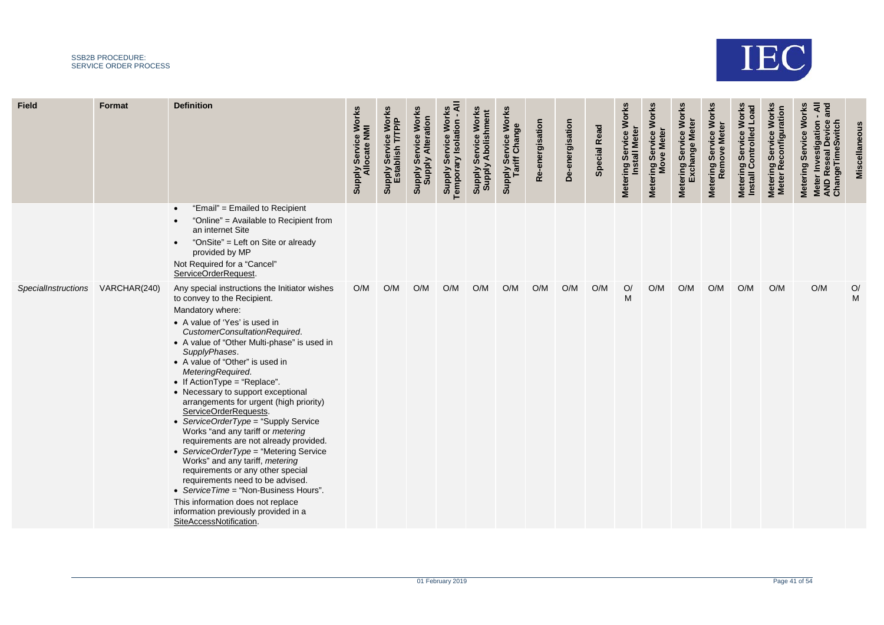| Field | Format | Definition | Supply Service Works Allocate NMI | Supply Service Works Establish T/T/P/P | Supply Service Works Supply Alteration | Supply Service Works Temporary Isolation - All | Supply Service Works Supply Abolishment | Supply Service Works Tariff Change | Re-energisation | De-energisation | Special Read | Metering Service Works Install Meter | Metering Service Works Move Meter | Metering Service Works Exchange Meter | Metering Service Works Remove Meter | Metering Service Works Install Controlled Load | Metering Service Works Meter Reconfiguration | Metering Service Works Meter Investigation - All AND Reseal Device and ChangeTimeSwitch | Miscellaneous |
|---|---|---|---|---|---|---|---|---|---|---|---|---|---|---|---|---|---|---|---|
| | | • "Email" = Emailed to Recipient<br>• "Online" = Available to Recipient from an internet Site<br>• "OnSite" = Left on Site or already provided by MP<br>Not Required for a "Cancel" ServiceOrderRequest. | | | | | | | | | | | | | | | | | |
| *SpecialInstructions* | VARCHAR(240) | Any special instructions the Initiator wishes to convey to the Recipient.<br>Mandatory where:<br>• A value of 'Yes' is used in *CustomerConsultationRequired*.<br>• A value of "Other Multi-phase" is used in *SupplyPhases*.<br>• A value of "Other" is used in *MeteringRequired*.<br>• If ActionType = "Replace".<br>• Necessary to support exceptional arrangements for urgent (high priority) ServiceOrderRequests.<br>• *ServiceOrderType* = "Supply Service Works "and any tariff or *metering* requirements are not already provided.<br>• *ServiceOrderType* = "Metering Service Works" and any tariff, *metering* requirements or any other special requirements need to be advised.<br>• *ServiceTime* = "Non-Business Hours".<br>This information does not replace information previously provided in a SiteAccessNotification. | O/M | O/M | O/M | O/M | O/M | O/M | O/M | O/M | O/M | O/M | O/M | O/M | O/M | O/M | O/M | O/M | O/M |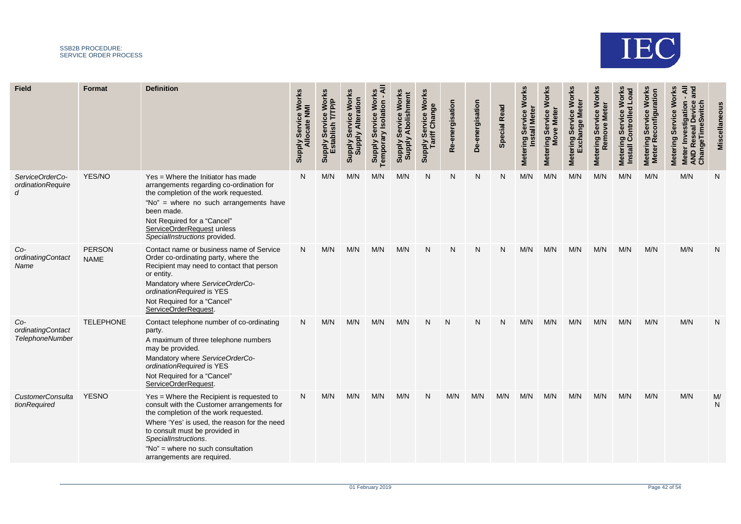| Field | Format | Definition | Supply Service Works Allocate NMI | Supply Service Works Establish T/T/P/P | Supply Service Works Supply Alteration | Supply Service Works Temporary Isolation - All | Supply Service Works Supply Abolishment | Supply Service Works Tariff Change | Re-energisation | De-energisation | Special Read | Metering Service Works Install Meter | Metering Service Works Move Meter | Metering Service Works Exchange Meter | Metering Service Works Remove Meter | Metering Service Works Install Controlled Load | Metering Service Works Meter Reconfiguration | Metering Service Works Meter Investigation - All AND Reseal Device and ChangeTimeSwitch | Miscellaneous |
|---|---|---|---|---|---|---|---|---|---|---|---|---|---|---|---|---|---|---|---|
| *ServiceOrderCo-ordinationRequired* | YES/NO | Yes = Where the Initiator has made arrangements regarding co-ordination for the completion of the work requested.<br>"No" = where no such arrangements have been made.<br>Not Required for a "Cancel" ServiceOrderRequest unless *SpecialInstructions* provided. | N | M/N | M/N | M/N | M/N | N | N | N | N | M/N | M/N | M/N | M/N | M/N | M/N | M/N | N |
| *Co-ordinatingContactName* | PERSON NAME | Contact name or business name of Service Order co-ordinating party, where the Recipient may need to contact that person or entity.<br>Mandatory where *ServiceOrderCo-ordinationRequired* is YES<br>Not Required for a "Cancel" ServiceOrderRequest. | N | M/N | M/N | M/N | M/N | N | N | N | N | M/N | M/N | M/N | M/N | M/N | M/N | M/N | N |
| *Co-ordinatingContactTelephoneNumber* | TELEPHONE | Contact telephone number of co-ordinating party.<br>A maximum of three telephone numbers may be provided.<br>Mandatory where *ServiceOrderCo-ordinationRequired* is YES<br>Not Required for a "Cancel" ServiceOrderRequest. | N | M/N | M/N | M/N | M/N | N | N | N | N | M/N | M/N | M/N | M/N | M/N | M/N | M/N | N |
| *CustomerConsultationRequired* | YESNO | Yes = Where the Recipient is requested to consult with the Customer arrangements for the completion of the work requested.<br>Where 'Yes' is used, the reason for the need to consult must be provided in *SpecialInstructions*.<br>"No" = where no such consultation arrangements are required. | N | M/N | M/N | M/N | M/N | N | M/N | M/N | M/N | M/N | M/N | M/N | M/N | M/N | M/N | M/N | M/N |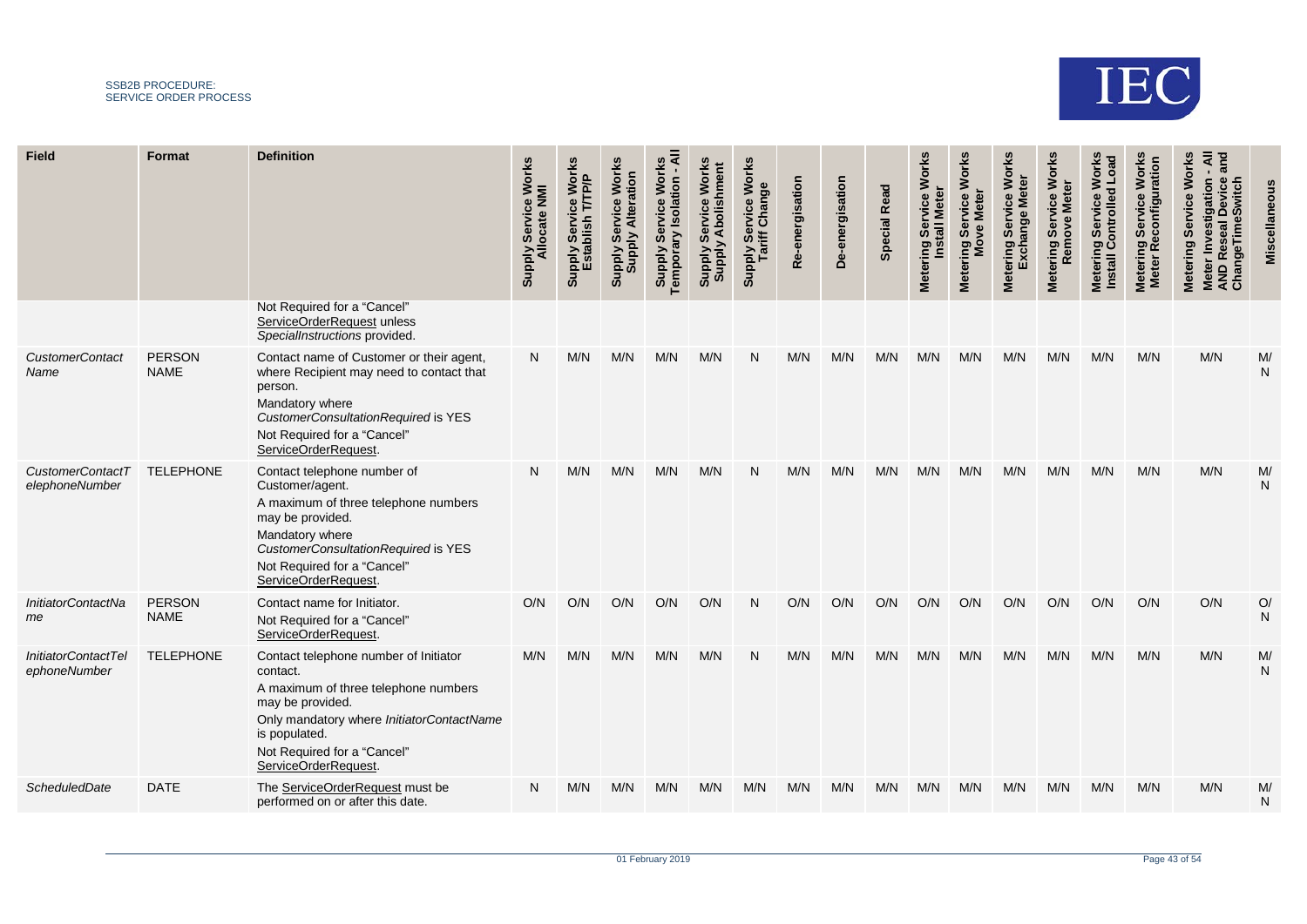| Field | Format | Definition | Supply Service Works Allocate NMI | Supply Service Works Establish T/TP/P | Supply Service Works Supply Alteration | Supply Service Works Temporary Isolation - All | Supply Service Works Supply Abolishment | Supply Service Works Tariff Change | Re-energisation | De-energisation | Special Read | Metering Service Works Install Meter | Metering Service Works Move Meter | Metering Service Works Exchange Meter | Metering Service Works Remove Meter | Metering Service Works Install Controlled Load | Metering Service Works Meter Reconfiguration | Metering Service Works Meter Investigation - All AND Reseal Device and ChangeTimeSwitch | Miscellaneous |
|---|---|---|---|---|---|---|---|---|---|---|---|---|---|---|---|---|---|---|---|
| | | Not Required for a "Cancel" ServiceOrderRequest unless *SpecialInstructions* provided. | | | | | | | | | | | | | | | | | |
| *CustomerContactName* | PERSON NAME | Contact name of Customer or their agent, where Recipient may need to contact that person.<br>Mandatory where *CustomerConsultationRequired* is YES<br>Not Required for a "Cancel" ServiceOrderRequest. | N | M/N | M/N | M/N | M/N | N | M/N | M/N | M/N | M/N | M/N | M/N | M/N | M/N | M/N | M/N | M/N |
| *CustomerContactTelephoneNumber* | TELEPHONE | Contact telephone number of Customer/agent.<br>A maximum of three telephone numbers may be provided.<br>Mandatory where *CustomerConsultationRequired* is YES<br>Not Required for a "Cancel" ServiceOrderRequest. | N | M/N | M/N | M/N | M/N | N | M/N | M/N | M/N | M/N | M/N | M/N | M/N | M/N | M/N | M/N | M/N |
| *InitiatorContactName* | PERSON NAME | Contact name for Initiator.<br>Not Required for a "Cancel" ServiceOrderRequest. | O/N | O/N | O/N | O/N | O/N | N | O/N | O/N | O/N | O/N | O/N | O/N | O/N | O/N | O/N | O/N | O/N |
| *InitiatorContactTelephoneNumber* | TELEPHONE | Contact telephone number of Initiator contact.<br>A maximum of three telephone numbers may be provided.<br>Only mandatory where *InitiatorContactName* is populated.<br>Not Required for a "Cancel" ServiceOrderRequest. | M/N | M/N | M/N | M/N | M/N | N | M/N | M/N | M/N | M/N | M/N | M/N | M/N | M/N | M/N | M/N | M/N |
| *ScheduledDate* | DATE | The ServiceOrderRequest must be performed on or after this date. | N | M/N | M/N | M/N | M/N | M/N | M/N | M/N | M/N | M/N | M/N | M/N | M/N | M/N | M/N | M/N | M/N |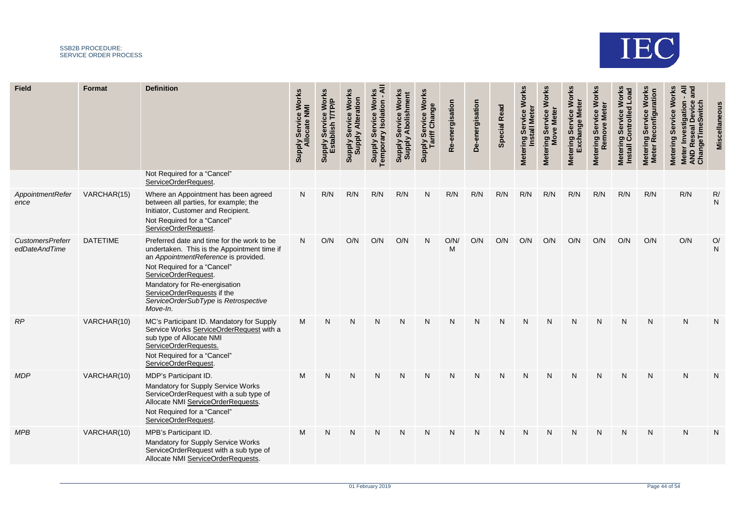| Field | Format | Definition | Supply Service Works Allocate NMI | Supply Service Works Establish T/TP/P | Supply Service Works Supply Alteration | Supply Service Works Temporary Isolation - All | Supply Service Works Supply Abolishment | Supply Service Works Tariff Change | Re-energisation | De-energisation | Special Read | Metering Service Works Install Meter | Metering Service Works Move Meter | Metering Service Works Exchange Meter | Metering Service Works Remove Meter | Metering Service Works Install Controlled Load | Metering Service Works Meter Reconfiguration | Metering Service Works Meter Investigation - All AND Reseal Device and ChangeTimeSwitch | Miscellaneous |
|---|---|---|---|---|---|---|---|---|---|---|---|---|---|---|---|---|---|---|---|
| | | Not Required for a "Cancel" ServiceOrderRequest. | | | | | | | | | | | | | | | | | |
| *AppointmentReference* | VARCHAR(15) | Where an Appointment has been agreed between all parties, for example; the Initiator, Customer and Recipient.<br>Not Required for a "Cancel" ServiceOrderRequest. | N | R/N | R/N | R/N | R/N | N | R/N | R/N | R/N | R/N | R/N | R/N | R/N | R/N | R/N | R/N | R/N |
| *CustomersPreferredDateAndTime* | DATETIME | Preferred date and time for the work to be undertaken. This is the Appointment time if an *AppointmentReference* is provided.<br>Not Required for a "Cancel" ServiceOrderRequest.<br>Mandatory for Re-energisation ServiceOrderRequests if the *ServiceOrderSubType* is *Retrospective Move-In*. | N | O/N | O/N | O/N | O/N | N | O/N/M | O/N | O/N | O/N | O/N | O/N | O/N | O/N | O/N | O/N | O/N |
| *RP* | VARCHAR(10) | MC's Participant ID. Mandatory for Supply Service Works ServiceOrderRequest with a sub type of Allocate NMI ServiceOrderRequests.<br>Not Required for a "Cancel" ServiceOrderRequest. | M | N | N | N | N | N | N | N | N | N | N | N | N | N | N | N | N |
| *MDP* | VARCHAR(10) | MDP's Participant ID.<br>Mandatory for Supply Service Works ServiceOrderRequest with a sub type of Allocate NMI ServiceOrderRequests.<br>Not Required for a "Cancel" ServiceOrderRequest. | M | N | N | N | N | N | N | N | N | N | N | N | N | N | N | N | N |
| *MPB* | VARCHAR(10) | MPB's Participant ID.<br>Mandatory for Supply Service Works ServiceOrderRequest with a sub type of Allocate NMI ServiceOrderRequests. | M | N | N | N | N | N | N | N | N | N | N | N | N | N | N | N | N |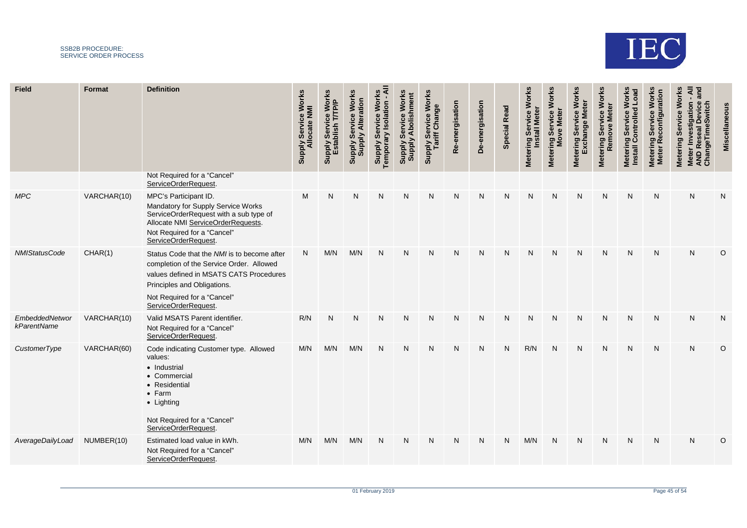| Field | Format | Definition | Supply Service Works Allocate NMI | Supply Service Works Establish T/TP/P | Supply Service Works Supply Alteration | Supply Service Works Temporary Isolation - All | Supply Service Works Supply Abolishment | Supply Service Works Tariff Change | Re-energisation | De-energisation | Special Read | Metering Service Works Install Meter | Metering Service Works Move Meter | Metering Service Works Exchange Meter | Metering Service Works Remove Meter | Metering Service Works Install Controlled Load | Metering Service Works Meter Reconfiguration | Metering Service Works Meter Investigation - All AND Reseal Device and ChangeTimeSwitch | Miscellaneous |
|---|---|---|---|---|---|---|---|---|---|---|---|---|---|---|---|---|---|---|---|
| | | Not Required for a "Cancel" ServiceOrderRequest. | | | | | | | | | | | | | | | | | |
| *MPC* | VARCHAR(10) | MPC's Participant ID.<br>Mandatory for Supply Service Works ServiceOrderRequest with a sub type of Allocate NMI ServiceOrderRequests.<br>Not Required for a "Cancel" ServiceOrderRequest. | M | N | N | N | N | N | N | N | N | N | N | N | N | N | N | N | N |
| *NMIStatusCode* | CHAR(1) | Status Code that the *NMI* is to become after completion of the Service Order. Allowed values defined in MSATS CATS Procedures Principles and Obligations.<br>Not Required for a "Cancel" ServiceOrderRequest. | N | M/N | M/N | N | N | N | N | N | N | N | N | N | N | N | N | N | O |
| *EmbeddedNetworkParentName* | VARCHAR(10) | Valid MSATS Parent identifier.<br>Not Required for a "Cancel" ServiceOrderRequest. | R/N | N | N | N | N | N | N | N | N | N | N | N | N | N | N | N | N |
| *CustomerType* | VARCHAR(60) | Code indicating Customer type. Allowed values:<br>• Industrial<br>• Commercial<br>• Residential<br>• Farm<br>• Lighting<br>Not Required for a "Cancel" ServiceOrderRequest. | M/N | M/N | M/N | N | N | N | N | N | N | R/N | N | N | N | N | N | N | O |
| *AverageDailyLoad* | NUMBER(10) | Estimated load value in kWh.<br>Not Required for a "Cancel" ServiceOrderRequest. | M/N | M/N | M/N | N | N | N | N | N | N | M/N | N | N | N | N | N | N | O |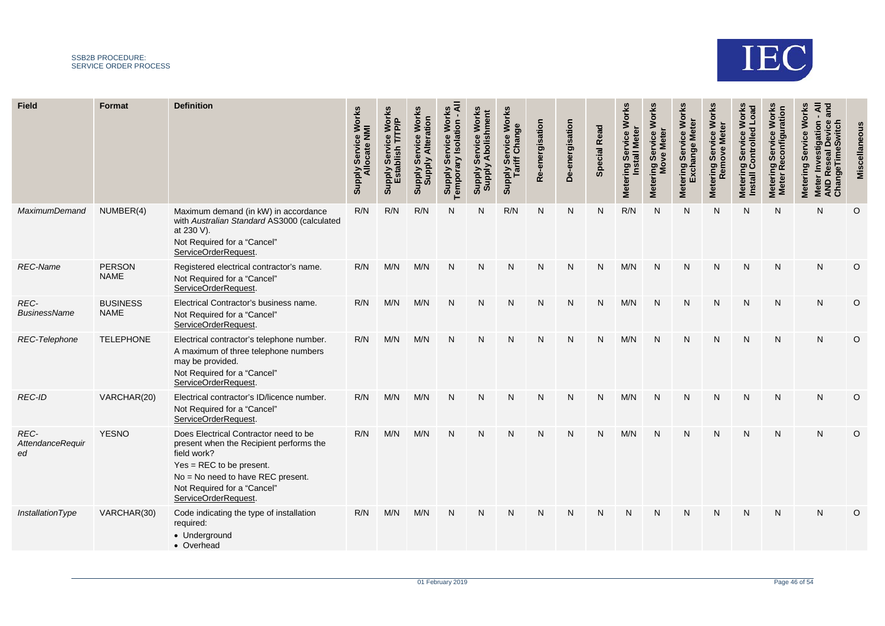| Field | Format | Definition | Supply Service Works Allocate NMI | Supply Service Works Establish T/TP/P | Supply Service Works Supply Alteration | Supply Service Works Temporary Isolation - All | Supply Service Works Supply Abolishment | Supply Service Works Tariff Change | Re-energisation | De-energisation | Special Read | Metering Service Works Install Meter | Metering Service Works Move Meter | Metering Service Works Exchange Meter | Metering Service Works Remove Meter | Metering Service Works Install Controlled Load | Metering Service Works Meter Reconfiguration | Metering Service Works Meter Investigation - All AND Reseal Device and ChangeTimeSwitch | Miscellaneous |
|---|---|---|---|---|---|---|---|---|---|---|---|---|---|---|---|---|---|---|---|
| *MaximumDemand* | NUMBER(4) | Maximum demand (in kW) in accordance with *Australian Standard* AS3000 (calculated at 230 V).<br>Not Required for a "Cancel" ServiceOrderRequest. | R/N | R/N | R/N | N | N | R/N | N | N | N | R/N | N | N | N | N | N | N | O |
| *REC-Name* | PERSON NAME | Registered electrical contractor's name.<br>Not Required for a "Cancel" ServiceOrderRequest. | R/N | M/N | M/N | N | N | N | N | N | N | M/N | N | N | N | N | N | N | O |
| *REC-BusinessName* | BUSINESS NAME | Electrical Contractor's business name.<br>Not Required for a "Cancel" ServiceOrderRequest. | R/N | M/N | M/N | N | N | N | N | N | N | M/N | N | N | N | N | N | N | O |
| *REC-Telephone* | TELEPHONE | Electrical contractor's telephone number.<br>A maximum of three telephone numbers may be provided.<br>Not Required for a "Cancel" ServiceOrderRequest. | R/N | M/N | M/N | N | N | N | N | N | N | M/N | N | N | N | N | N | N | O |
| *REC-ID* | VARCHAR(20) | Electrical contractor's ID/licence number.<br>Not Required for a "Cancel" ServiceOrderRequest. | R/N | M/N | M/N | N | N | N | N | N | N | M/N | N | N | N | N | N | N | O |
| *REC-AttendanceRequired* | YESNO | Does Electrical Contractor need to be present when the Recipient performs the field work?<br>Yes = REC to be present.<br>No = No need to have REC present.<br>Not Required for a "Cancel" ServiceOrderRequest. | R/N | M/N | M/N | N | N | N | N | N | N | M/N | N | N | N | N | N | N | O |
| *InstallationType* | VARCHAR(30) | Code indicating the type of installation required:<br>• Underground<br>• Overhead | R/N | M/N | M/N | N | N | N | N | N | N | N | N | N | N | N | N | N | O |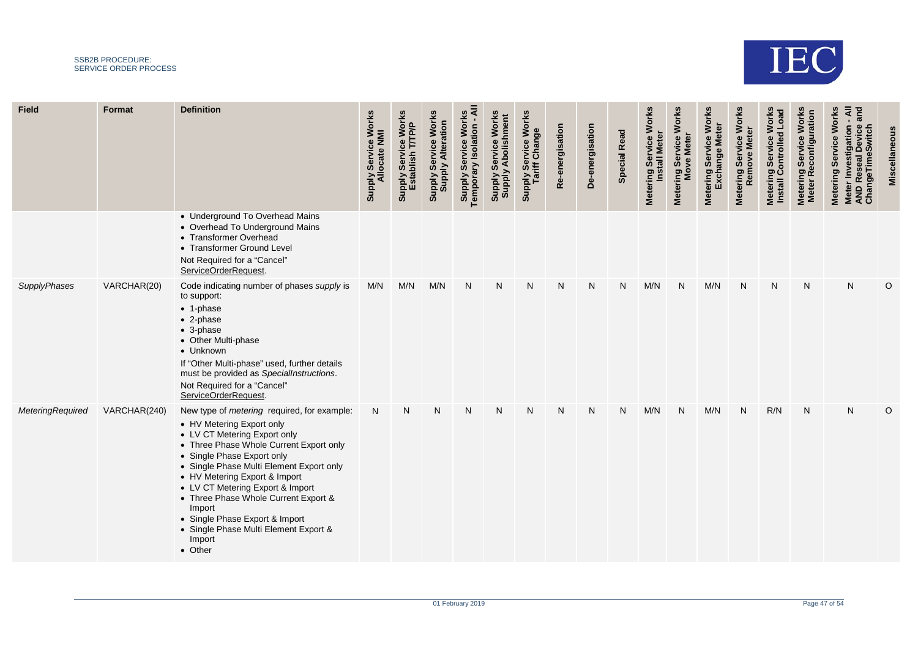| Field | Format | Definition | Supply Service Works Allocate NMI | Supply Service Works Establish T/T/P/P | Supply Service Works Supply Alteration | Supply Service Works Temporary Isolation - All | Supply Service Works Supply Abolishment | Supply Service Works Tariff Change | Re-energisation | De-energisation | Special Read | Metering Service Works Install Meter | Metering Service Works Move Meter | Metering Service Works Exchange Meter | Metering Service Works Remove Meter | Metering Service Works Install Controlled Load | Metering Service Works Meter Reconfiguration | Metering Service Works Meter Investigation - All AND Reseal Device and ChangeTimeSwitch | Miscellaneous |
|---|---|---|---|---|---|---|---|---|---|---|---|---|---|---|---|---|---|---|---|
| | | • Underground To Overhead Mains<br>• Overhead To Underground Mains<br>• Transformer Overhead<br>• Transformer Ground Level<br>Not Required for a "Cancel" ServiceOrderRequest. | | | | | | | | | | | | | | | | | |
| *SupplyPhases* | VARCHAR(20) | Code indicating number of phases *supply* is to support:<br>• 1-phase<br>• 2-phase<br>• 3-phase<br>• Other Multi-phase<br>• Unknown<br>If "Other Multi-phase" used, further details must be provided as *SpecialInstructions*.<br>Not Required for a "Cancel" ServiceOrderRequest. | M/N | M/N | M/N | N | N | N | N | N | N | M/N | N | M/N | N | N | N | N | O |
| *MeteringRequired* | VARCHAR(240) | New type of *metering* required, for example:<br>• HV Metering Export only<br>• LV CT Metering Export only<br>• Three Phase Whole Current Export only<br>• Single Phase Export only<br>• Single Phase Multi Element Export only<br>• HV Metering Export & Import<br>• LV CT Metering Export & Import<br>• Three Phase Whole Current Export & Import<br>• Single Phase Export & Import<br>• Single Phase Multi Element Export & Import<br>• Other | N | N | N | N | N | N | N | N | N | M/N | N | M/N | N | R/N | N | N | O |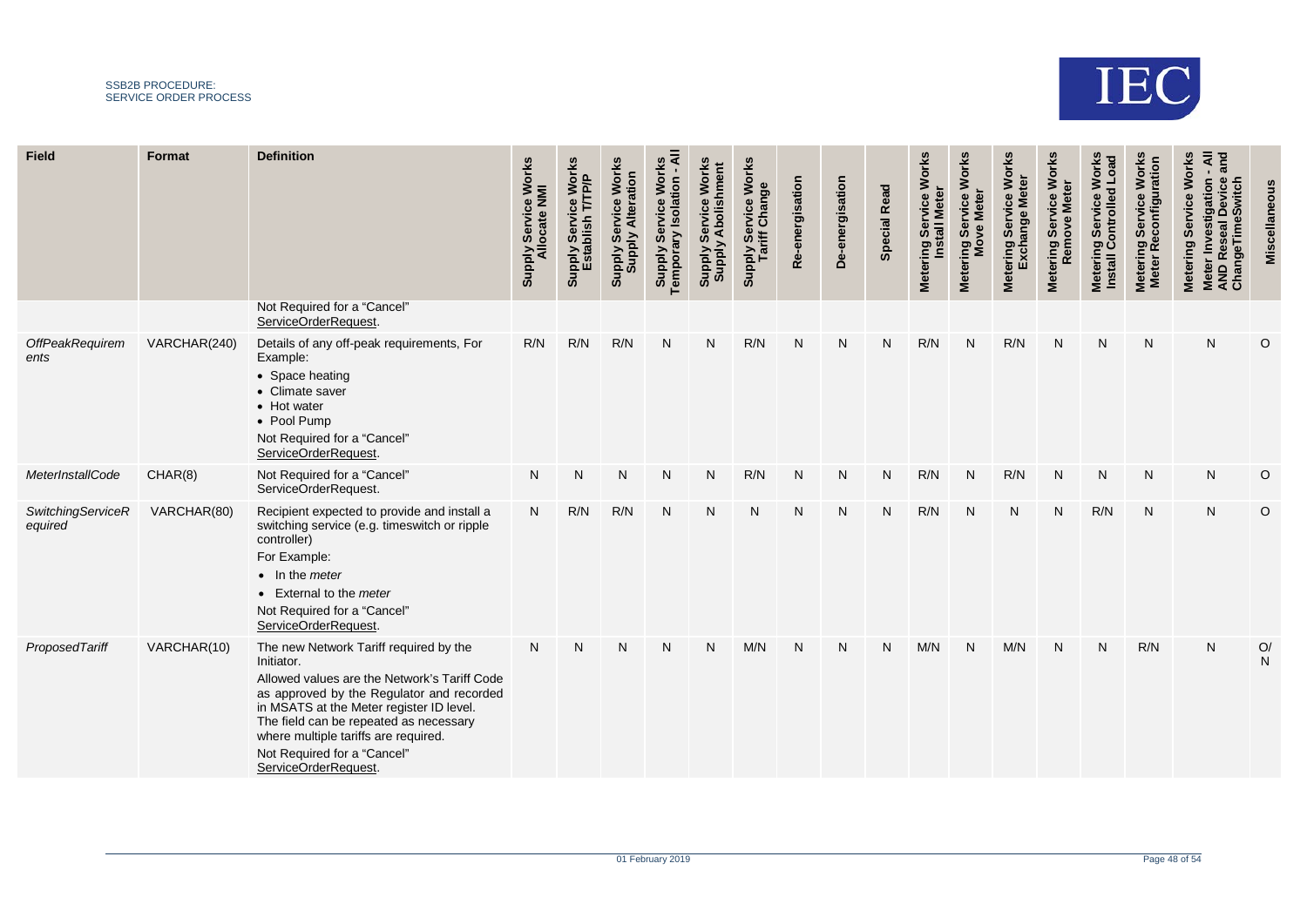| Field | Format | Definition | Supply Service Works Allocate NMI | Supply Service Works Establish T/TP/P | Supply Service Works Supply Alteration | Supply Service Works Temporary Isolation - All | Supply Service Works Supply Abolishment | Supply Service Works Tariff Change | Re-energisation | De-energisation | Special Read | Metering Service Works Install Meter | Metering Service Works Move Meter | Metering Service Works Exchange Meter | Metering Service Works Remove Meter | Metering Service Works Install Controlled Load | Metering Service Works Meter Reconfiguration | Metering Service Works Meter Investigation - All AND Reseal Device and ChangeTimeSwitch | Miscellaneous |
|---|---|---|---|---|---|---|---|---|---|---|---|---|---|---|---|---|---|---|---|
| | | Not Required for a "Cancel" ServiceOrderRequest. | | | | | | | | | | | | | | | | | |
| *OffPeakRequirements* | VARCHAR(240) | Details of any off-peak requirements, For Example:<br>• Space heating<br>• Climate saver<br>• Hot water<br>• Pool Pump<br>Not Required for a "Cancel" ServiceOrderRequest. | R/N | R/N | R/N | N | N | R/N | N | N | N | R/N | N | R/N | N | N | N | N | O |
| *MeterInstallCode* | CHAR(8) | Not Required for a "Cancel" ServiceOrderRequest. | N | N | N | N | N | R/N | N | N | N | R/N | N | R/N | N | N | N | N | O |
| *SwitchingServiceRequired* | VARCHAR(80) | Recipient expected to provide and install a switching service (e.g. timeswitch or ripple controller)<br>For Example:<br>• In the *meter*<br>• External to the *meter*<br>Not Required for a "Cancel" ServiceOrderRequest. | N | R/N | R/N | N | N | N | N | N | N | R/N | N | N | N | R/N | N | N | O |
| *ProposedTariff* | VARCHAR(10) | The new Network Tariff required by the Initiator.<br>Allowed values are the Network's Tariff Code as approved by the Regulator and recorded in MSATS at the Meter register ID level. The field can be repeated as necessary where multiple tariffs are required.<br>Not Required for a "Cancel" ServiceOrderRequest. | N | N | N | N | N | M/N | N | N | N | M/N | N | M/N | N | N | R/N | N | O/N |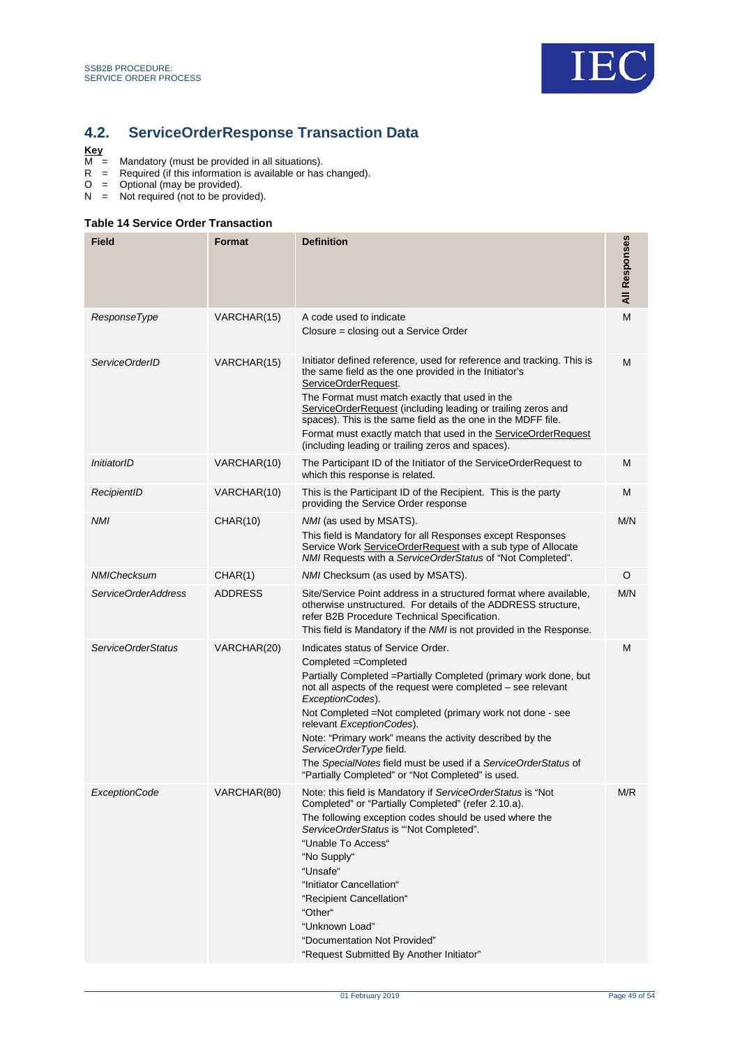## 4.2. ServiceOrderResponse Transaction Data

**Key**

M = Mandatory (must be provided in all situations).
R = Required (if this information is available or has changed).
O = Optional (may be provided).
N = Not required (not to be provided).

**Table 14 Service Order Transaction**

| Field | Format | Definition | All Responses |
|---|---|---|---|
| *ResponseType* | VARCHAR(15) | A code used to indicate<br>Closure = closing out a Service Order | M |
| *ServiceOrderID* | VARCHAR(15) | Initiator defined reference, used for reference and tracking. This is the same field as the one provided in the Initiator's ServiceOrderRequest.<br>The Format must match exactly that used in the ServiceOrderRequest (including leading or trailing zeros and spaces). This is the same field as the one in the MDFF file.<br>Format must exactly match that used in the ServiceOrderRequest (including leading or trailing zeros and spaces). | M |
| *InitiatorID* | VARCHAR(10) | The Participant ID of the Initiator of the ServiceOrderRequest to which this response is related. | M |
| *RecipientID* | VARCHAR(10) | This is the Participant ID of the Recipient. This is the party providing the Service Order response | M |
| *NMI* | CHAR(10) | *NMI* (as used by MSATS).<br>This field is Mandatory for all Responses except Responses Service Work ServiceOrderRequest with a sub type of Allocate *NMI* Requests with a *ServiceOrderStatus* of "Not Completed". | M/N |
| *NMIChecksum* | CHAR(1) | *NMI* Checksum (as used by MSATS). | O |
| *ServiceOrderAddress* | ADDRESS | Site/Service Point address in a structured format where available, otherwise unstructured. For details of the ADDRESS structure, refer B2B Procedure Technical Specification.<br>This field is Mandatory if the *NMI* is not provided in the Response. | M/N |
| *ServiceOrderStatus* | VARCHAR(20) | Indicates status of Service Order.<br>Completed =Completed<br>Partially Completed =Partially Completed (primary work done, but not all aspects of the request were completed – see relevant *ExceptionCodes*).<br>Not Completed =Not completed (primary work not done - see relevant *ExceptionCodes*).<br>Note: "Primary work" means the activity described by the *ServiceOrderType* field.<br>The *SpecialNotes* field must be used if a *ServiceOrderStatus* of "Partially Completed" or "Not Completed" is used. | M |
| *ExceptionCode* | VARCHAR(80) | Note: this field is Mandatory if *ServiceOrderStatus* is "Not Completed" or "Partially Completed" (refer 2.10.a).<br>The following exception codes should be used where the *ServiceOrderStatus* is ""Not Completed".<br>"Unable To Access"<br>"No Supply"<br>"Unsafe"<br>"Initiator Cancellation"<br>"Recipient Cancellation"<br>"Other"<br>"Unknown Load"<br>"Documentation Not Provided"<br>"Request Submitted By Another Initiator" | M/R |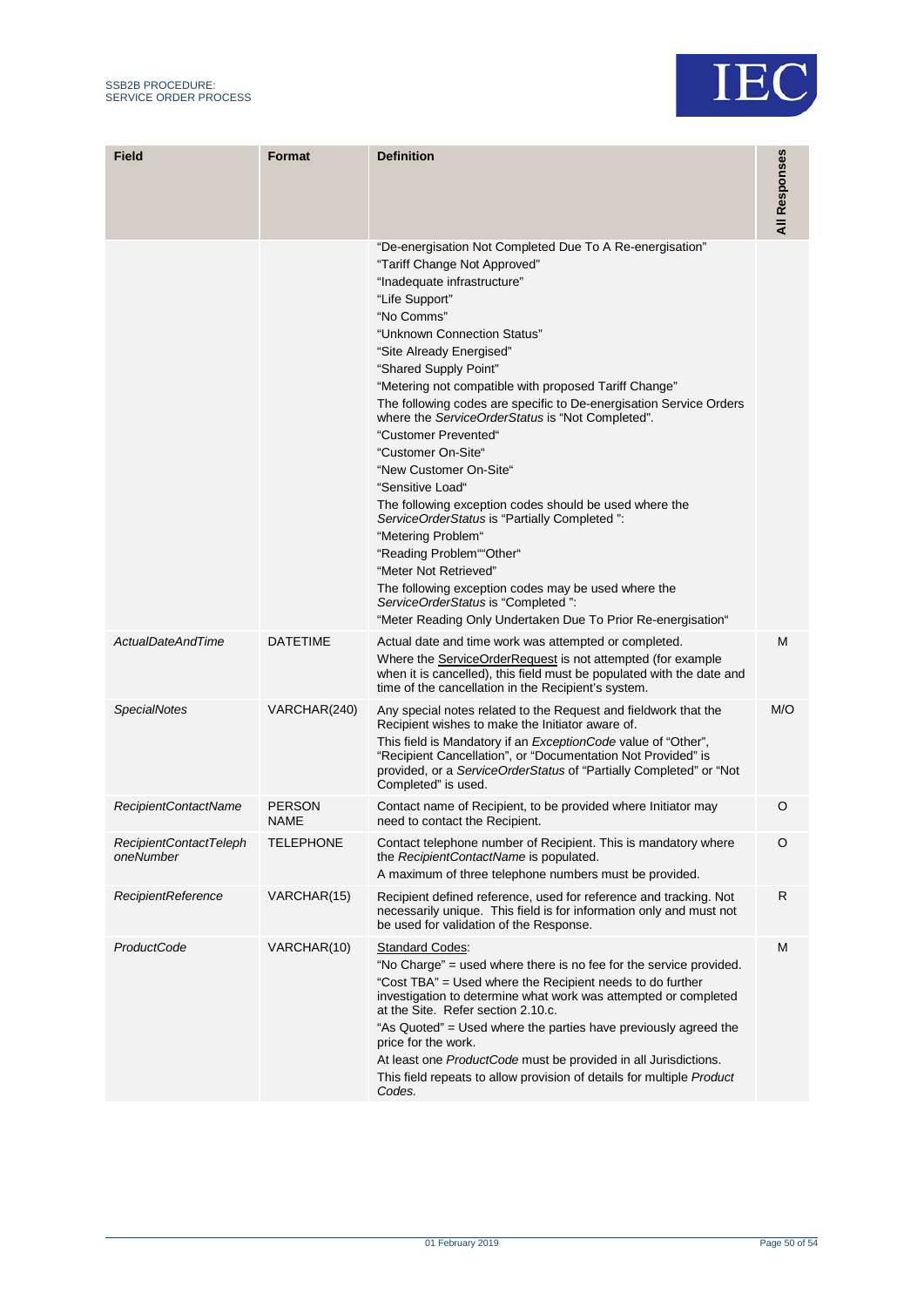| Field | Format | Definition | All Responses |
| --- | --- | --- | --- |
| | | "De-energisation Not Completed Due To A Re-energisation"<br>"Tariff Change Not Approved"<br>"Inadequate infrastructure"<br>"Life Support"<br>"No Comms"<br>"Unknown Connection Status"<br>"Site Already Energised"<br>"Shared Supply Point"<br>"Metering not compatible with proposed Tariff Change"<br>The following codes are specific to De-energisation Service Orders where the *ServiceOrderStatus* is "Not Completed".<br>"Customer Prevented"<br>"Customer On-Site"<br>"New Customer On-Site"<br>"Sensitive Load"<br>The following exception codes should be used where the *ServiceOrderStatus* is "Partially Completed ":<br>"Metering Problem"<br>"Reading Problem""Other"<br>"Meter Not Retrieved"<br>The following exception codes may be used where the *ServiceOrderStatus* is "Completed ":<br>"Meter Reading Only Undertaken Due To Prior Re-energisation" | |
| *ActualDateAndTime* | DATETIME | Actual date and time work was attempted or completed.<br>Where the ServiceOrderRequest is not attempted (for example when it is cancelled), this field must be populated with the date and time of the cancellation in the Recipient's system. | M |
| *SpecialNotes* | VARCHAR(240) | Any special notes related to the Request and fieldwork that the Recipient wishes to make the Initiator aware of.<br>This field is Mandatory if an *ExceptionCode* value of "Other", "Recipient Cancellation", or "Documentation Not Provided" is provided, or a *ServiceOrderStatus* of "Partially Completed" or "Not Completed" is used. | M/O |
| *RecipientContactName* | PERSON NAME | Contact name of Recipient, to be provided where Initiator may need to contact the Recipient. | O |
| *RecipientContactTelephoneNumber* | TELEPHONE | Contact telephone number of Recipient. This is mandatory where the *RecipientContactName* is populated.<br>A maximum of three telephone numbers must be provided. | O |
| *RecipientReference* | VARCHAR(15) | Recipient defined reference, used for reference and tracking. Not necessarily unique. This field is for information only and must not be used for validation of the Response. | R |
| *ProductCode* | VARCHAR(10) | Standard Codes:<br>"No Charge" = used where there is no fee for the service provided.<br>"Cost TBA" = Used where the Recipient needs to do further investigation to determine what work was attempted or completed at the Site. Refer section 2.10.c.<br>"As Quoted" = Used where the parties have previously agreed the price for the work.<br>At least one *ProductCode* must be provided in all Jurisdictions.<br>This field repeats to allow provision of details for multiple *Product Codes.* | M |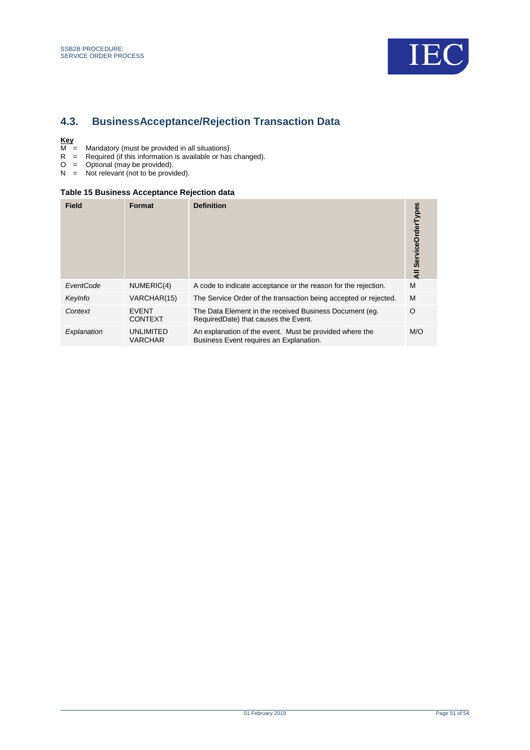## 4.3. BusinessAcceptance/Rejection Transaction Data

**Key**

M = Mandatory (must be provided in all situations).
R = Required (if this information is available or has changed).
O = Optional (may be provided).
N = Not relevant (not to be provided).

**Table 15 Business Acceptance Rejection data**

| Field | Format | Definition | All ServiceOrderTypes |
|---|---|---|---|
| *EventCode* | NUMERIC(4) | A code to indicate acceptance or the reason for the rejection. | M |
| *KeyInfo* | VARCHAR(15) | The Service Order of the transaction being accepted or rejected. | M |
| *Context* | EVENT CONTEXT | The Data Element in the received Business Document (eg. RequiredDate) that causes the Event. | O |
| *Explanation* | UNLIMITED VARCHAR | An explanation of the event. Must be provided where the Business Event requires an Explanation. | M/O |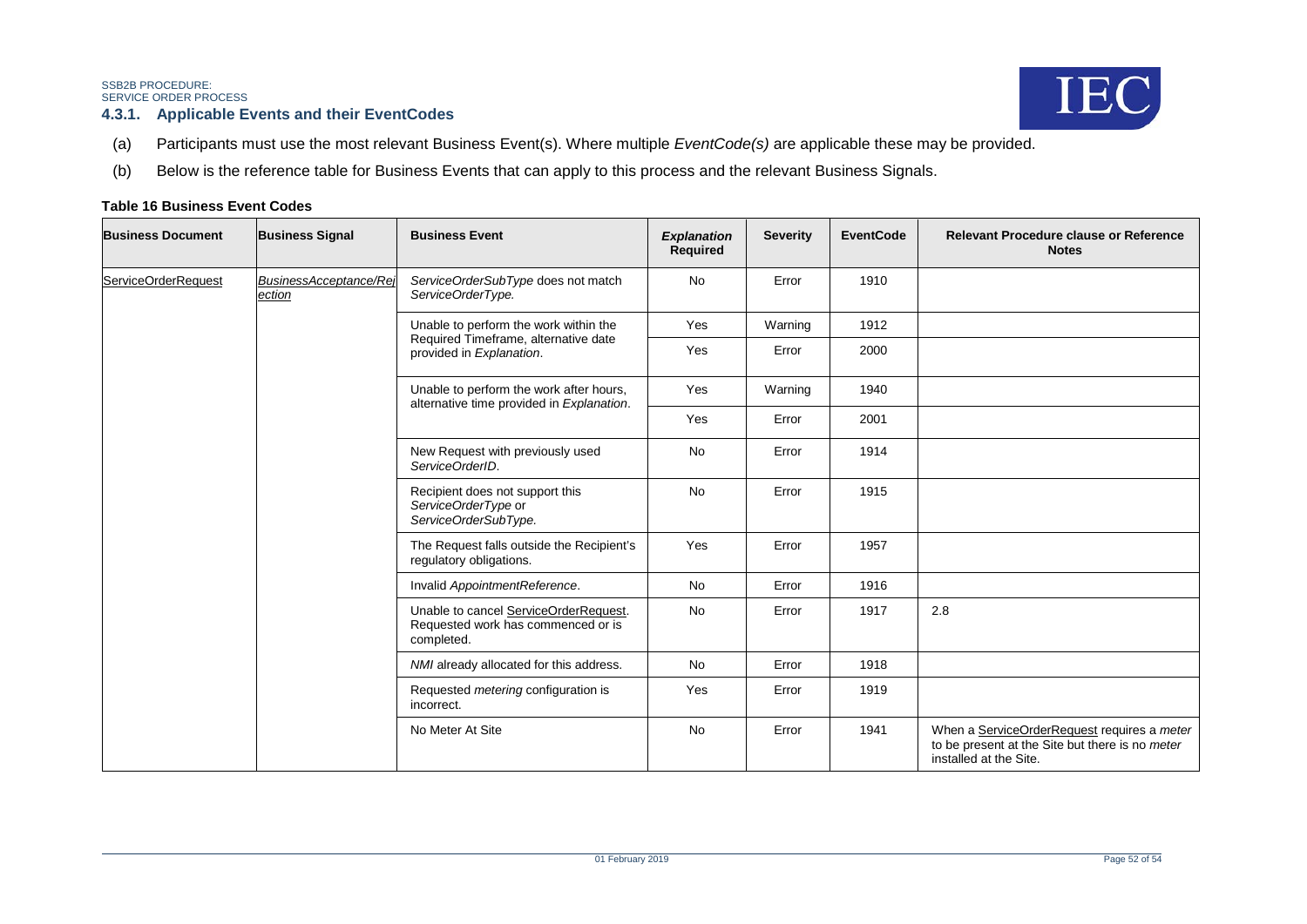### 4.3.1. Applicable Events and their EventCodes

(a) Participants must use the most relevant Business Event(s). Where multiple *EventCode(s)* are applicable these may be provided.

(b) Below is the reference table for Business Events that can apply to this process and the relevant Business Signals.

**Table 16 Business Event Codes**

| Business Document | Business Signal | Business Event | *Explanation* Required | Severity | EventCode | Relevant Procedure clause or Reference Notes |
|---|---|---|---|---|---|---|
| ServiceOrderRequest | *BusinessAcceptance/Rejection* | *ServiceOrderSubType* does not match *ServiceOrderType.* | No | Error | 1910 | |
| | | Unable to perform the work within the Required Timeframe, alternative date provided in *Explanation*. | Yes | Warning | 1912 | |
| | | | Yes | Error | 2000 | |
| | | Unable to perform the work after hours, alternative time provided in *Explanation*. | Yes | Warning | 1940 | |
| | | | Yes | Error | 2001 | |
| | | New Request with previously used *ServiceOrderID*. | No | Error | 1914 | |
| | | Recipient does not support this *ServiceOrderType* or *ServiceOrderSubType.* | No | Error | 1915 | |
| | | The Request falls outside the Recipient's regulatory obligations. | Yes | Error | 1957 | |
| | | Invalid *AppointmentReference*. | No | Error | 1916 | |
| | | Unable to cancel ServiceOrderRequest. Requested work has commenced or is completed. | No | Error | 1917 | 2.8 |
| | | *NMI* already allocated for this address. | No | Error | 1918 | |
| | | Requested *metering* configuration is incorrect. | Yes | Error | 1919 | |
| | | No Meter At Site | No | Error | 1941 | When a ServiceOrderRequest requires a *meter* to be present at the Site but there is no *meter* installed at the Site. |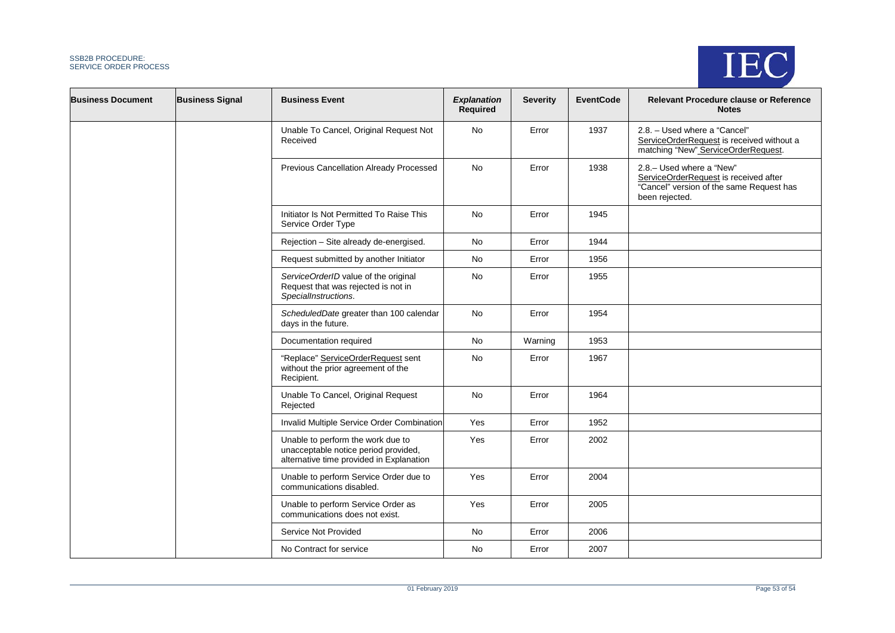| Business Document | Business Signal | Business Event | *Explanation* Required | Severity | EventCode | Relevant Procedure clause or Reference Notes |
|---|---|---|---|---|---|---|
| | | Unable To Cancel, Original Request Not Received | No | Error | 1937 | 2.8. – Used where a "Cancel" ServiceOrderRequest is received without a matching "New" ServiceOrderRequest. |
| | | Previous Cancellation Already Processed | No | Error | 1938 | 2.8.– Used where a "New" ServiceOrderRequest is received after "Cancel" version of the same Request has been rejected. |
| | | Initiator Is Not Permitted To Raise This Service Order Type | No | Error | 1945 | |
| | | Rejection – Site already de-energised. | No | Error | 1944 | |
| | | Request submitted by another Initiator | No | Error | 1956 | |
| | | *ServiceOrderID* value of the original Request that was rejected is not in *SpecialInstructions*. | No | Error | 1955 | |
| | | *ScheduledDate* greater than 100 calendar days in the future. | No | Error | 1954 | |
| | | Documentation required | No | Warning | 1953 | |
| | | "Replace" ServiceOrderRequest sent without the prior agreement of the Recipient. | No | Error | 1967 | |
| | | Unable To Cancel, Original Request Rejected | No | Error | 1964 | |
| | | Invalid Multiple Service Order Combination | Yes | Error | 1952 | |
| | | Unable to perform the work due to unacceptable notice period provided, alternative time provided in Explanation | Yes | Error | 2002 | |
| | | Unable to perform Service Order due to communications disabled. | Yes | Error | 2004 | |
| | | Unable to perform Service Order as communications does not exist. | Yes | Error | 2005 | |
| | | Service Not Provided | No | Error | 2006 | |
| | | No Contract for service | No | Error | 2007 | |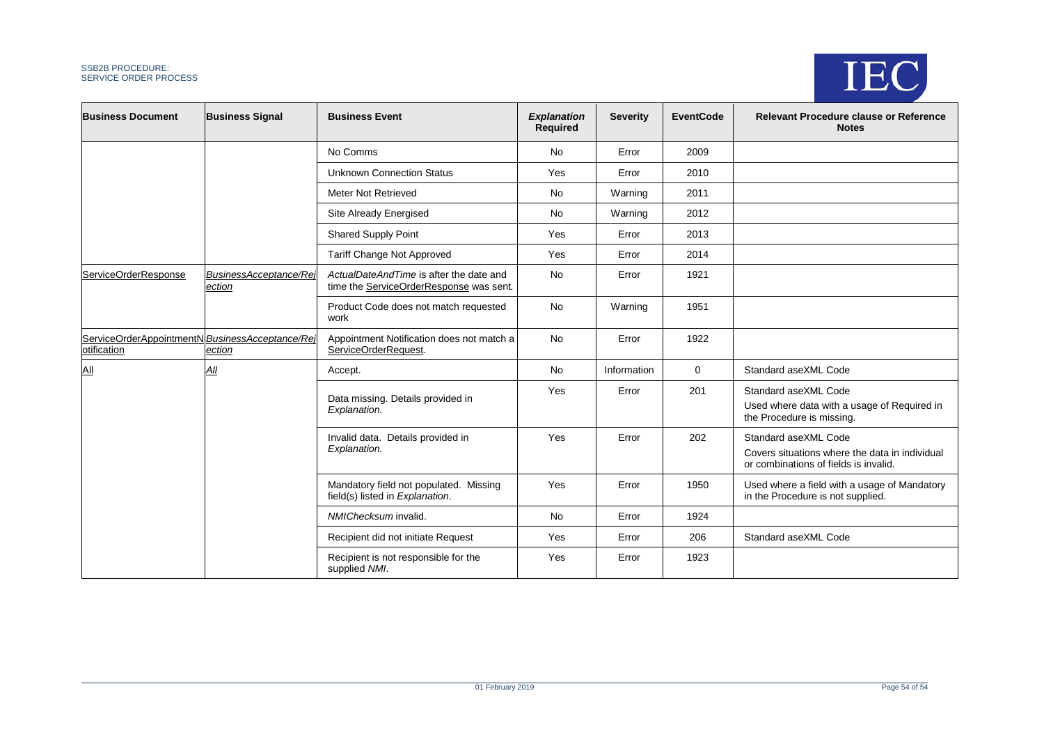| Business Document | Business Signal | Business Event | *Explanation* Required | Severity | EventCode | Relevant Procedure clause or Reference Notes |
|---|---|---|---|---|---|---|
| | | No Comms | No | Error | 2009 | |
| | | Unknown Connection Status | Yes | Error | 2010 | |
| | | Meter Not Retrieved | No | Warning | 2011 | |
| | | Site Already Energised | No | Warning | 2012 | |
| | | Shared Supply Point | Yes | Error | 2013 | |
| | | Tariff Change Not Approved | Yes | Error | 2014 | |
| ServiceOrderResponse | *BusinessAcceptance/Rejection* | *ActualDateAndTime* is after the date and time the ServiceOrderResponse was sent. | No | Error | 1921 | |
| | | Product Code does not match requested work | No | Warning | 1951 | |
| ServiceOrderAppointmentNotification | *BusinessAcceptance/Rejection* | Appointment Notification does not match a ServiceOrderRequest. | No | Error | 1922 | |
| All | *All* | Accept. | No | Information | 0 | Standard aseXML Code |
| | | Data missing. Details provided in *Explanation.* | Yes | Error | 201 | Standard aseXML Code<br>Used where data with a usage of Required in the Procedure is missing. |
| | | Invalid data. Details provided in *Explanation.* | Yes | Error | 202 | Standard aseXML Code<br>Covers situations where the data in individual or combinations of fields is invalid. |
| | | Mandatory field not populated. Missing field(s) listed in *Explanation*. | Yes | Error | 1950 | Used where a field with a usage of Mandatory in the Procedure is not supplied. |
| | | *NMIChecksum* invalid. | No | Error | 1924 | |
| | | Recipient did not initiate Request | Yes | Error | 206 | Standard aseXML Code |
| | | Recipient is not responsible for the supplied *NMI*. | Yes | Error | 1923 | |